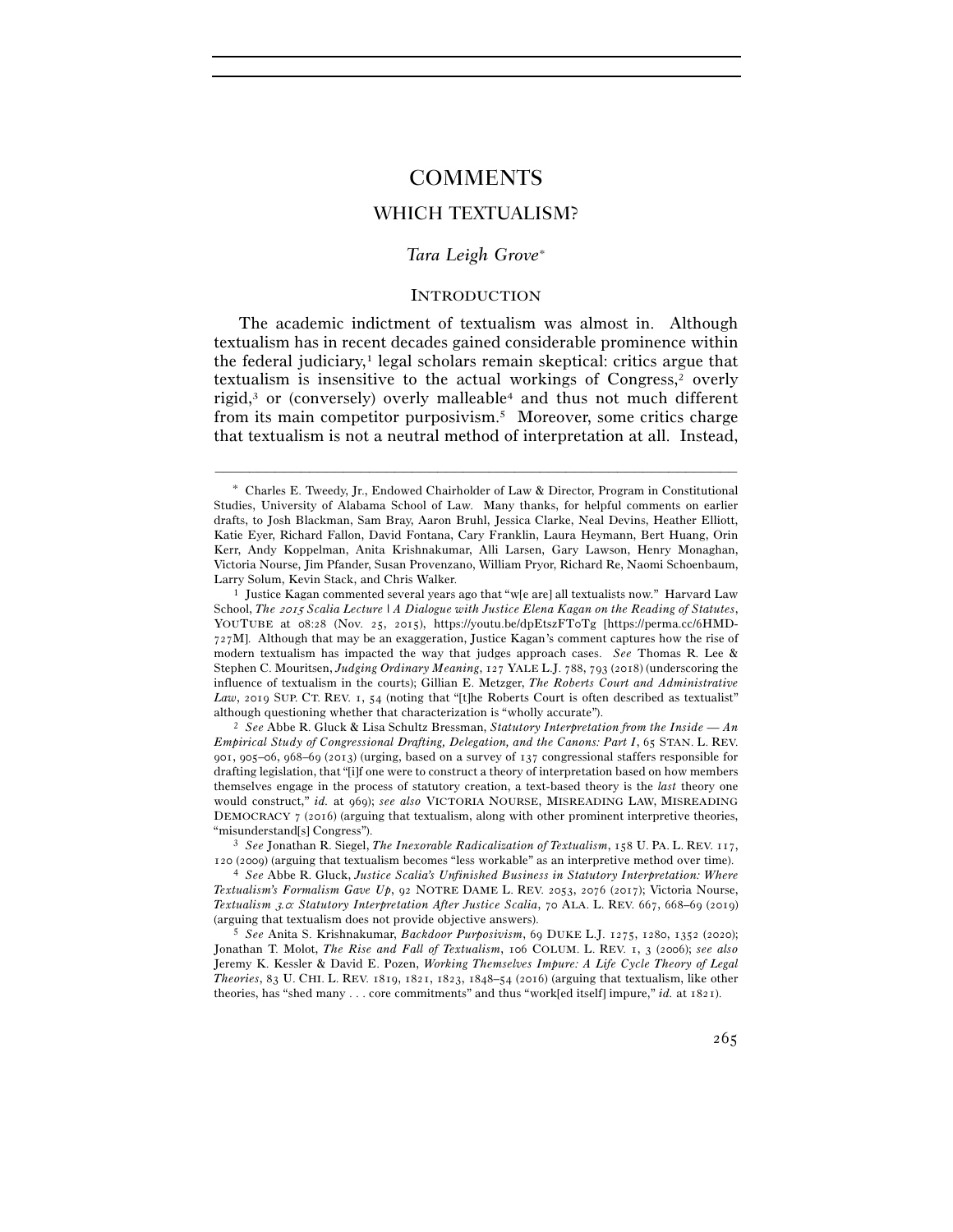# COMMENTS

## WHICH TEXTUALISM?

*Tara Leigh Grove*[*]

### INTRODUCTION

The academic indictment of textualism was almost in. Although textualism has in recent decades gained considerable prominence within the federal judiciary,[1] legal scholars remain skeptical: critics argue that textualism is insensitive to the actual workings of Congress,[2] overly rigid,[3] or (conversely) overly malleable[4] and thus not much different from its main competitor purposivism.[5] Moreover, some critics charge that textualism is not a neutral method of interpretation at all. Instead,

---

[*] Charles E. Tweedy, Jr., Endowed Chairholder of Law & Director, Program in Constitutional Studies, University of Alabama School of Law. Many thanks, for helpful comments on earlier drafts, to Josh Blackman, Sam Bray, Aaron Bruhl, Jessica Clarke, Neal Devins, Heather Elliott, Katie Eyer, Richard Fallon, David Fontana, Cary Franklin, Laura Heymann, Bert Huang, Orin Kerr, Andy Koppelman, Anita Krishnakumar, Alli Larsen, Gary Lawson, Henry Monaghan, Victoria Nourse, Jim Pfander, Susan Provenzano, William Pryor, Richard Re, Naomi Schoenbaum, Larry Solum, Kevin Stack, and Chris Walker.

[1] Justice Kagan commented several years ago that "w[e are] all textualists now." Harvard Law School, *The 2015 Scalia Lecture | A Dialogue with Justice Elena Kagan on the Reading of Statutes*, YOUTUBE at 08:28 (Nov. 25, 2015), https://youtu.be/dpEtszFT0Tg [https://perma.cc/6HMD-727M]. Although that may be an exaggeration, Justice Kagan's comment captures how the rise of modern textualism has impacted the way that judges approach cases. *See* Thomas R. Lee & Stephen C. Mouritsen, *Judging Ordinary Meaning*, 127 YALE L.J. 788, 793 (2018) (underscoring the influence of textualism in the courts); Gillian E. Metzger, *The Roberts Court and Administrative Law*, 2019 SUP. CT. REV. 1, 54 (noting that "[t]he Roberts Court is often described as textualist" although questioning whether that characterization is "wholly accurate").

[2] *See* Abbe R. Gluck & Lisa Schultz Bressman, *Statutory Interpretation from the Inside — An Empirical Study of Congressional Drafting, Delegation, and the Canons: Part I*, 65 STAN. L. REV. 901, 905–06, 968–69 (2013) (urging, based on a survey of 137 congressional staffers responsible for drafting legislation, that "[i]f one were to construct a theory of interpretation based on how members themselves engage in the process of statutory creation, a text-based theory is the *last* theory one would construct," *id.* at 969); *see also* VICTORIA NOURSE, MISREADING LAW, MISREADING DEMOCRACY 7 (2016) (arguing that textualism, along with other prominent interpretive theories, "misunderstand[s] Congress").

[3] *See* Jonathan R. Siegel, *The Inexorable Radicalization of Textualism*, 158 U. PA. L. REV. 117, 120 (2009) (arguing that textualism becomes "less workable" as an interpretive method over time).

[4] *See* Abbe R. Gluck, *Justice Scalia's Unfinished Business in Statutory Interpretation: Where Textualism's Formalism Gave Up*, 92 NOTRE DAME L. REV. 2053, 2076 (2017); Victoria Nourse, *Textualism 3.0: Statutory Interpretation After Justice Scalia*, 70 ALA. L. REV. 667, 668–69 (2019) (arguing that textualism does not provide objective answers).

[5] *See* Anita S. Krishnakumar, *Backdoor Purposivism*, 69 DUKE L.J. 1275, 1280, 1352 (2020); Jonathan T. Molot, *The Rise and Fall of Textualism*, 106 COLUM. L. REV. 1, 3 (2006); *see also* Jeremy K. Kessler & David E. Pozen, *Working Themselves Impure: A Life Cycle Theory of Legal Theories*, 83 U. CHI. L. REV. 1819, 1821, 1823, 1848–54 (2016) (arguing that textualism, like other theories, has "shed many . . . core commitments" and thus "work[ed itself] impure," *id.* at 1821).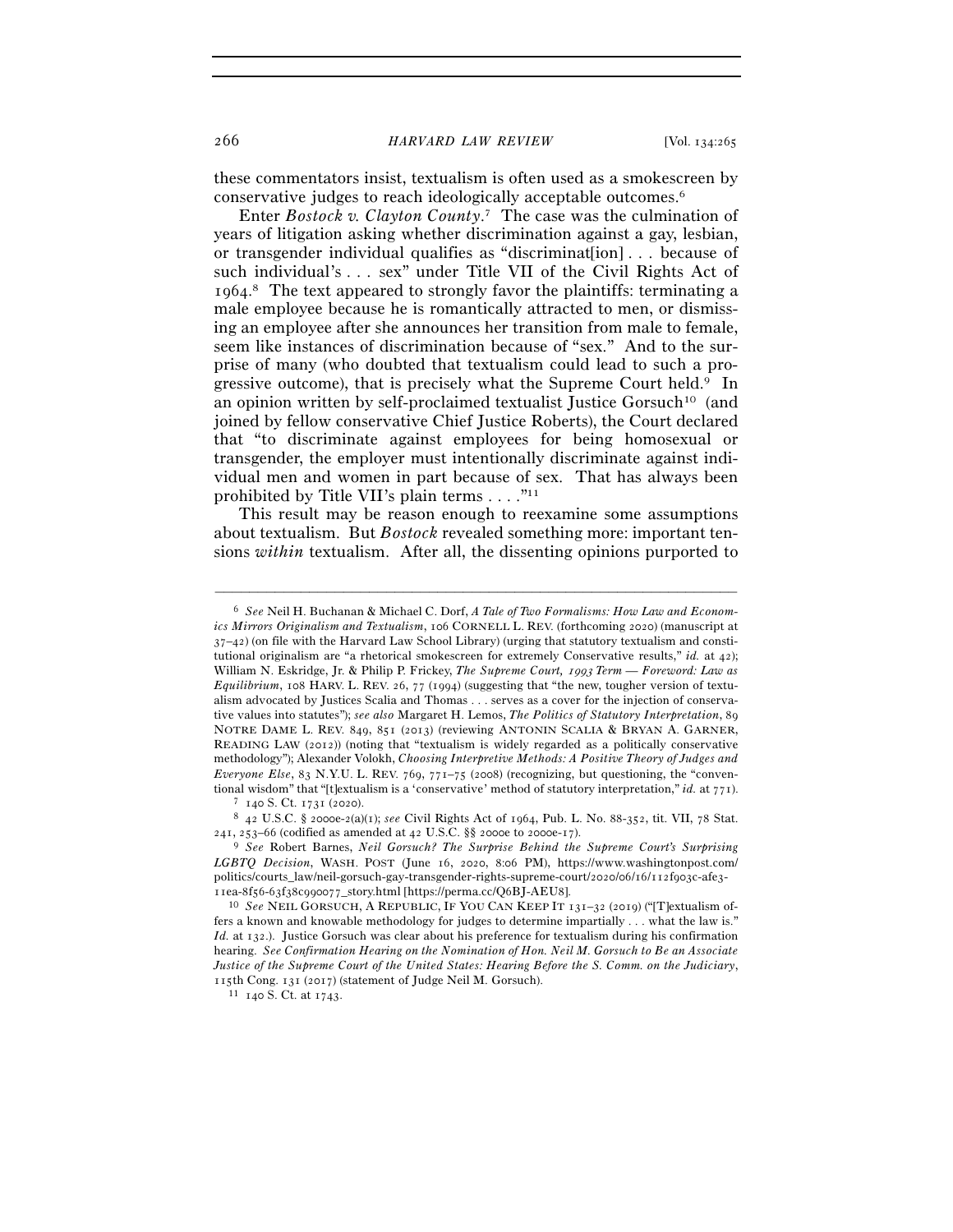these commentators insist, textualism is often used as a smokescreen by conservative judges to reach ideologically acceptable outcomes.[6]

Enter *Bostock v. Clayton County*.[7] The case was the culmination of years of litigation asking whether discrimination against a gay, lesbian, or transgender individual qualifies as "discriminat[ion] . . . because of such individual's . . . sex" under Title VII of the Civil Rights Act of 1964.[8] The text appeared to strongly favor the plaintiffs: terminating a male employee because he is romantically attracted to men, or dismissing an employee after she announces her transition from male to female, seem like instances of discrimination because of "sex." And to the surprise of many (who doubted that textualism could lead to such a progressive outcome), that is precisely what the Supreme Court held.[9] In an opinion written by self-proclaimed textualist Justice Gorsuch[10] (and joined by fellow conservative Chief Justice Roberts), the Court declared that "to discriminate against employees for being homosexual or transgender, the employer must intentionally discriminate against individual men and women in part because of sex. That has always been prohibited by Title VII's plain terms . . . ."[11]

This result may be reason enough to reexamine some assumptions about textualism. But *Bostock* revealed something more: important tensions *within* textualism. After all, the dissenting opinions purported to

---

[6] *See* Neil H. Buchanan & Michael C. Dorf, *A Tale of Two Formalisms: How Law and Economics Mirrors Originalism and Textualism*, 106 CORNELL L. REV. (forthcoming 2020) (manuscript at 37–42) (on file with the Harvard Law School Library) (urging that statutory textualism and constitutional originalism are "a rhetorical smokescreen for extremely Conservative results," *id.* at 42); William N. Eskridge, Jr. & Philip P. Frickey, *The Supreme Court, 1993 Term — Foreword: Law as Equilibrium*, 108 HARV. L. REV. 26, 77 (1994) (suggesting that "the new, tougher version of textualism advocated by Justices Scalia and Thomas . . . serves as a cover for the injection of conservative values into statutes"); *see also* Margaret H. Lemos, *The Politics of Statutory Interpretation*, 89 NOTRE DAME L. REV. 849, 851 (2013) (reviewing ANTONIN SCALIA & BRYAN A. GARNER, READING LAW (2012)) (noting that "textualism is widely regarded as a politically conservative methodology"); Alexander Volokh, *Choosing Interpretive Methods: A Positive Theory of Judges and Everyone Else*, 83 N.Y.U. L. REV. 769, 771–75 (2008) (recognizing, but questioning, the "conventional wisdom" that "[t]extualism is a 'conservative' method of statutory interpretation," *id.* at 771).

[7] 140 S. Ct. 1731 (2020).

[8] 42 U.S.C. § 2000e-2(a)(1); *see* Civil Rights Act of 1964, Pub. L. No. 88-352, tit. VII, 78 Stat. 241, 253–66 (codified as amended at 42 U.S.C. §§ 2000e to 2000e-17).

[9] *See* Robert Barnes, *Neil Gorsuch? The Surprise Behind the Supreme Court's Surprising LGBTQ Decision*, WASH. POST (June 16, 2020, 8:06 PM), https://www.washingtonpost.com/politics/courts_law/neil-gorsuch-gay-transgender-rights-supreme-court/2020/06/16/112f903c-afe3-11ea-8f56-63f38c990077_story.html [https://perma.cc/Q6BJ-AEU8].

[10] *See* NEIL GORSUCH, A REPUBLIC, IF YOU CAN KEEP IT 131–32 (2019) ("[T]extualism offers a known and knowable methodology for judges to determine impartially . . . what the law is." *Id.* at 132.). Justice Gorsuch was clear about his preference for textualism during his confirmation hearing. *See Confirmation Hearing on the Nomination of Hon. Neil M. Gorsuch to Be an Associate Justice of the Supreme Court of the United States: Hearing Before the S. Comm. on the Judiciary*, 115th Cong. 131 (2017) (statement of Judge Neil M. Gorsuch).

[11] 140 S. Ct. at 1743.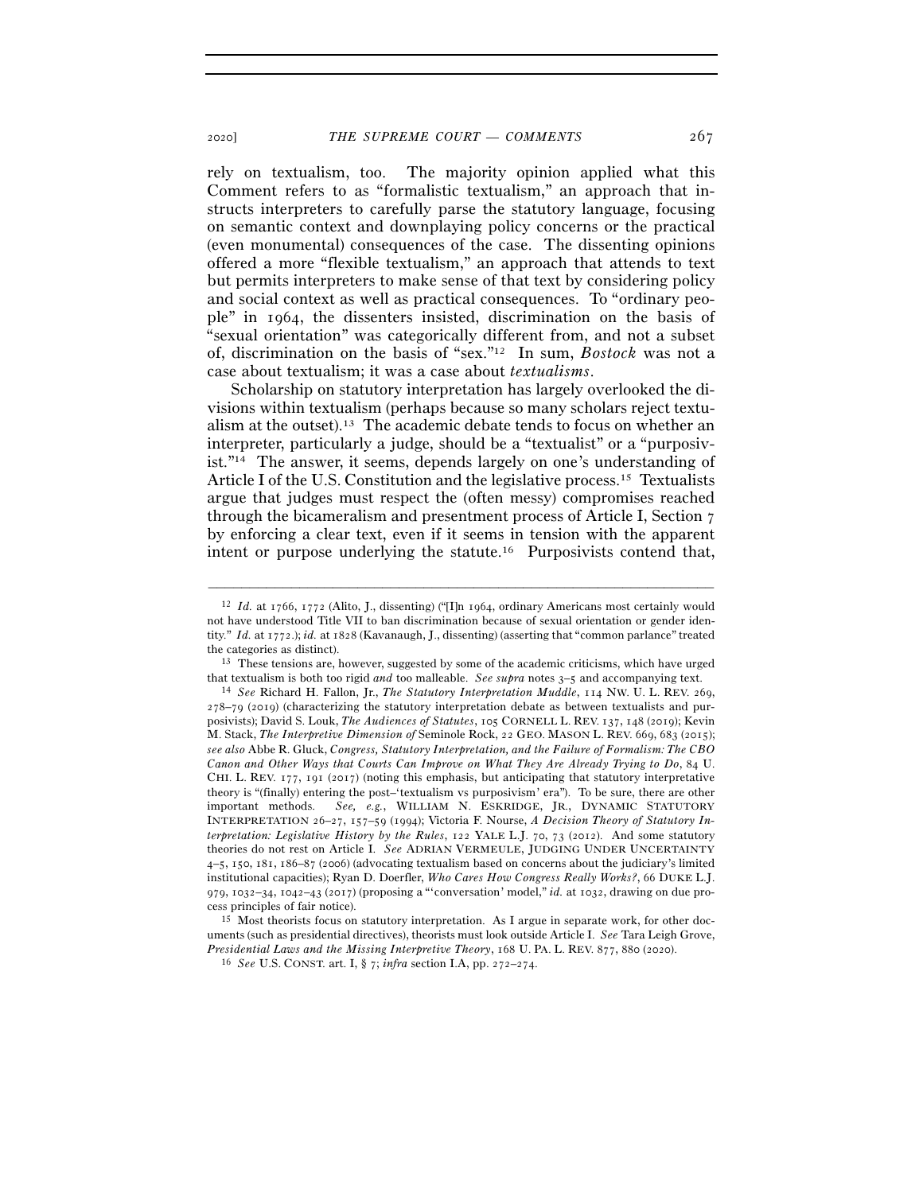rely on textualism, too. The majority opinion applied what this Comment refers to as "formalistic textualism," an approach that instructs interpreters to carefully parse the statutory language, focusing on semantic context and downplaying policy concerns or the practical (even monumental) consequences of the case. The dissenting opinions offered a more "flexible textualism," an approach that attends to text but permits interpreters to make sense of that text by considering policy and social context as well as practical consequences. To "ordinary people" in 1964, the dissenters insisted, discrimination on the basis of "sexual orientation" was categorically different from, and not a subset of, discrimination on the basis of "sex."[12] In sum, *Bostock* was not a case about textualism; it was a case about *textualisms*.

Scholarship on statutory interpretation has largely overlooked the divisions within textualism (perhaps because so many scholars reject textualism at the outset).[13] The academic debate tends to focus on whether an interpreter, particularly a judge, should be a "textualist" or a "purposivist."[14] The answer, it seems, depends largely on one's understanding of Article I of the U.S. Constitution and the legislative process.[15] Textualists argue that judges must respect the (often messy) compromises reached through the bicameralism and presentment process of Article I, Section 7 by enforcing a clear text, even if it seems in tension with the apparent intent or purpose underlying the statute.[16] Purposivists contend that,

---

[12] *Id.* at 1766, 1772 (Alito, J., dissenting) ("[I]n 1964, ordinary Americans most certainly would not have understood Title VII to ban discrimination because of sexual orientation or gender identity." *Id.* at 1772.); *id.* at 1828 (Kavanaugh, J., dissenting) (asserting that "common parlance" treated the categories as distinct).

[13] These tensions are, however, suggested by some of the academic criticisms, which have urged that textualism is both too rigid *and* too malleable. *See supra* notes 3–5 and accompanying text.

[14] *See* Richard H. Fallon, Jr., *The Statutory Interpretation Muddle*, 114 NW. U. L. REV. 269, 278–79 (2019) (characterizing the statutory interpretation debate as between textualists and purposivists); David S. Louk, *The Audiences of Statutes*, 105 CORNELL L. REV. 137, 148 (2019); Kevin M. Stack, *The Interpretive Dimension of* Seminole Rock, 22 GEO. MASON L. REV. 669, 683 (2015); *see also* Abbe R. Gluck, *Congress, Statutory Interpretation, and the Failure of Formalism: The CBO Canon and Other Ways that Courts Can Improve on What They Are Already Trying to Do*, 84 U. CHI. L. REV. 177, 191 (2017) (noting this emphasis, but anticipating that statutory interpretative theory is "(finally) entering the post–'textualism vs purposivism' era"). To be sure, there are other important methods. *See, e.g.*, WILLIAM N. ESKRIDGE, JR., DYNAMIC STATUTORY INTERPRETATION 26–27, 157–59 (1994); Victoria F. Nourse, *A Decision Theory of Statutory Interpretation: Legislative History by the Rules*, 122 YALE L.J. 70, 73 (2012). And some statutory theories do not rest on Article I. *See* ADRIAN VERMEULE, JUDGING UNDER UNCERTAINTY 4–5, 150, 181, 186–87 (2006) (advocating textualism based on concerns about the judiciary's limited institutional capacities); Ryan D. Doerfler, *Who Cares How Congress Really Works?*, 66 DUKE L.J. 979, 1032–34, 1042–43 (2017) (proposing a "'conversation' model," *id.* at 1032, drawing on due process principles of fair notice).

[15] Most theorists focus on statutory interpretation. As I argue in separate work, for other documents (such as presidential directives), theorists must look outside Article I. *See* Tara Leigh Grove, *Presidential Laws and the Missing Interpretive Theory*, 168 U. PA. L. REV. 877, 880 (2020).

[16] *See* U.S. CONST. art. I, § 7; *infra* section I.A, pp. 272–274.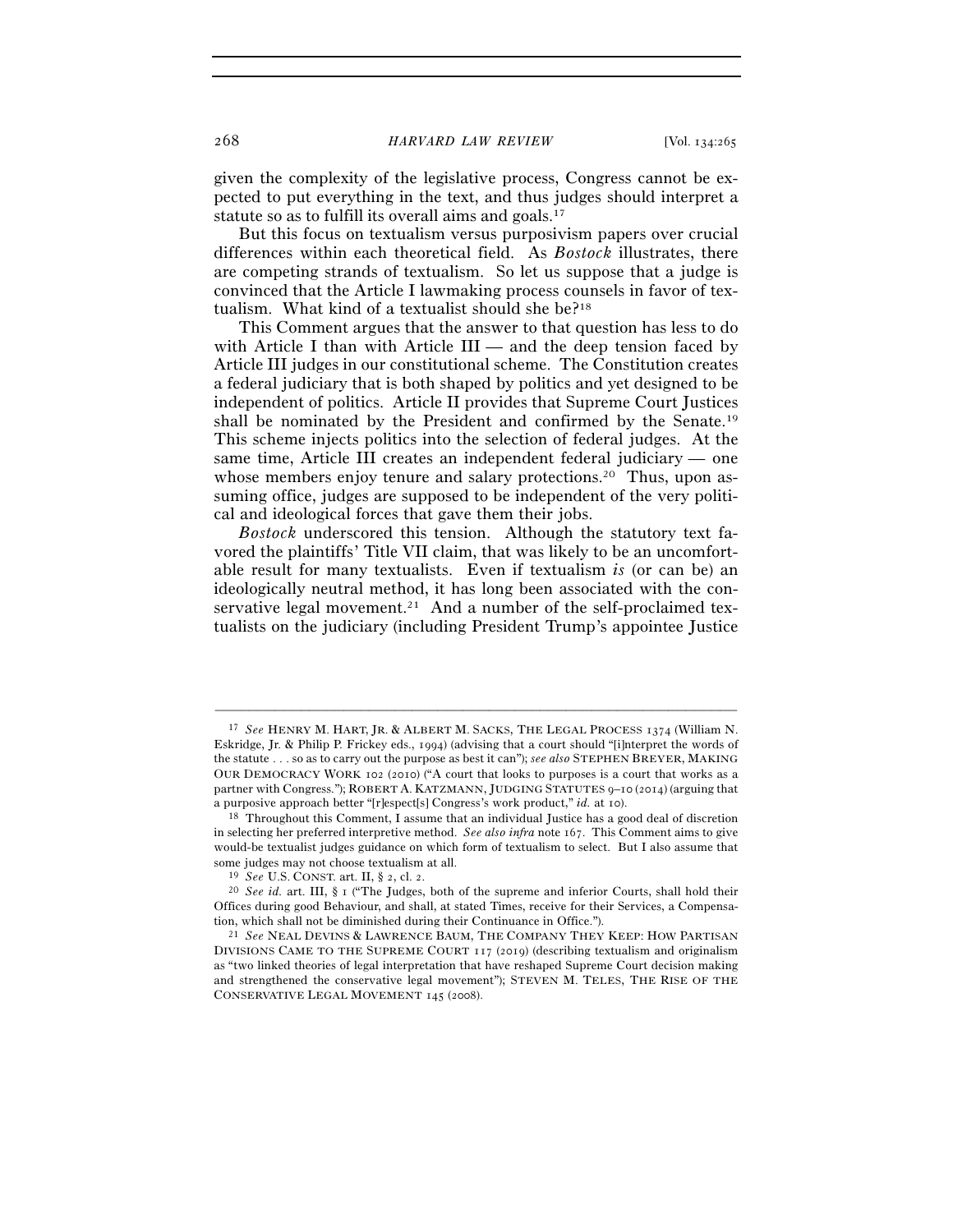given the complexity of the legislative process, Congress cannot be expected to put everything in the text, and thus judges should interpret a statute so as to fulfill its overall aims and goals.[17]

But this focus on textualism versus purposivism papers over crucial differences within each theoretical field. As *Bostock* illustrates, there are competing strands of textualism. So let us suppose that a judge is convinced that the Article I lawmaking process counsels in favor of textualism. What kind of a textualist should she be?[18]

This Comment argues that the answer to that question has less to do with Article I than with Article III — and the deep tension faced by Article III judges in our constitutional scheme. The Constitution creates a federal judiciary that is both shaped by politics and yet designed to be independent of politics. Article II provides that Supreme Court Justices shall be nominated by the President and confirmed by the Senate.[19] This scheme injects politics into the selection of federal judges. At the same time, Article III creates an independent federal judiciary — one whose members enjoy tenure and salary protections.[20] Thus, upon assuming office, judges are supposed to be independent of the very political and ideological forces that gave them their jobs.

*Bostock* underscored this tension. Although the statutory text favored the plaintiffs' Title VII claim, that was likely to be an uncomfortable result for many textualists. Even if textualism *is* (or can be) an ideologically neutral method, it has long been associated with the conservative legal movement.[21] And a number of the self-proclaimed textualists on the judiciary (including President Trump's appointee Justice

---

[17] *See* HENRY M. HART, JR. & ALBERT M. SACKS, THE LEGAL PROCESS 1374 (William N. Eskridge, Jr. & Philip P. Frickey eds., 1994) (advising that a court should "[i]nterpret the words of the statute . . . so as to carry out the purpose as best it can"); *see also* STEPHEN BREYER, MAKING OUR DEMOCRACY WORK 102 (2010) ("A court that looks to purposes is a court that works as a partner with Congress."); ROBERT A. KATZMANN, JUDGING STATUTES 9–10 (2014) (arguing that a purposive approach better "[r]espect[s] Congress's work product," *id.* at 10).

[18] Throughout this Comment, I assume that an individual Justice has a good deal of discretion in selecting her preferred interpretive method. *See also infra* note 167. This Comment aims to give would-be textualist judges guidance on which form of textualism to select. But I also assume that some judges may not choose textualism at all.

[19] *See* U.S. CONST. art. II, § 2, cl. 2.

[20] *See id.* art. III, § 1 ("The Judges, both of the supreme and inferior Courts, shall hold their Offices during good Behaviour, and shall, at stated Times, receive for their Services, a Compensation, which shall not be diminished during their Continuance in Office.").

[21] *See* NEAL DEVINS & LAWRENCE BAUM, THE COMPANY THEY KEEP: HOW PARTISAN DIVISIONS CAME TO THE SUPREME COURT 117 (2019) (describing textualism and originalism as "two linked theories of legal interpretation that have reshaped Supreme Court decision making and strengthened the conservative legal movement"); STEVEN M. TELES, THE RISE OF THE CONSERVATIVE LEGAL MOVEMENT 145 (2008).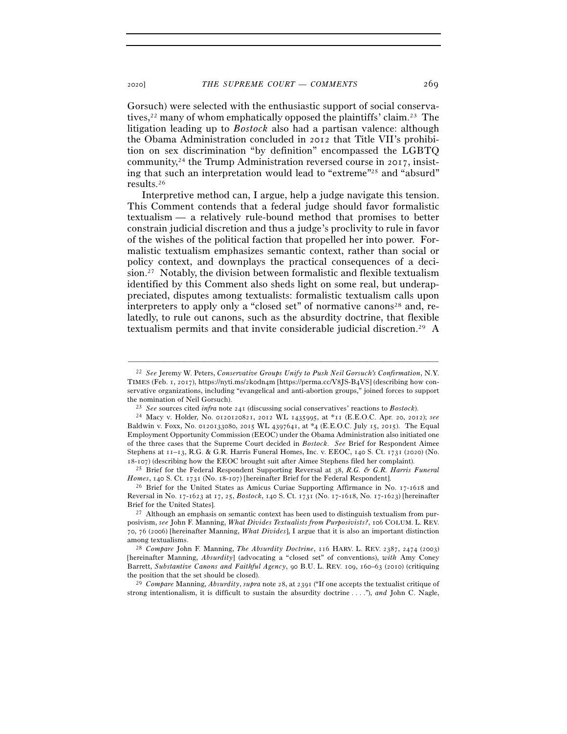Gorsuch) were selected with the enthusiastic support of social conservatives,[22] many of whom emphatically opposed the plaintiffs' claim.[23] The litigation leading up to *Bostock* also had a partisan valence: although the Obama Administration concluded in 2012 that Title VII's prohibition on sex discrimination "by definition" encompassed the LGBTQ community,[24] the Trump Administration reversed course in 2017, insisting that such an interpretation would lead to "extreme"[25] and "absurd" results.[26]

Interpretive method can, I argue, help a judge navigate this tension. This Comment contends that a federal judge should favor formalistic textualism — a relatively rule-bound method that promises to better constrain judicial discretion and thus a judge's proclivity to rule in favor of the wishes of the political faction that propelled her into power. Formalistic textualism emphasizes semantic context, rather than social or policy context, and downplays the practical consequences of a decision.[27] Notably, the division between formalistic and flexible textualism identified by this Comment also sheds light on some real, but underappreciated, disputes among textualists: formalistic textualism calls upon interpreters to apply only a "closed set" of normative canons[28] and, relatedly, to rule out canons, such as the absurdity doctrine, that flexible textualism permits and that invite considerable judicial discretion.[29] A

---

[22] *See* Jeremy W. Peters, *Conservative Groups Unify to Push Neil Gorsuch's Confirmation*, N.Y. TIMES (Feb. 1, 2017), https://nyti.ms/2kodn4m [https://perma.cc/V8JS-B4VS] (describing how conservative organizations, including "evangelical and anti-abortion groups," joined forces to support the nomination of Neil Gorsuch).

[23] *See* sources cited *infra* note 241 (discussing social conservatives' reactions to *Bostock*).

[24] Macy v. Holder, No. 0120120821, 2012 WL 1435995, at *11 (E.E.O.C. Apr. 20, 2012); *see* Baldwin v. Foxx, No. 0120133080, 2015 WL 4397641, at *4 (E.E.O.C. July 15, 2015). The Equal Employment Opportunity Commission (EEOC) under the Obama Administration also initiated one of the three cases that the Supreme Court decided in *Bostock*. *See* Brief for Respondent Aimee Stephens at 11–13, R.G. & G.R. Harris Funeral Homes, Inc. v. EEOC, 140 S. Ct. 1731 (2020) (No. 18-107) (describing how the EEOC brought suit after Aimee Stephens filed her complaint).

[25] Brief for the Federal Respondent Supporting Reversal at 38, *R.G. & G.R. Harris Funeral Homes*, 140 S. Ct. 1731 (No. 18-107) [hereinafter Brief for the Federal Respondent].

[26] Brief for the United States as Amicus Curiae Supporting Affirmance in No. 17-1618 and Reversal in No. 17-1623 at 17, 25, *Bostock*, 140 S. Ct. 1731 (No. 17-1618, No. 17-1623) [hereinafter Brief for the United States].

[27] Although an emphasis on semantic context has been used to distinguish textualism from purposivism, *see* John F. Manning, *What Divides Textualists from Purposivists?*, 106 COLUM. L. REV. 70, 76 (2006) [hereinafter Manning, *What Divides*], I argue that it is also an important distinction among textualisms.

[28] *Compare* John F. Manning, *The Absurdity Doctrine*, 116 HARV. L. REV. 2387, 2474 (2003) [hereinafter Manning, *Absurdity*] (advocating a "closed set" of conventions), *with* Amy Coney Barrett, *Substantive Canons and Faithful Agency*, 90 B.U. L. REV. 109, 160–63 (2010) (critiquing the position that the set should be closed).

[29] *Compare* Manning, *Absurdity*, *supra* note 28, at 2391 ("If one accepts the textualist critique of strong intentionalism, it is difficult to sustain the absurdity doctrine . . . ."), *and* John C. Nagle,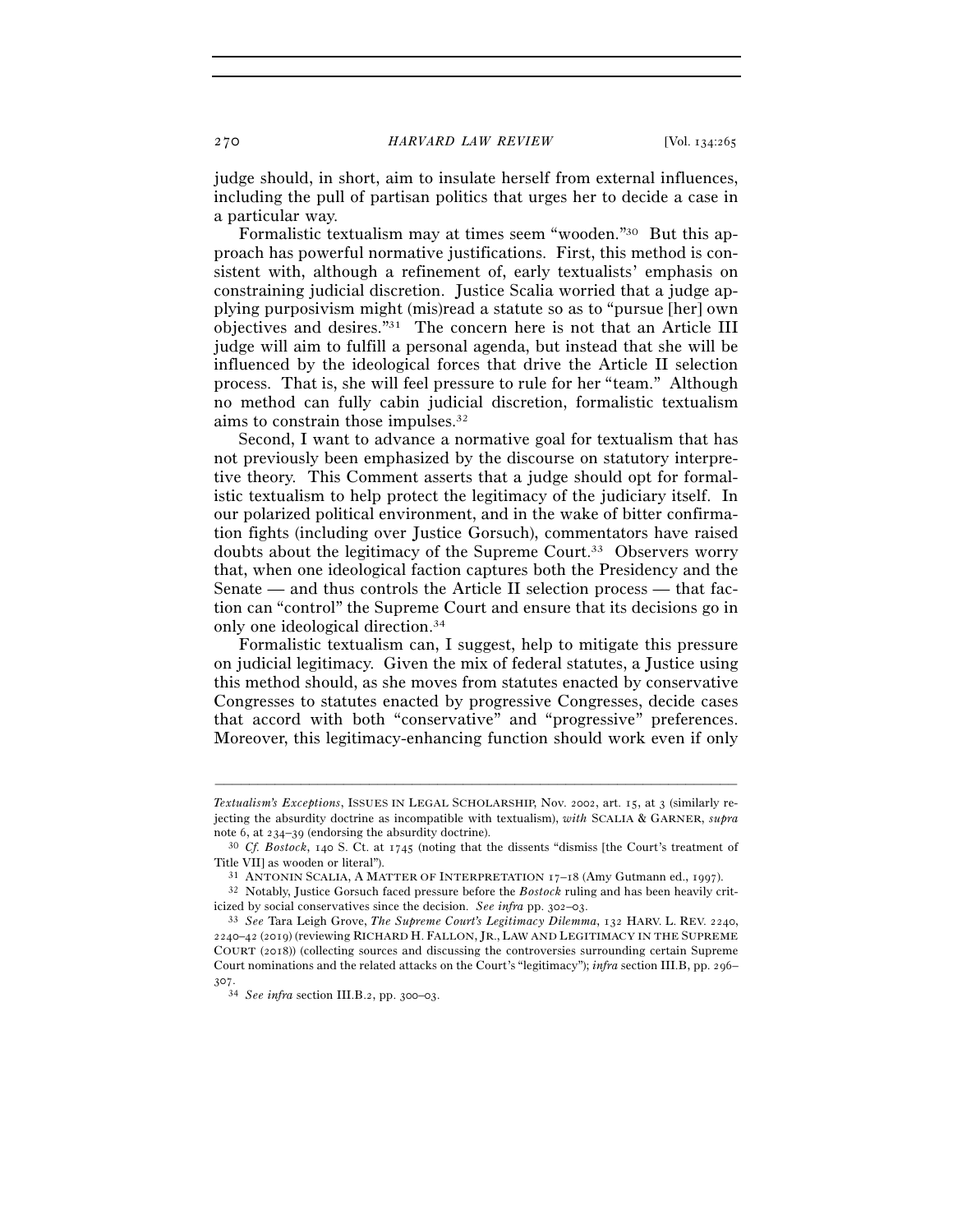judge should, in short, aim to insulate herself from external influences, including the pull of partisan politics that urges her to decide a case in a particular way.

Formalistic textualism may at times seem "wooden."[30] But this approach has powerful normative justifications. First, this method is consistent with, although a refinement of, early textualists' emphasis on constraining judicial discretion. Justice Scalia worried that a judge applying purposivism might (mis)read a statute so as to "pursue [her] own objectives and desires."[31] The concern here is not that an Article III judge will aim to fulfill a personal agenda, but instead that she will be influenced by the ideological forces that drive the Article II selection process. That is, she will feel pressure to rule for her "team." Although no method can fully cabin judicial discretion, formalistic textualism aims to constrain those impulses.[32]

Second, I want to advance a normative goal for textualism that has not previously been emphasized by the discourse on statutory interpretive theory. This Comment asserts that a judge should opt for formalistic textualism to help protect the legitimacy of the judiciary itself. In our polarized political environment, and in the wake of bitter confirmation fights (including over Justice Gorsuch), commentators have raised doubts about the legitimacy of the Supreme Court.[33] Observers worry that, when one ideological faction captures both the Presidency and the Senate — and thus controls the Article II selection process — that faction can "control" the Supreme Court and ensure that its decisions go in only one ideological direction.[34]

Formalistic textualism can, I suggest, help to mitigate this pressure on judicial legitimacy. Given the mix of federal statutes, a Justice using this method should, as she moves from statutes enacted by conservative Congresses to statutes enacted by progressive Congresses, decide cases that accord with both "conservative" and "progressive" preferences. Moreover, this legitimacy-enhancing function should work even if only

---

*Textualism's Exceptions*, ISSUES IN LEGAL SCHOLARSHIP, Nov. 2002, art. 15, at 3 (similarly rejecting the absurdity doctrine as incompatible with textualism), *with* SCALIA & GARNER, *supra* note 6, at 234–39 (endorsing the absurdity doctrine).

[30] *Cf. Bostock*, 140 S. Ct. at 1745 (noting that the dissents "dismiss [the Court's treatment of Title VII] as wooden or literal").

[31] ANTONIN SCALIA, A MATTER OF INTERPRETATION 17–18 (Amy Gutmann ed., 1997).

[32] Notably, Justice Gorsuch faced pressure before the *Bostock* ruling and has been heavily criticized by social conservatives since the decision. *See infra* pp. 302–03.

[33] *See* Tara Leigh Grove, *The Supreme Court's Legitimacy Dilemma*, 132 HARV. L. REV. 2240, 2240–42 (2019) (reviewing RICHARD H. FALLON, JR., LAW AND LEGITIMACY IN THE SUPREME COURT (2018)) (collecting sources and discussing the controversies surrounding certain Supreme Court nominations and the related attacks on the Court's "legitimacy"); *infra* section III.B, pp. 296–307.

[34] *See infra* section III.B.2, pp. 300–03.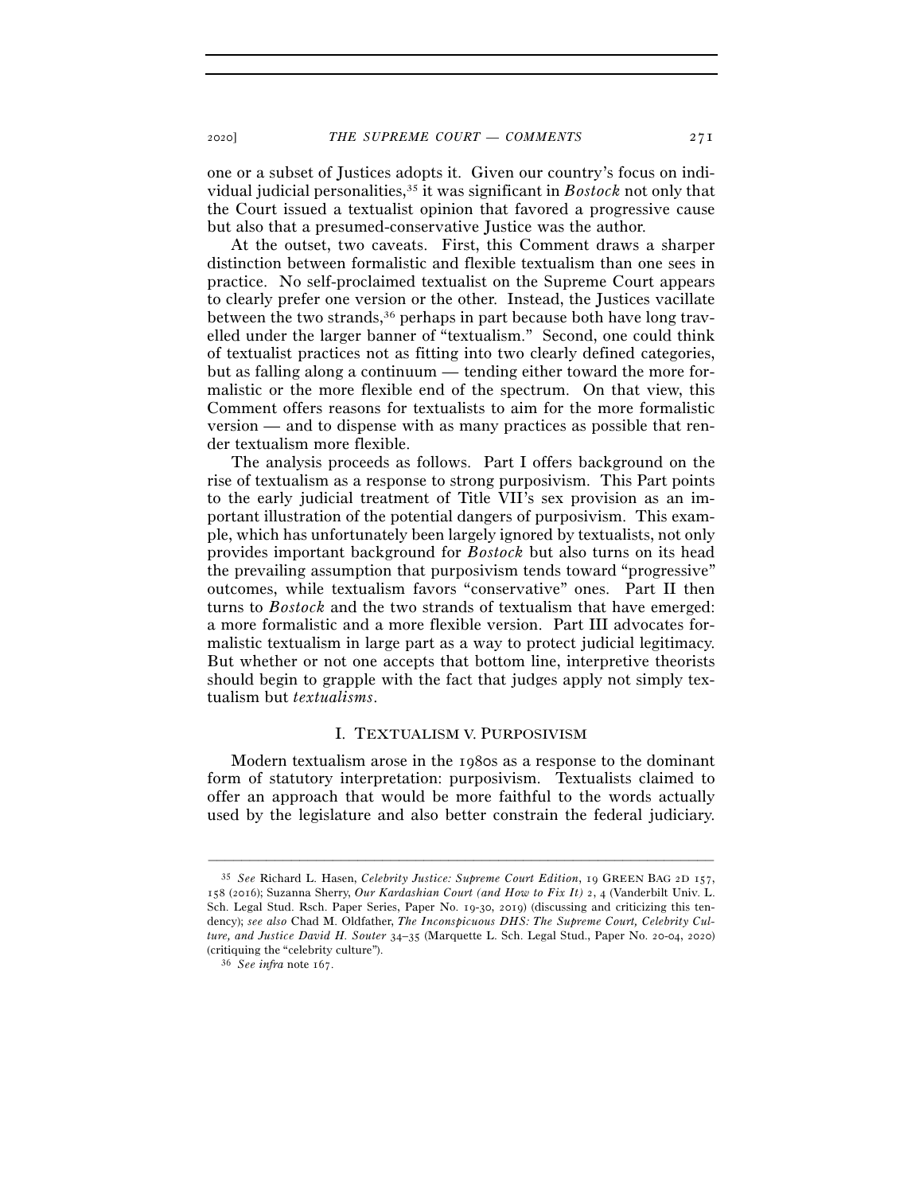one or a subset of Justices adopts it. Given our country's focus on individual judicial personalities,[35] it was significant in *Bostock* not only that the Court issued a textualist opinion that favored a progressive cause but also that a presumed-conservative Justice was the author.

At the outset, two caveats. First, this Comment draws a sharper distinction between formalistic and flexible textualism than one sees in practice. No self-proclaimed textualist on the Supreme Court appears to clearly prefer one version or the other. Instead, the Justices vacillate between the two strands,[36] perhaps in part because both have long travelled under the larger banner of "textualism." Second, one could think of textualist practices not as fitting into two clearly defined categories, but as falling along a continuum — tending either toward the more formalistic or the more flexible end of the spectrum. On that view, this Comment offers reasons for textualists to aim for the more formalistic version — and to dispense with as many practices as possible that render textualism more flexible.

The analysis proceeds as follows. Part I offers background on the rise of textualism as a response to strong purposivism. This Part points to the early judicial treatment of Title VII's sex provision as an important illustration of the potential dangers of purposivism. This example, which has unfortunately been largely ignored by textualists, not only provides important background for *Bostock* but also turns on its head the prevailing assumption that purposivism tends toward "progressive" outcomes, while textualism favors "conservative" ones. Part II then turns to *Bostock* and the two strands of textualism that have emerged: a more formalistic and a more flexible version. Part III advocates formalistic textualism in large part as a way to protect judicial legitimacy. But whether or not one accepts that bottom line, interpretive theorists should begin to grapple with the fact that judges apply not simply textualism but *textualisms*.

## I. TEXTUALISM V. PURPOSIVISM

Modern textualism arose in the 1980s as a response to the dominant form of statutory interpretation: purposivism. Textualists claimed to offer an approach that would be more faithful to the words actually used by the legislature and also better constrain the federal judiciary.

---

[35] *See* Richard L. Hasen, *Celebrity Justice: Supreme Court Edition*, 19 GREEN BAG 2D 157, 158 (2016); Suzanna Sherry, *Our Kardashian Court (and How to Fix It)* 2, 4 (Vanderbilt Univ. L. Sch. Legal Stud. Rsch. Paper Series, Paper No. 19-30, 2019) (discussing and criticizing this tendency); *see also* Chad M. Oldfather, *The Inconspicuous DHS: The Supreme Court, Celebrity Culture, and Justice David H. Souter* 34–35 (Marquette L. Sch. Legal Stud., Paper No. 20-04, 2020) (critiquing the "celebrity culture").

[36] *See infra* note 167.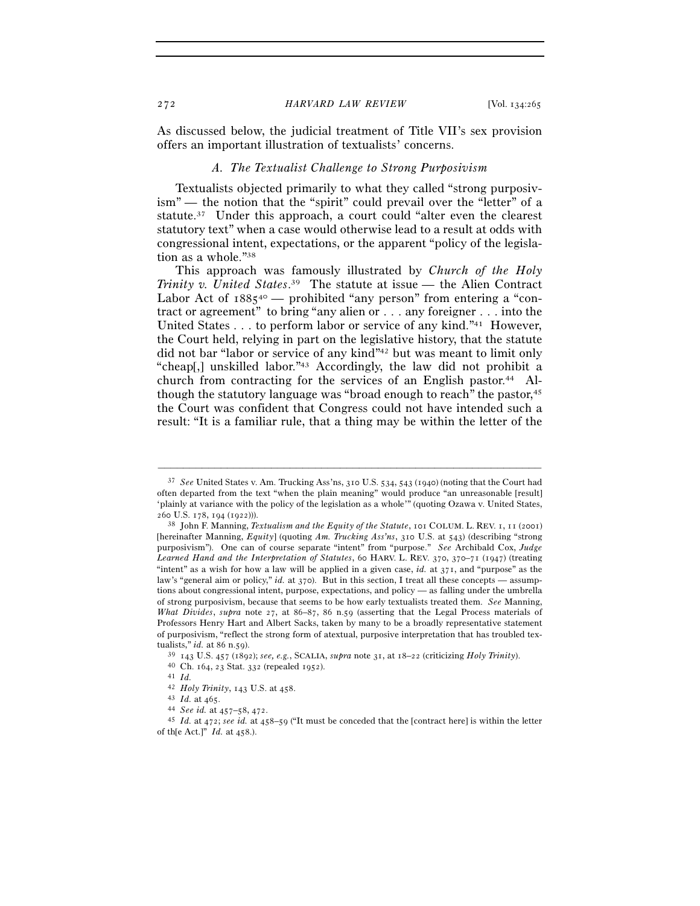As discussed below, the judicial treatment of Title VII's sex provision offers an important illustration of textualists' concerns.

### *A. The Textualist Challenge to Strong Purposivism*

Textualists objected primarily to what they called "strong purposivism" — the notion that the "spirit" could prevail over the "letter" of a statute.[37] Under this approach, a court could "alter even the clearest statutory text" when a case would otherwise lead to a result at odds with congressional intent, expectations, or the apparent "policy of the legislation as a whole."[38]

This approach was famously illustrated by *Church of the Holy Trinity v. United States*.[39] The statute at issue — the Alien Contract Labor Act of 1885[40] — prohibited "any person" from entering a "contract or agreement" to bring "any alien or . . . any foreigner . . . into the United States . . . to perform labor or service of any kind."[41] However, the Court held, relying in part on the legislative history, that the statute did not bar "labor or service of any kind"[42] but was meant to limit only "cheap[,] unskilled labor."[43] Accordingly, the law did not prohibit a church from contracting for the services of an English pastor.[44] Although the statutory language was "broad enough to reach" the pastor,[45] the Court was confident that Congress could not have intended such a result: "It is a familiar rule, that a thing may be within the letter of the

---

[37] *See* United States v. Am. Trucking Ass'ns, 310 U.S. 534, 543 (1940) (noting that the Court had often departed from the text "when the plain meaning" would produce "an unreasonable [result] 'plainly at variance with the policy of the legislation as a whole'" (quoting Ozawa v. United States, 260 U.S. 178, 194 (1922))).

[38] John F. Manning, *Textualism and the Equity of the Statute*, 101 COLUM. L. REV. 1, 11 (2001) [hereinafter Manning, *Equity*] (quoting *Am. Trucking Ass'ns*, 310 U.S. at 543) (describing "strong purposivism"). One can of course separate "intent" from "purpose." *See* Archibald Cox, *Judge Learned Hand and the Interpretation of Statutes*, 60 HARV. L. REV. 370, 370–71 (1947) (treating "intent" as a wish for how a law will be applied in a given case, *id.* at 371, and "purpose" as the law's "general aim or policy," *id.* at 370). But in this section, I treat all these concepts — assumptions about congressional intent, purpose, expectations, and policy — as falling under the umbrella of strong purposivism, because that seems to be how early textualists treated them. *See* Manning, *What Divides*, *supra* note 27, at 86–87, 86 n.59 (asserting that the Legal Process materials of Professors Henry Hart and Albert Sacks, taken by many to be a broadly representative statement of purposivism, "reflect the strong form of atextual, purposive interpretation that has troubled textualists," *id.* at 86 n.59).

[39] 143 U.S. 457 (1892); *see, e.g.*, SCALIA, *supra* note 31, at 18–22 (criticizing *Holy Trinity*).

[40] Ch. 164, 23 Stat. 332 (repealed 1952).

[41] *Id.*

[42] *Holy Trinity*, 143 U.S. at 458.

[43] *Id.* at 465.

[44] *See id.* at 457–58, 472.

[45] *Id.* at 472; *see id.* at 458–59 ("It must be conceded that the [contract here] is within the letter of th[e Act.]" *Id.* at 458.).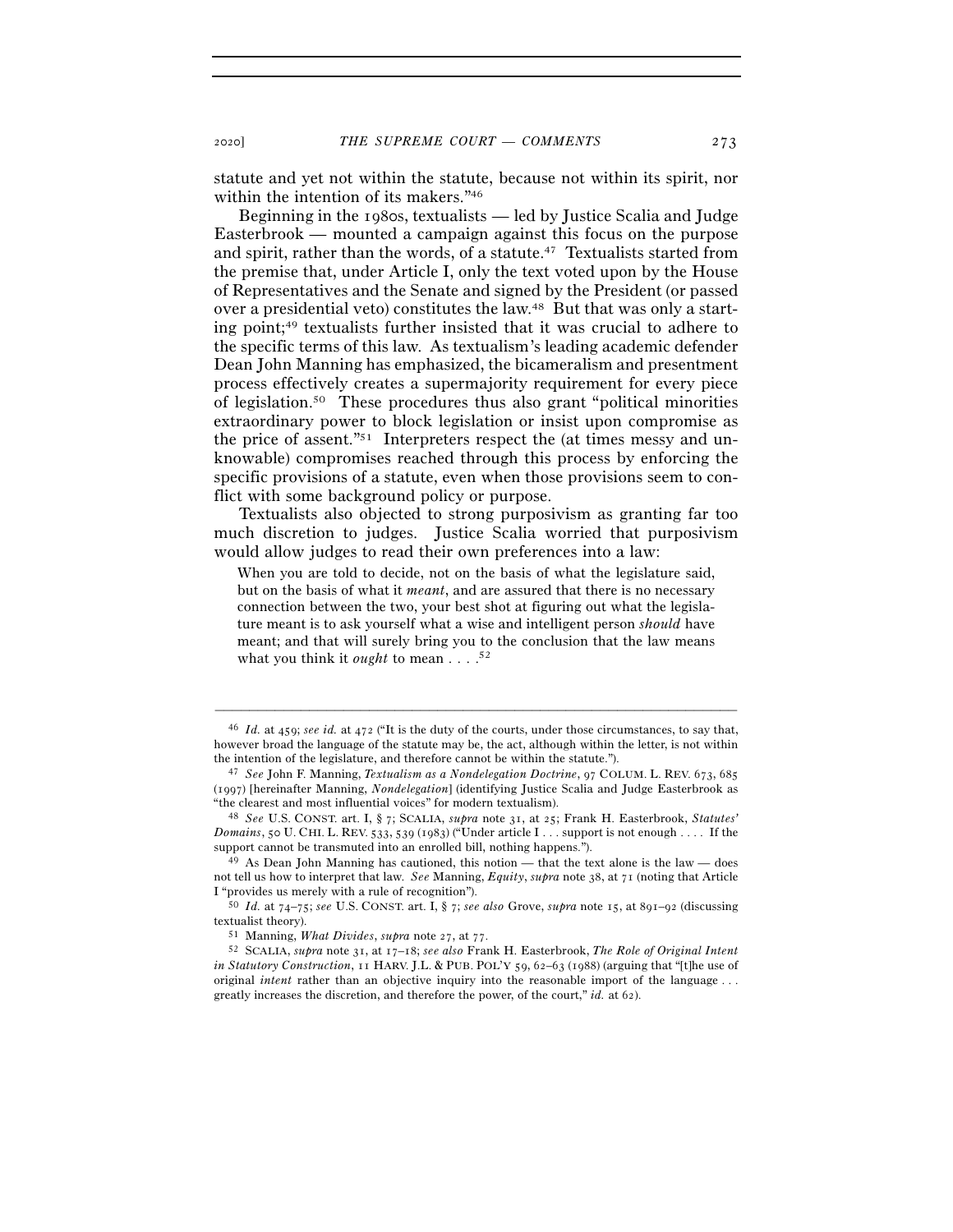statute and yet not within the statute, because not within its spirit, nor within the intention of its makers."[46]

Beginning in the 1980s, textualists — led by Justice Scalia and Judge Easterbrook — mounted a campaign against this focus on the purpose and spirit, rather than the words, of a statute.[47] Textualists started from the premise that, under Article I, only the text voted upon by the House of Representatives and the Senate and signed by the President (or passed over a presidential veto) constitutes the law.[48] But that was only a starting point;[49] textualists further insisted that it was crucial to adhere to the specific terms of this law. As textualism's leading academic defender Dean John Manning has emphasized, the bicameralism and presentment process effectively creates a supermajority requirement for every piece of legislation.[50] These procedures thus also grant "political minorities extraordinary power to block legislation or insist upon compromise as the price of assent."[51] Interpreters respect the (at times messy and unknowable) compromises reached through this process by enforcing the specific provisions of a statute, even when those provisions seem to conflict with some background policy or purpose.

Textualists also objected to strong purposivism as granting far too much discretion to judges. Justice Scalia worried that purposivism would allow judges to read their own preferences into a law:

> When you are told to decide, not on the basis of what the legislature said, but on the basis of what it *meant*, and are assured that there is no necessary connection between the two, your best shot at figuring out what the legislature meant is to ask yourself what a wise and intelligent person *should* have meant; and that will surely bring you to the conclusion that the law means what you think it *ought* to mean . . . .[52]

---

[46] *Id.* at 459; *see id.* at 472 ("It is the duty of the courts, under those circumstances, to say that, however broad the language of the statute may be, the act, although within the letter, is not within the intention of the legislature, and therefore cannot be within the statute.").

[47] *See* John F. Manning, *Textualism as a Nondelegation Doctrine*, 97 COLUM. L. REV. 673, 685 (1997) [hereinafter Manning, *Nondelegation*] (identifying Justice Scalia and Judge Easterbrook as "the clearest and most influential voices" for modern textualism).

[48] *See* U.S. CONST. art. I, § 7; SCALIA, *supra* note 31, at 25; Frank H. Easterbrook, *Statutes' Domains*, 50 U. CHI. L. REV. 533, 539 (1983) ("Under article I . . . support is not enough . . . . If the support cannot be transmuted into an enrolled bill, nothing happens.").

[49] As Dean John Manning has cautioned, this notion — that the text alone is the law — does not tell us how to interpret that law. *See* Manning, *Equity*, *supra* note 38, at 71 (noting that Article I "provides us merely with a rule of recognition").

[50] *Id.* at 74–75; *see* U.S. CONST. art. I, § 7; *see also* Grove, *supra* note 15, at 891–92 (discussing textualist theory).

[51] Manning, *What Divides*, *supra* note 27, at 77.

[52] SCALIA, *supra* note 31, at 17–18; *see also* Frank H. Easterbrook, *The Role of Original Intent in Statutory Construction*, 11 HARV. J.L. & PUB. POL'Y 59, 62–63 (1988) (arguing that "[t]he use of original *intent* rather than an objective inquiry into the reasonable import of the language . . . greatly increases the discretion, and therefore the power, of the court," *id.* at 62).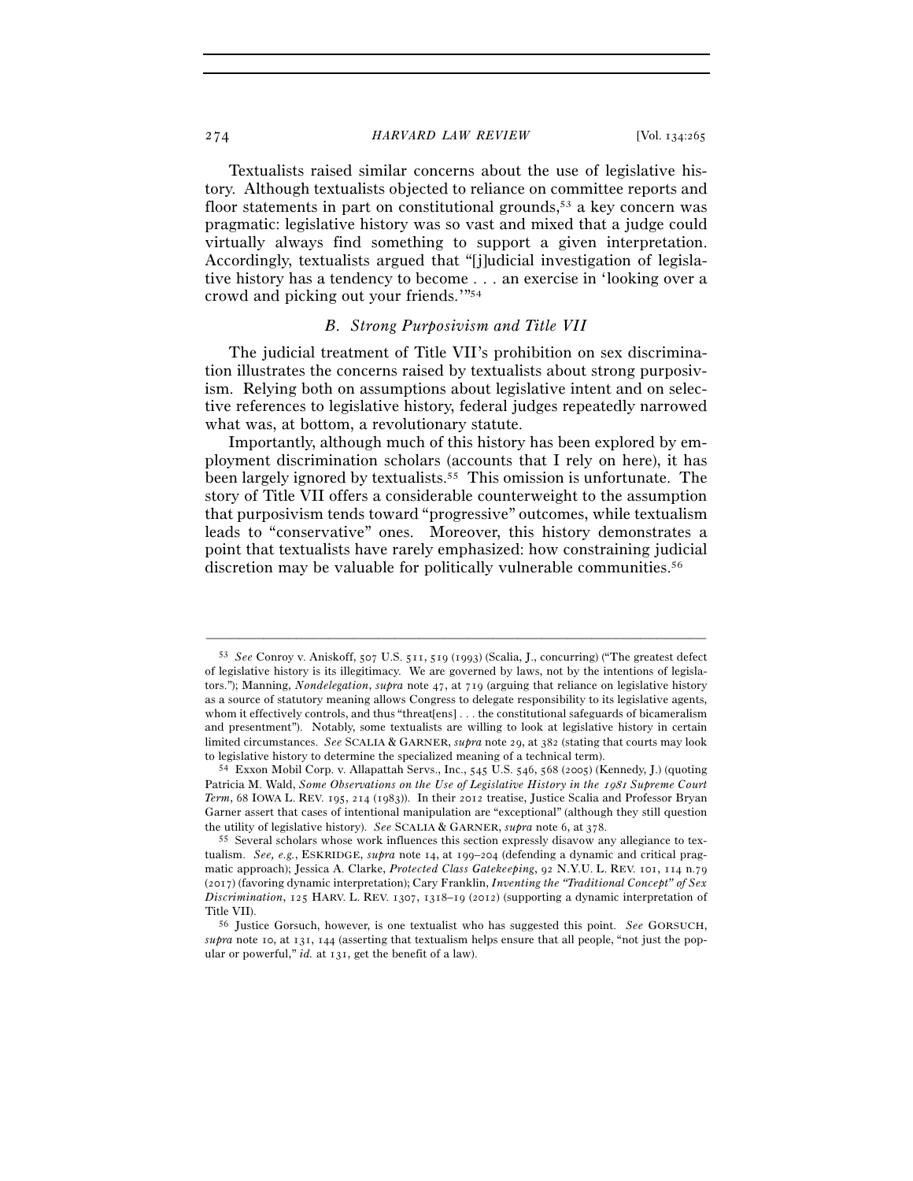Textualists raised similar concerns about the use of legislative history. Although textualists objected to reliance on committee reports and floor statements in part on constitutional grounds,[53] a key concern was pragmatic: legislative history was so vast and mixed that a judge could virtually always find something to support a given interpretation. Accordingly, textualists argued that "[j]udicial investigation of legislative history has a tendency to become . . . an exercise in 'looking over a crowd and picking out your friends.'"[54]

### *B. Strong Purposivism and Title VII*

The judicial treatment of Title VII's prohibition on sex discrimination illustrates the concerns raised by textualists about strong purposivism. Relying both on assumptions about legislative intent and on selective references to legislative history, federal judges repeatedly narrowed what was, at bottom, a revolutionary statute.

Importantly, although much of this history has been explored by employment discrimination scholars (accounts that I rely on here), it has been largely ignored by textualists.[55] This omission is unfortunate. The story of Title VII offers a considerable counterweight to the assumption that purposivism tends toward "progressive" outcomes, while textualism leads to "conservative" ones. Moreover, this history demonstrates a point that textualists have rarely emphasized: how constraining judicial discretion may be valuable for politically vulnerable communities.[56]

---

[53] *See* Conroy v. Aniskoff, 507 U.S. 511, 519 (1993) (Scalia, J., concurring) ("The greatest defect of legislative history is its illegitimacy. We are governed by laws, not by the intentions of legislators."); Manning, *Nondelegation*, *supra* note 47, at 719 (arguing that reliance on legislative history as a source of statutory meaning allows Congress to delegate responsibility to its legislative agents, whom it effectively controls, and thus "threat[ens] . . . the constitutional safeguards of bicameralism and presentment"). Notably, some textualists are willing to look at legislative history in certain limited circumstances. *See* SCALIA & GARNER, *supra* note 29, at 382 (stating that courts may look to legislative history to determine the specialized meaning of a technical term).

[54] Exxon Mobil Corp. v. Allapattah Servs., Inc., 545 U.S. 546, 568 (2005) (Kennedy, J.) (quoting Patricia M. Wald, *Some Observations on the Use of Legislative History in the 1981 Supreme Court Term*, 68 IOWA L. REV. 195, 214 (1983)). In their 2012 treatise, Justice Scalia and Professor Bryan Garner assert that cases of intentional manipulation are "exceptional" (although they still question the utility of legislative history). *See* SCALIA & GARNER, *supra* note 6, at 378.

[55] Several scholars whose work influences this section expressly disavow any allegiance to textualism. *See, e.g.*, ESKRIDGE, *supra* note 14, at 199–204 (defending a dynamic and critical pragmatic approach); Jessica A. Clarke, *Protected Class Gatekeeping*, 92 N.Y.U. L. REV. 101, 114 n.79 (2017) (favoring dynamic interpretation); Cary Franklin, *Inventing the "Traditional Concept" of Sex Discrimination*, 125 HARV. L. REV. 1307, 1318–19 (2012) (supporting a dynamic interpretation of Title VII).

[56] Justice Gorsuch, however, is one textualist who has suggested this point. *See* GORSUCH, *supra* note 10, at 131, 144 (asserting that textualism helps ensure that all people, "not just the popular or powerful," *id.* at 131, get the benefit of a law).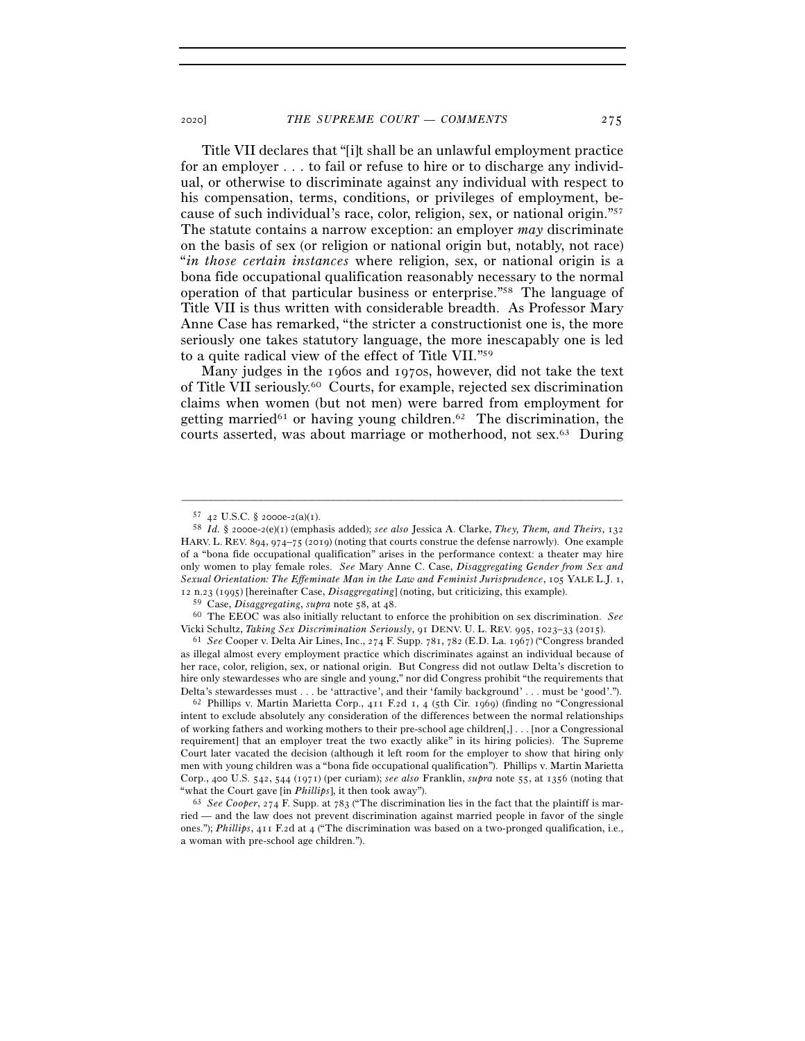Title VII declares that "[i]t shall be an unlawful employment practice for an employer . . . to fail or refuse to hire or to discharge any individual, or otherwise to discriminate against any individual with respect to his compensation, terms, conditions, or privileges of employment, because of such individual's race, color, religion, sex, or national origin."[57] The statute contains a narrow exception: an employer *may* discriminate on the basis of sex (or religion or national origin but, notably, not race) "*in those certain instances* where religion, sex, or national origin is a bona fide occupational qualification reasonably necessary to the normal operation of that particular business or enterprise."[58] The language of Title VII is thus written with considerable breadth. As Professor Mary Anne Case has remarked, "the stricter a constructionist one is, the more seriously one takes statutory language, the more inescapably one is led to a quite radical view of the effect of Title VII."[59]

Many judges in the 1960s and 1970s, however, did not take the text of Title VII seriously.[60] Courts, for example, rejected sex discrimination claims when women (but not men) were barred from employment for getting married[61] or having young children.[62] The discrimination, the courts asserted, was about marriage or motherhood, not sex.[63] During

---

[57] 42 U.S.C. § 2000e-2(a)(1).

[58] *Id.* § 2000e-2(e)(1) (emphasis added); *see also* Jessica A. Clarke, *They, Them, and Theirs*, 132 HARV. L. REV. 894, 974–75 (2019) (noting that courts construe the defense narrowly). One example of a "bona fide occupational qualification" arises in the performance context: a theater may hire only women to play female roles. *See* Mary Anne C. Case, *Disaggregating Gender from Sex and Sexual Orientation: The Effeminate Man in the Law and Feminist Jurisprudence*, 105 YALE L.J. 1, 12 n.23 (1995) [hereinafter Case, *Disaggregating*] (noting, but criticizing, this example).

[59] Case, *Disaggregating*, *supra* note 58, at 48.

[60] The EEOC was also initially reluctant to enforce the prohibition on sex discrimination. *See* Vicki Schultz, *Taking Sex Discrimination Seriously*, 91 DENV. U. L. REV. 995, 1023–33 (2015).

[61] *See* Cooper v. Delta Air Lines, Inc., 274 F. Supp. 781, 782 (E.D. La. 1967) ("Congress branded as illegal almost every employment practice which discriminates against an individual because of her race, color, religion, sex, or national origin. But Congress did not outlaw Delta's discretion to hire only stewardesses who are single and young," nor did Congress prohibit "the requirements that Delta's stewardesses must . . . be 'attractive', and their 'family background' . . . must be 'good'.").

[62] Phillips v. Martin Marietta Corp., 411 F.2d 1, 4 (5th Cir. 1969) (finding no "Congressional intent to exclude absolutely any consideration of the differences between the normal relationships of working fathers and working mothers to their pre-school age children[,] . . . [nor a Congressional requirement] that an employer treat the two exactly alike" in its hiring policies). The Supreme Court later vacated the decision (although it left room for the employer to show that hiring only men with young children was a "bona fide occupational qualification"). Phillips v. Martin Marietta Corp., 400 U.S. 542, 544 (1971) (per curiam); *see also* Franklin, *supra* note 55, at 1356 (noting that "what the Court gave [in *Phillips*], it then took away").

[63] *See Cooper*, 274 F. Supp. at 783 ("The discrimination lies in the fact that the plaintiff is married — and the law does not prevent discrimination against married people in favor of the single ones."); *Phillips*, 411 F.2d at 4 ("The discrimination was based on a two-pronged qualification, i.e., a woman with pre-school age children.").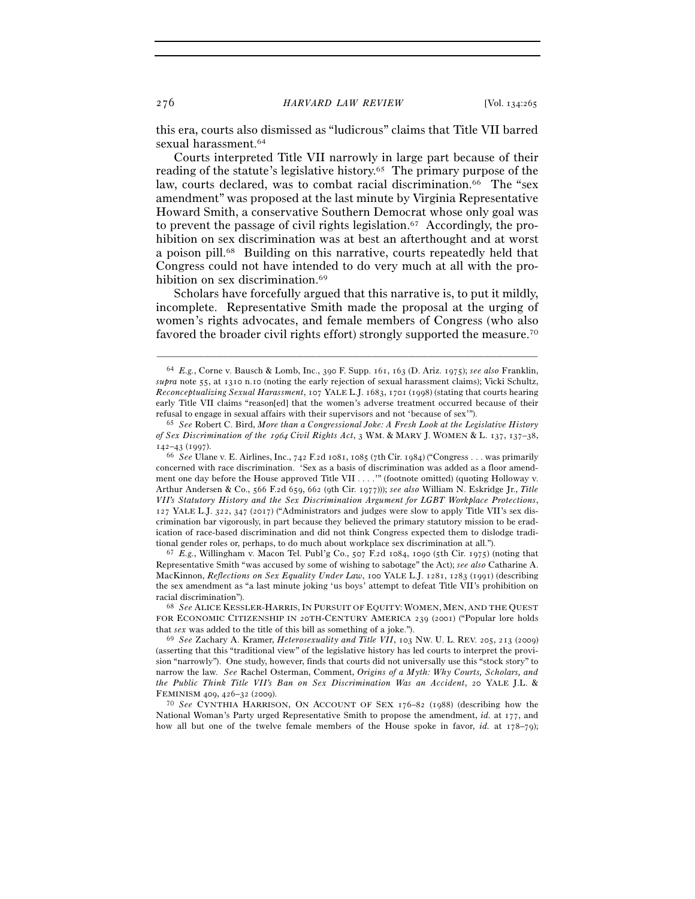this era, courts also dismissed as "ludicrous" claims that Title VII barred sexual harassment.[64]

Courts interpreted Title VII narrowly in large part because of their reading of the statute's legislative history.[65] The primary purpose of the law, courts declared, was to combat racial discrimination.[66] The "sex amendment" was proposed at the last minute by Virginia Representative Howard Smith, a conservative Southern Democrat whose only goal was to prevent the passage of civil rights legislation.[67] Accordingly, the prohibition on sex discrimination was at best an afterthought and at worst a poison pill.[68] Building on this narrative, courts repeatedly held that Congress could not have intended to do very much at all with the prohibition on sex discrimination.[69]

Scholars have forcefully argued that this narrative is, to put it mildly, incomplete. Representative Smith made the proposal at the urging of women's rights advocates, and female members of Congress (who also favored the broader civil rights effort) strongly supported the measure.[70]

---

[64] *E.g.*, Corne v. Bausch & Lomb, Inc., 390 F. Supp. 161, 163 (D. Ariz. 1975); *see also* Franklin, *supra* note 55, at 1310 n.10 (noting the early rejection of sexual harassment claims); Vicki Schultz, *Reconceptualizing Sexual Harassment*, 107 YALE L.J. 1683, 1701 (1998) (stating that courts hearing early Title VII claims "reason[ed] that the women's adverse treatment occurred because of their refusal to engage in sexual affairs with their supervisors and not 'because of sex'").

[65] *See* Robert C. Bird, *More than a Congressional Joke: A Fresh Look at the Legislative History of Sex Discrimination of the 1964 Civil Rights Act*, 3 WM. & MARY J. WOMEN & L. 137, 137–38, 142–43 (1997).

[66] *See* Ulane v. E. Airlines, Inc., 742 F.2d 1081, 1085 (7th Cir. 1984) ("Congress . . . was primarily concerned with race discrimination. 'Sex as a basis of discrimination was added as a floor amendment one day before the House approved Title VII . . . .'" (footnote omitted) (quoting Holloway v. Arthur Andersen & Co., 566 F.2d 659, 662 (9th Cir. 1977))); *see also* William N. Eskridge Jr., *Title VII's Statutory History and the Sex Discrimination Argument for LGBT Workplace Protections*, 127 YALE L.J. 322, 347 (2017) ("Administrators and judges were slow to apply Title VII's sex discrimination bar vigorously, in part because they believed the primary statutory mission to be eradication of race-based discrimination and did not think Congress expected them to dislodge traditional gender roles or, perhaps, to do much about workplace sex discrimination at all.").

[67] *E.g.*, Willingham v. Macon Tel. Publ'g Co., 507 F.2d 1084, 1090 (5th Cir. 1975) (noting that Representative Smith "was accused by some of wishing to sabotage" the Act); *see also* Catharine A. MacKinnon, *Reflections on Sex Equality Under Law*, 100 YALE L.J. 1281, 1283 (1991) (describing the sex amendment as "a last minute joking 'us boys' attempt to defeat Title VII's prohibition on racial discrimination").

[68] *See* ALICE KESSLER-HARRIS, IN PURSUIT OF EQUITY: WOMEN, MEN, AND THE QUEST FOR ECONOMIC CITIZENSHIP IN 20TH-CENTURY AMERICA 239 (2001) ("Popular lore holds that *sex* was added to the title of this bill as something of a joke.").

[69] *See* Zachary A. Kramer, *Heterosexuality and Title VII*, 103 NW. U. L. REV. 205, 213 (2009) (asserting that this "traditional view" of the legislative history has led courts to interpret the provision "narrowly"). One study, however, finds that courts did not universally use this "stock story" to narrow the law. *See* Rachel Osterman, Comment, *Origins of a Myth: Why Courts, Scholars, and the Public Think Title VII's Ban on Sex Discrimination Was an Accident*, 20 YALE J.L. & FEMINISM 409, 426–32 (2009).

[70] *See* CYNTHIA HARRISON, ON ACCOUNT OF SEX 176–82 (1988) (describing how the National Woman's Party urged Representative Smith to propose the amendment, *id.* at 177, and how all but one of the twelve female members of the House spoke in favor, *id.* at 178–79);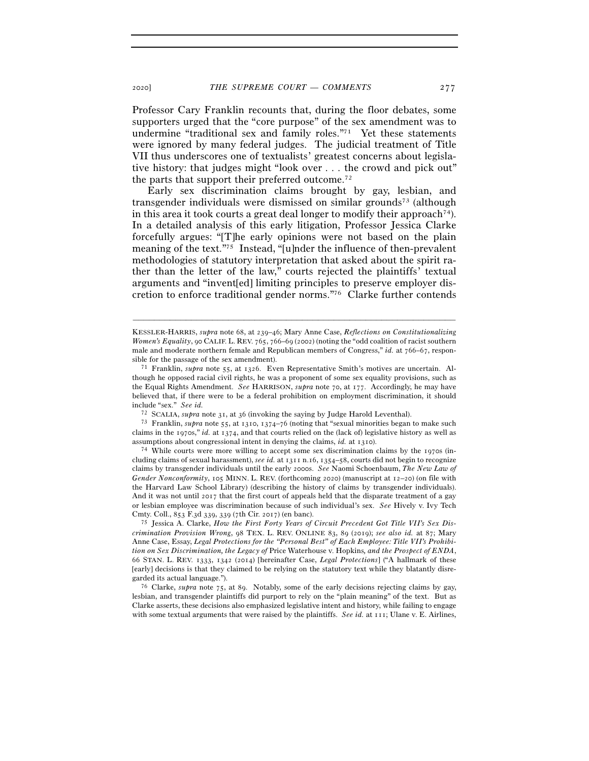Professor Cary Franklin recounts that, during the floor debates, some supporters urged that the "core purpose" of the sex amendment was to undermine "traditional sex and family roles."[71] Yet these statements were ignored by many federal judges. The judicial treatment of Title VII thus underscores one of textualists' greatest concerns about legislative history: that judges might "look over . . . the crowd and pick out" the parts that support their preferred outcome.[72]

Early sex discrimination claims brought by gay, lesbian, and transgender individuals were dismissed on similar grounds[73] (although in this area it took courts a great deal longer to modify their approach[74]). In a detailed analysis of this early litigation, Professor Jessica Clarke forcefully argues: "[T]he early opinions were not based on the plain meaning of the text."[75] Instead, "[u]nder the influence of then-prevalent methodologies of statutory interpretation that asked about the spirit rather than the letter of the law," courts rejected the plaintiffs' textual arguments and "invent[ed] limiting principles to preserve employer discretion to enforce traditional gender norms."[76] Clarke further contends

---

KESSLER-HARRIS, *supra* note 68, at 239–46; Mary Anne Case, *Reflections on Constitutionalizing Women's Equality*, 90 CALIF. L. REV. 765, 766–69 (2002) (noting the "odd coalition of racist southern male and moderate northern female and Republican members of Congress," *id.* at 766–67, responsible for the passage of the sex amendment).

[71] Franklin, *supra* note 55, at 1326. Even Representative Smith's motives are uncertain. Although he opposed racial civil rights, he was a proponent of some sex equality provisions, such as the Equal Rights Amendment. *See* HARRISON, *supra* note 70, at 177. Accordingly, he may have believed that, if there were to be a federal prohibition on employment discrimination, it should include "sex." *See id.*

[72] SCALIA, *supra* note 31, at 36 (invoking the saying by Judge Harold Leventhal).

[73] Franklin, *supra* note 55, at 1310, 1374–76 (noting that "sexual minorities began to make such claims in the 1970s," *id.* at 1374, and that courts relied on the (lack of) legislative history as well as assumptions about congressional intent in denying the claims, *id.* at 1310).

[74] While courts were more willing to accept some sex discrimination claims by the 1970s (including claims of sexual harassment), *see id.* at 1311 n.16, 1354–58, courts did not begin to recognize claims by transgender individuals until the early 2000s. *See* Naomi Schoenbaum, *The New Law of Gender Nonconformity*, 105 MINN. L. REV. (forthcoming 2020) (manuscript at 12–20) (on file with the Harvard Law School Library) (describing the history of claims by transgender individuals). And it was not until 2017 that the first court of appeals held that the disparate treatment of a gay or lesbian employee was discrimination because of such individual's sex. *See* Hively v. Ivy Tech Cmty. Coll., 853 F.3d 339, 339 (7th Cir. 2017) (en banc).

[75] Jessica A. Clarke, *How the First Forty Years of Circuit Precedent Got Title VII's Sex Discrimination Provision Wrong*, 98 TEX. L. REV. ONLINE 83, 89 (2019); *see also id.* at 87; Mary Anne Case, Essay, *Legal Protections for the "Personal Best" of Each Employee: Title VII's Prohibition on Sex Discrimination, the Legacy of* Price Waterhouse v. Hopkins*, and the Prospect of ENDA*, 66 STAN. L. REV. 1333, 1342 (2014) [hereinafter Case, *Legal Protections*] ("A hallmark of these [early] decisions is that they claimed to be relying on the statutory text while they blatantly disregarded its actual language.").

[76] Clarke, *supra* note 75, at 89. Notably, some of the early decisions rejecting claims by gay, lesbian, and transgender plaintiffs did purport to rely on the "plain meaning" of the text. But as Clarke asserts, these decisions also emphasized legislative intent and history, while failing to engage with some textual arguments that were raised by the plaintiffs. *See id.* at 111; Ulane v. E. Airlines,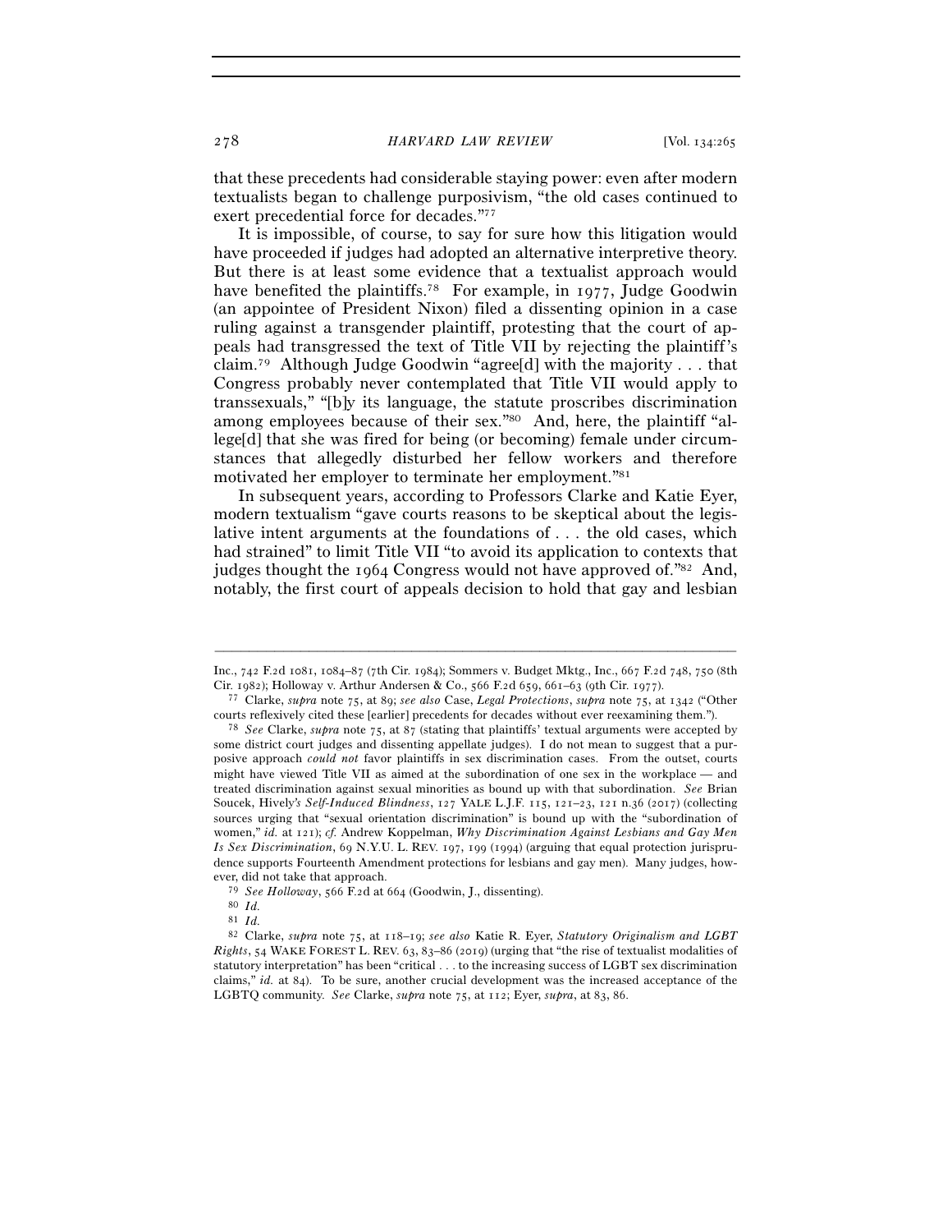that these precedents had considerable staying power: even after modern textualists began to challenge purposivism, "the old cases continued to exert precedential force for decades."[77]

It is impossible, of course, to say for sure how this litigation would have proceeded if judges had adopted an alternative interpretive theory. But there is at least some evidence that a textualist approach would have benefited the plaintiffs.[78] For example, in 1977, Judge Goodwin (an appointee of President Nixon) filed a dissenting opinion in a case ruling against a transgender plaintiff, protesting that the court of appeals had transgressed the text of Title VII by rejecting the plaintiff's claim.[79] Although Judge Goodwin "agree[d] with the majority . . . that Congress probably never contemplated that Title VII would apply to transsexuals," "[b]y its language, the statute proscribes discrimination among employees because of their sex."[80] And, here, the plaintiff "allege[d] that she was fired for being (or becoming) female under circumstances that allegedly disturbed her fellow workers and therefore motivated her employer to terminate her employment."[81]

In subsequent years, according to Professors Clarke and Katie Eyer, modern textualism "gave courts reasons to be skeptical about the legislative intent arguments at the foundations of . . . the old cases, which had strained" to limit Title VII "to avoid its application to contexts that judges thought the 1964 Congress would not have approved of."[82] And, notably, the first court of appeals decision to hold that gay and lesbian

---

Inc., 742 F.2d 1081, 1084–87 (7th Cir. 1984); Sommers v. Budget Mktg., Inc., 667 F.2d 748, 750 (8th Cir. 1982); Holloway v. Arthur Andersen & Co., 566 F.2d 659, 661–63 (9th Cir. 1977).

[77] Clarke, *supra* note 75, at 89; *see also* Case, *Legal Protections*, *supra* note 75, at 1342 ("Other courts reflexively cited these [earlier] precedents for decades without ever reexamining them.").

[78] *See* Clarke, *supra* note 75, at 87 (stating that plaintiffs' textual arguments were accepted by some district court judges and dissenting appellate judges). I do not mean to suggest that a purposive approach *could not* favor plaintiffs in sex discrimination cases. From the outset, courts might have viewed Title VII as aimed at the subordination of one sex in the workplace — and treated discrimination against sexual minorities as bound up with that subordination. *See* Brian Soucek, *Hively's Self-Induced Blindness*, 127 YALE L.J.F. 115, 121–23, 121 n.36 (2017) (collecting sources urging that "sexual orientation discrimination" is bound up with the "subordination of women," *id.* at 121); *cf.* Andrew Koppelman, *Why Discrimination Against Lesbians and Gay Men Is Sex Discrimination*, 69 N.Y.U. L. REV. 197, 199 (1994) (arguing that equal protection jurisprudence supports Fourteenth Amendment protections for lesbians and gay men). Many judges, however, did not take that approach.

[79] *See Holloway*, 566 F.2d at 664 (Goodwin, J., dissenting).

[80] *Id.*

[81] *Id.*

[82] Clarke, *supra* note 75, at 118–19; *see also* Katie R. Eyer, *Statutory Originalism and LGBT Rights*, 54 WAKE FOREST L. REV. 63, 83–86 (2019) (urging that "the rise of textualist modalities of statutory interpretation" has been "critical . . . to the increasing success of LGBT sex discrimination claims," *id.* at 84). To be sure, another crucial development was the increased acceptance of the LGBTQ community. *See* Clarke, *supra* note 75, at 112; Eyer, *supra*, at 83, 86.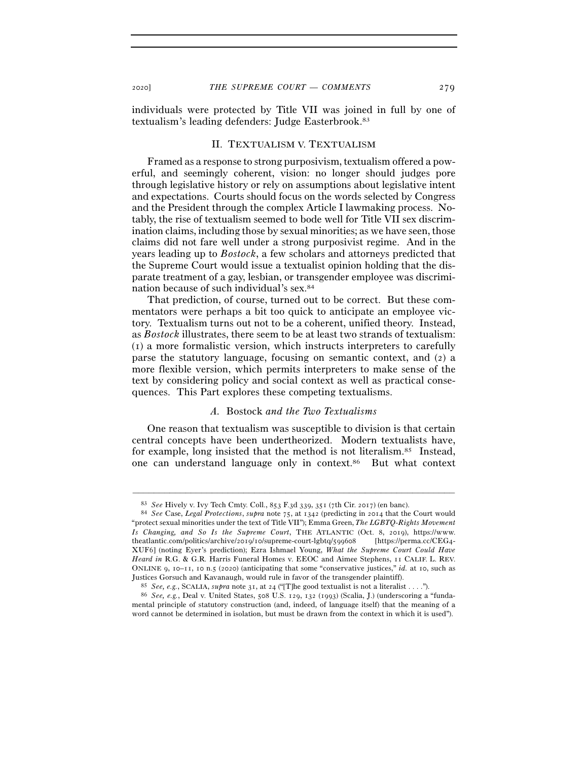individuals were protected by Title VII was joined in full by one of textualism's leading defenders: Judge Easterbrook.[83]

## II. TEXTUALISM V. TEXTUALISM

Framed as a response to strong purposivism, textualism offered a powerful, and seemingly coherent, vision: no longer should judges pore through legislative history or rely on assumptions about legislative intent and expectations. Courts should focus on the words selected by Congress and the President through the complex Article I lawmaking process. Notably, the rise of textualism seemed to bode well for Title VII sex discrimination claims, including those by sexual minorities; as we have seen, those claims did not fare well under a strong purposivist regime. And in the years leading up to *Bostock*, a few scholars and attorneys predicted that the Supreme Court would issue a textualist opinion holding that the disparate treatment of a gay, lesbian, or transgender employee was discrimination because of such individual's sex.[84]

That prediction, of course, turned out to be correct. But these commentators were perhaps a bit too quick to anticipate an employee victory. Textualism turns out not to be a coherent, unified theory. Instead, as *Bostock* illustrates, there seem to be at least two strands of textualism: (1) a more formalistic version, which instructs interpreters to carefully parse the statutory language, focusing on semantic context, and (2) a more flexible version, which permits interpreters to make sense of the text by considering policy and social context as well as practical consequences. This Part explores these competing textualisms.

### A. *Bostock and the Two Textualisms*

One reason that textualism was susceptible to division is that certain central concepts have been undertheorized. Modern textualists have, for example, long insisted that the method is not literalism.[85] Instead, one can understand language only in context.[86] But what context

---

[83] *See* Hively v. Ivy Tech Cmty. Coll., 853 F.3d 339, 351 (7th Cir. 2017) (en banc).

[84] *See* Case, *Legal Protections*, *supra* note 75, at 1342 (predicting in 2014 that the Court would "protect sexual minorities under the text of Title VII"); Emma Green, *The LGBTQ-Rights Movement Is Changing, and So Is the Supreme Court*, THE ATLANTIC (Oct. 8, 2019), https://www.theatlantic.com/politics/archive/2019/10/supreme-court-lgbtq/599608 [https://perma.cc/CEG4-XUF6] (noting Eyer's prediction); Ezra Ishmael Young, *What the Supreme Court Could Have Heard in* R.G. & G.R. Harris Funeral Homes v. EEOC and Aimee Stephens, 11 CALIF. L. REV. ONLINE 9, 10–11, 10 n.5 (2020) (anticipating that some "conservative justices," *id.* at 10, such as Justices Gorsuch and Kavanaugh, would rule in favor of the transgender plaintiff).

[85] *See, e.g.*, SCALIA, *supra* note 31, at 24 ("[T]he good textualist is not a literalist . . . .").

[86] *See, e.g.*, Deal v. United States, 508 U.S. 129, 132 (1993) (Scalia, J.) (underscoring a "fundamental principle of statutory construction (and, indeed, of language itself) that the meaning of a word cannot be determined in isolation, but must be drawn from the context in which it is used").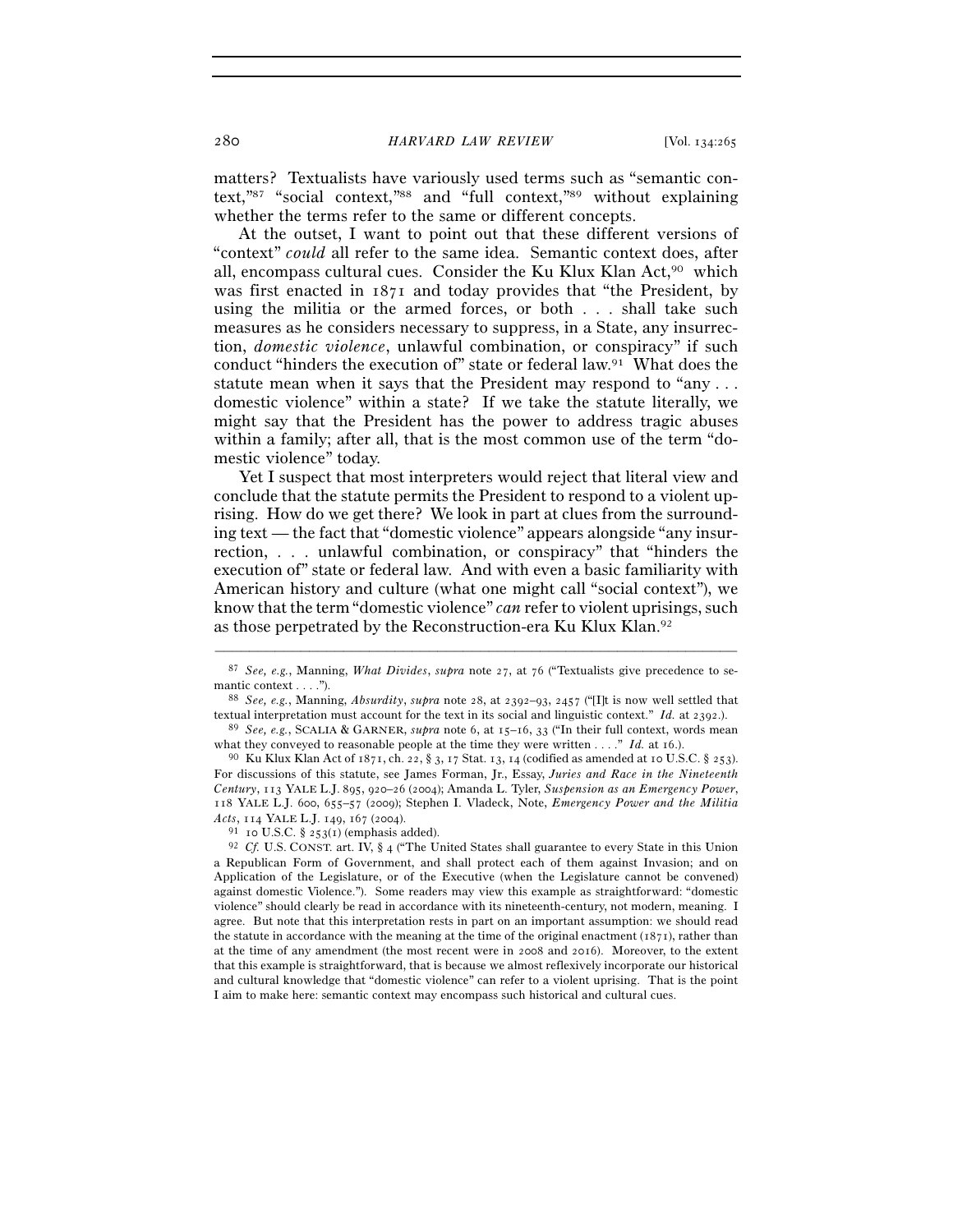matters? Textualists have variously used terms such as "semantic context,"[87] "social context,"[88] and "full context,"[89] without explaining whether the terms refer to the same or different concepts.

At the outset, I want to point out that these different versions of "context" *could* all refer to the same idea. Semantic context does, after all, encompass cultural cues. Consider the Ku Klux Klan Act,[90] which was first enacted in 1871 and today provides that "the President, by using the militia or the armed forces, or both . . . shall take such measures as he considers necessary to suppress, in a State, any insurrection, *domestic violence*, unlawful combination, or conspiracy" if such conduct "hinders the execution of" state or federal law.[91] What does the statute mean when it says that the President may respond to "any . . . domestic violence" within a state? If we take the statute literally, we might say that the President has the power to address tragic abuses within a family; after all, that is the most common use of the term "domestic violence" today.

Yet I suspect that most interpreters would reject that literal view and conclude that the statute permits the President to respond to a violent uprising. How do we get there? We look in part at clues from the surrounding text — the fact that "domestic violence" appears alongside "any insurrection, . . . unlawful combination, or conspiracy" that "hinders the execution of" state or federal law. And with even a basic familiarity with American history and culture (what one might call "social context"), we know that the term "domestic violence" *can* refer to violent uprisings, such as those perpetrated by the Reconstruction-era Ku Klux Klan.[92]

---

[87] *See, e.g.*, Manning, *What Divides*, *supra* note 27, at 76 ("Textualists give precedence to semantic context . . . .").

[88] *See, e.g.*, Manning, *Absurdity*, *supra* note 28, at 2392–93, 2457 ("[I]t is now well settled that textual interpretation must account for the text in its social and linguistic context." *Id.* at 2392.).

[89] *See, e.g.*, SCALIA & GARNER, *supra* note 6, at 15–16, 33 ("In their full context, words mean what they conveyed to reasonable people at the time they were written . . . ." *Id.* at 16.).

[90] Ku Klux Klan Act of 1871, ch. 22, § 3, 17 Stat. 13, 14 (codified as amended at 10 U.S.C. § 253). For discussions of this statute, see James Forman, Jr., Essay, *Juries and Race in the Nineteenth Century*, 113 YALE L.J. 895, 920–26 (2004); Amanda L. Tyler, *Suspension as an Emergency Power*, 118 YALE L.J. 600, 655–57 (2009); Stephen I. Vladeck, Note, *Emergency Power and the Militia Acts*, 114 YALE L.J. 149, 167 (2004).

[91] 10 U.S.C. § 253(1) (emphasis added).

[92] *Cf.* U.S. CONST. art. IV, § 4 ("The United States shall guarantee to every State in this Union a Republican Form of Government, and shall protect each of them against Invasion; and on Application of the Legislature, or of the Executive (when the Legislature cannot be convened) against domestic Violence."). Some readers may view this example as straightforward: "domestic violence" should clearly be read in accordance with its nineteenth-century, not modern, meaning. I agree. But note that this interpretation rests in part on an important assumption: we should read the statute in accordance with the meaning at the time of the original enactment (1871), rather than at the time of any amendment (the most recent were in 2008 and 2016). Moreover, to the extent that this example is straightforward, that is because we almost reflexively incorporate our historical and cultural knowledge that "domestic violence" can refer to a violent uprising. That is the point I aim to make here: semantic context may encompass such historical and cultural cues.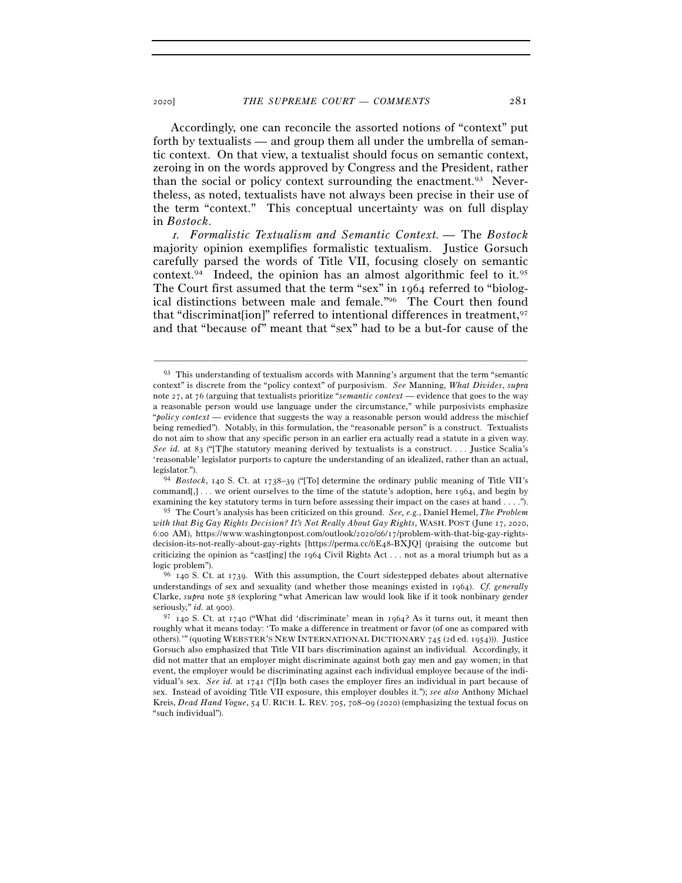Accordingly, one can reconcile the assorted notions of "context" put forth by textualists — and group them all under the umbrella of semantic context. On that view, a textualist should focus on semantic context, zeroing in on the words approved by Congress and the President, rather than the social or policy context surrounding the enactment.[93] Nevertheless, as noted, textualists have not always been precise in their use of the term "context." This conceptual uncertainty was on full display in *Bostock*.

*1. Formalistic Textualism and Semantic Context.* — The *Bostock* majority opinion exemplifies formalistic textualism. Justice Gorsuch carefully parsed the words of Title VII, focusing closely on semantic context.[94] Indeed, the opinion has an almost algorithmic feel to it.[95] The Court first assumed that the term "sex" in 1964 referred to "biological distinctions between male and female."[96] The Court then found that "discriminat[ion]" referred to intentional differences in treatment,[97] and that "because of" meant that "sex" had to be a but-for cause of the

---

[93] This understanding of textualism accords with Manning's argument that the term "semantic context" is discrete from the "policy context" of purposivism. *See* Manning, *What Divides*, *supra* note 27, at 76 (arguing that textualists prioritize "*semantic context* — evidence that goes to the way a reasonable person would use language under the circumstance," while purposivists emphasize "*policy context* — evidence that suggests the way a reasonable person would address the mischief being remedied"). Notably, in this formulation, the "reasonable person" is a construct. Textualists do not aim to show that any specific person in an earlier era actually read a statute in a given way. *See id.* at 83 ("[T]he statutory meaning derived by textualists is a construct. . . . Justice Scalia's 'reasonable' legislator purports to capture the understanding of an idealized, rather than an actual, legislator.").

[94] *Bostock*, 140 S. Ct. at 1738–39 ("[To] determine the ordinary public meaning of Title VII's command[,] . . . we orient ourselves to the time of the statute's adoption, here 1964, and begin by examining the key statutory terms in turn before assessing their impact on the cases at hand . . . .").

[95] The Court's analysis has been criticized on this ground. *See, e.g.*, Daniel Hemel, *The Problem with that Big Gay Rights Decision? It's Not Really About Gay Rights*, WASH. POST (June 17, 2020, 6:00 AM), https://www.washingtonpost.com/outlook/2020/06/17/problem-with-that-big-gay-rights-decision-its-not-really-about-gay-rights [https://perma.cc/6E48-BXJQ] (praising the outcome but criticizing the opinion as "cast[ing] the 1964 Civil Rights Act . . . not as a moral triumph but as a logic problem").

[96] 140 S. Ct. at 1739. With this assumption, the Court sidestepped debates about alternative understandings of sex and sexuality (and whether those meanings existed in 1964). *Cf. generally* Clarke, *supra* note 58 (exploring "what American law would look like if it took nonbinary gender seriously," *id.* at 900).

[97] 140 S. Ct. at 1740 ("What did 'discriminate' mean in 1964? As it turns out, it meant then roughly what it means today: 'To make a difference in treatment or favor (of one as compared with others).'" (quoting WEBSTER'S NEW INTERNATIONAL DICTIONARY 745 (2d ed. 1954))). Justice Gorsuch also emphasized that Title VII bars discrimination against an individual. Accordingly, it did not matter that an employer might discriminate against both gay men and gay women; in that event, the employer would be discriminating against each individual employee because of the individual's sex. *See id.* at 1741 ("[I]n both cases the employer fires an individual in part because of sex. Instead of avoiding Title VII exposure, this employer doubles it."); *see also* Anthony Michael Kreis, *Dead Hand Vogue*, 54 U. RICH. L. REV. 705, 708–09 (2020) (emphasizing the textual focus on "such individual").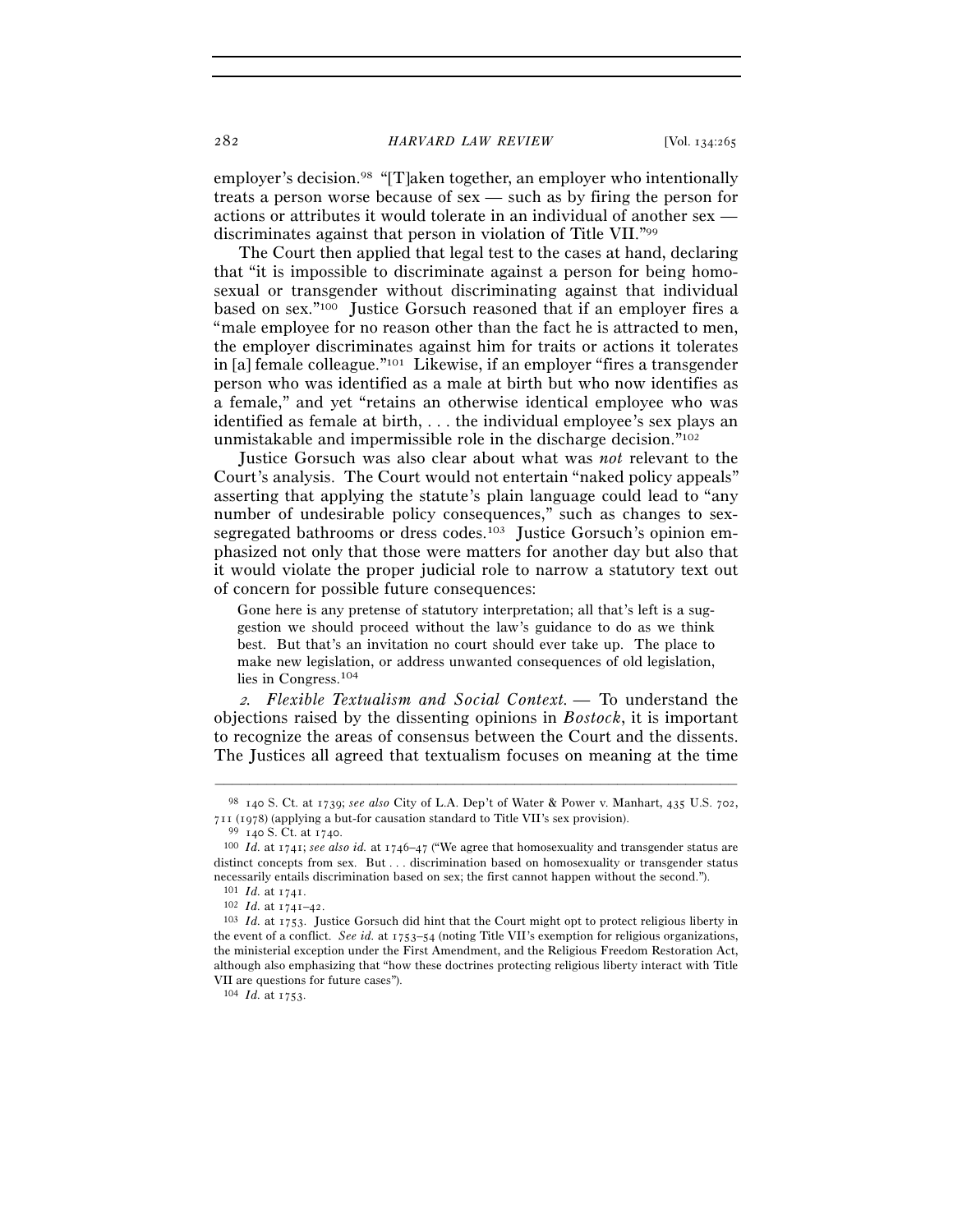employer's decision.[98] "[T]aken together, an employer who intentionally treats a person worse because of sex — such as by firing the person for actions or attributes it would tolerate in an individual of another sex — discriminates against that person in violation of Title VII."[99]

The Court then applied that legal test to the cases at hand, declaring that "it is impossible to discriminate against a person for being homosexual or transgender without discriminating against that individual based on sex."[100] Justice Gorsuch reasoned that if an employer fires a "male employee for no reason other than the fact he is attracted to men, the employer discriminates against him for traits or actions it tolerates in [a] female colleague."[101] Likewise, if an employer "fires a transgender person who was identified as a male at birth but who now identifies as a female," and yet "retains an otherwise identical employee who was identified as female at birth, . . . the individual employee's sex plays an unmistakable and impermissible role in the discharge decision."[102]

Justice Gorsuch was also clear about what was *not* relevant to the Court's analysis. The Court would not entertain "naked policy appeals" asserting that applying the statute's plain language could lead to "any number of undesirable policy consequences," such as changes to sex-segregated bathrooms or dress codes.[103] Justice Gorsuch's opinion emphasized not only that those were matters for another day but also that it would violate the proper judicial role to narrow a statutory text out of concern for possible future consequences:

> Gone here is any pretense of statutory interpretation; all that's left is a suggestion we should proceed without the law's guidance to do as we think best. But that's an invitation no court should ever take up. The place to make new legislation, or address unwanted consequences of old legislation, lies in Congress.[104]

*2. Flexible Textualism and Social Context.* — To understand the objections raised by the dissenting opinions in *Bostock*, it is important to recognize the areas of consensus between the Court and the dissents. The Justices all agreed that textualism focuses on meaning at the time

---

[98] 140 S. Ct. at 1739; *see also* City of L.A. Dep't of Water & Power v. Manhart, 435 U.S. 702, 711 (1978) (applying a but-for causation standard to Title VII's sex provision).

[99] 140 S. Ct. at 1740.

[100] *Id.* at 1741; *see also id.* at 1746–47 ("We agree that homosexuality and transgender status are distinct concepts from sex. But . . . discrimination based on homosexuality or transgender status necessarily entails discrimination based on sex; the first cannot happen without the second.").

[101] *Id.* at 1741.

[102] *Id.* at 1741–42.

[103] *Id.* at 1753. Justice Gorsuch did hint that the Court might opt to protect religious liberty in the event of a conflict. *See id.* at 1753–54 (noting Title VII's exemption for religious organizations, the ministerial exception under the First Amendment, and the Religious Freedom Restoration Act, although also emphasizing that "how these doctrines protecting religious liberty interact with Title VII are questions for future cases").

[104] *Id.* at 1753.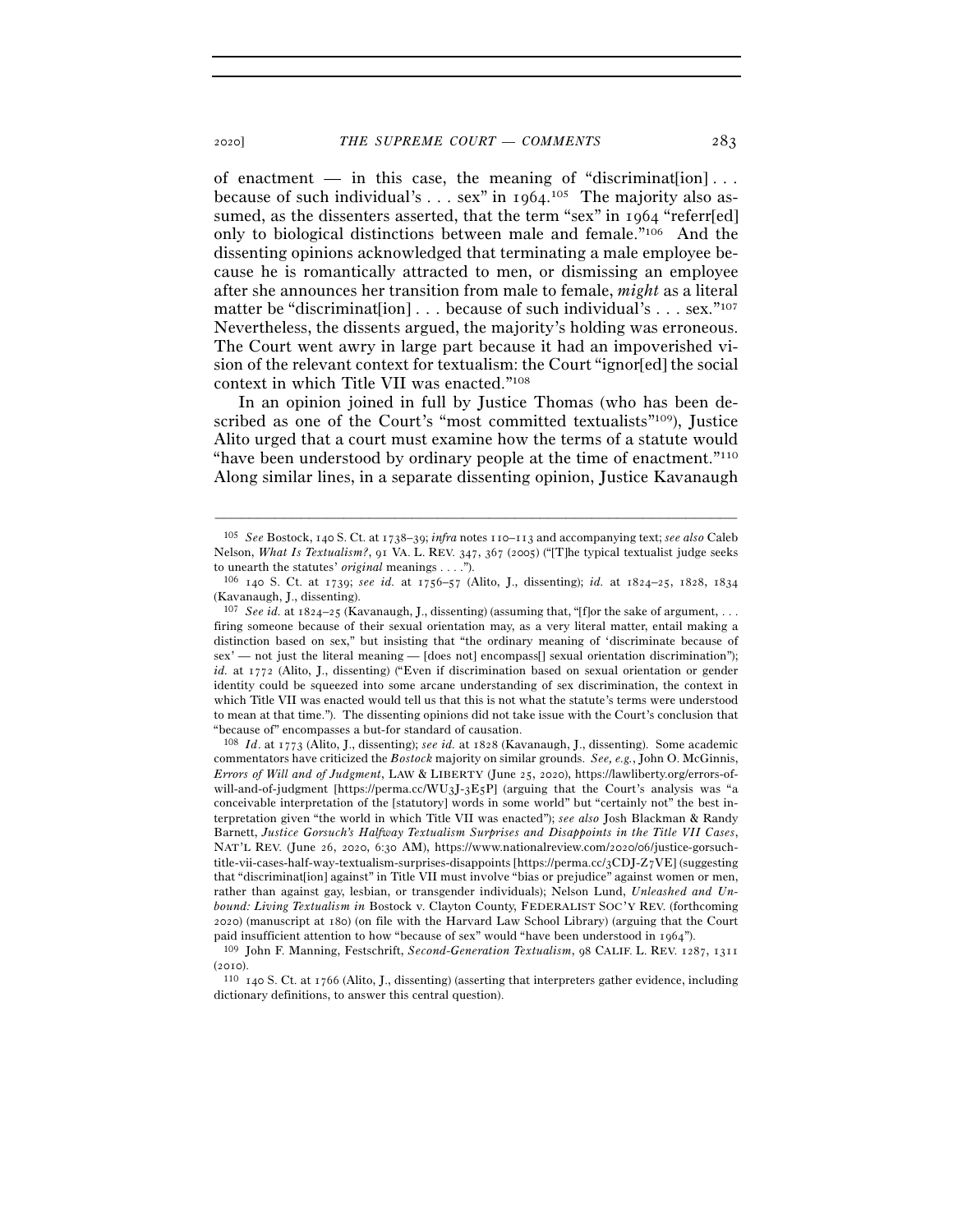of enactment — in this case, the meaning of "discriminat[ion] . . . because of such individual's . . . sex" in 1964.[105] The majority also assumed, as the dissenters asserted, that the term "sex" in 1964 "referr[ed] only to biological distinctions between male and female."[106] And the dissenting opinions acknowledged that terminating a male employee because he is romantically attracted to men, or dismissing an employee after she announces her transition from male to female, *might* as a literal matter be "discriminat[ion] . . . because of such individual's . . . sex."[107] Nevertheless, the dissents argued, the majority's holding was erroneous. The Court went awry in large part because it had an impoverished vision of the relevant context for textualism: the Court "ignor[ed] the social context in which Title VII was enacted."[108]

In an opinion joined in full by Justice Thomas (who has been described as one of the Court's "most committed textualists"[109]), Justice Alito urged that a court must examine how the terms of a statute would "have been understood by ordinary people at the time of enactment."[110] Along similar lines, in a separate dissenting opinion, Justice Kavanaugh

---

[105] *See* Bostock, 140 S. Ct. at 1738–39; *infra* notes 110–113 and accompanying text; *see also* Caleb Nelson, *What Is Textualism?*, 91 VA. L. REV. 347, 367 (2005) ("[T]he typical textualist judge seeks to unearth the statutes' *original* meanings . . . .").

[106] 140 S. Ct. at 1739; *see id.* at 1756–57 (Alito, J., dissenting); *id.* at 1824–25, 1828, 1834 (Kavanaugh, J., dissenting).

[107] *See id.* at 1824–25 (Kavanaugh, J., dissenting) (assuming that, "[f]or the sake of argument, . . . firing someone because of their sexual orientation may, as a very literal matter, entail making a distinction based on sex," but insisting that "the ordinary meaning of 'discriminate because of sex' — not just the literal meaning — [does not] encompass[] sexual orientation discrimination"); *id.* at 1772 (Alito, J., dissenting) ("Even if discrimination based on sexual orientation or gender identity could be squeezed into some arcane understanding of sex discrimination, the context in which Title VII was enacted would tell us that this is not what the statute's terms were understood to mean at that time."). The dissenting opinions did not take issue with the Court's conclusion that "because of" encompasses a but-for standard of causation.

[108] *Id.* at 1773 (Alito, J., dissenting); *see id.* at 1828 (Kavanaugh, J., dissenting). Some academic commentators have criticized the *Bostock* majority on similar grounds. *See, e.g.*, John O. McGinnis, *Errors of Will and of Judgment*, LAW & LIBERTY (June 25, 2020), https://lawliberty.org/errors-of-will-and-of-judgment [https://perma.cc/WU3J-3E5P] (arguing that the Court's analysis was "a conceivable interpretation of the [statutory] words in some world" but "certainly not" the best interpretation given "the world in which Title VII was enacted"); *see also* Josh Blackman & Randy Barnett, *Justice Gorsuch's Halfway Textualism Surprises and Disappoints in the Title VII Cases*, NAT'L REV. (June 26, 2020, 6:30 AM), https://www.nationalreview.com/2020/06/justice-gorsuch-title-vii-cases-half-way-textualism-surprises-disappoints [https://perma.cc/3CDJ-Z7VE] (suggesting that "discriminat[ion] against" in Title VII must involve "bias or prejudice" against women or men, rather than against gay, lesbian, or transgender individuals); Nelson Lund, *Unleashed and Unbound: Living Textualism in* Bostock v. Clayton County, FEDERALIST SOC'Y REV. (forthcoming 2020) (manuscript at 180) (on file with the Harvard Law School Library) (arguing that the Court paid insufficient attention to how "because of sex" would "have been understood in 1964").

[109] John F. Manning, Festschrift, *Second-Generation Textualism*, 98 CALIF. L. REV. 1287, 1311 (2010).

[110] 140 S. Ct. at 1766 (Alito, J., dissenting) (asserting that interpreters gather evidence, including dictionary definitions, to answer this central question).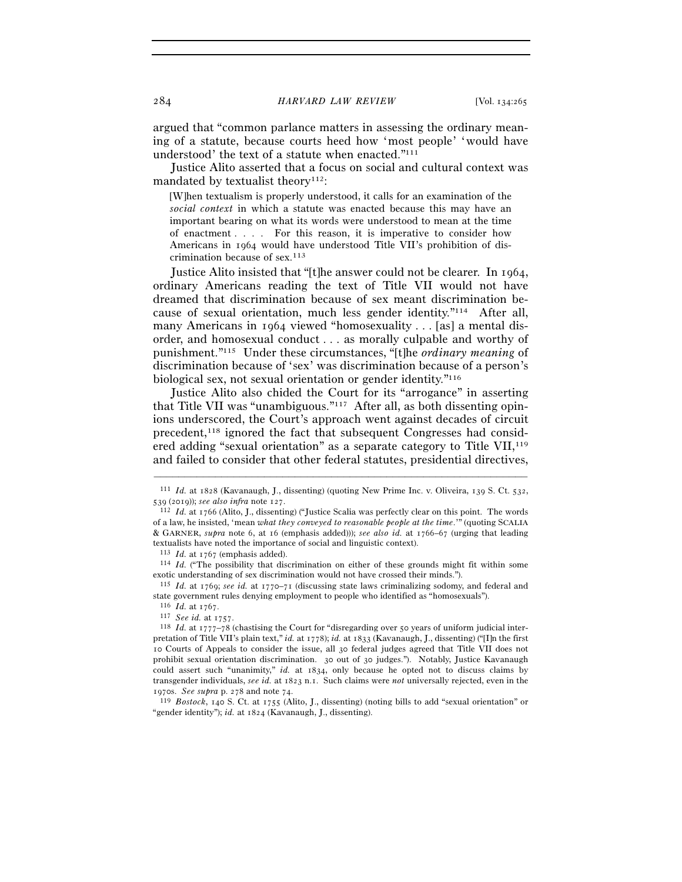argued that "common parlance matters in assessing the ordinary meaning of a statute, because courts heed how 'most people' 'would have understood' the text of a statute when enacted."[111]

Justice Alito asserted that a focus on social and cultural context was mandated by textualist theory[112]:

> [W]hen textualism is properly understood, it calls for an examination of the *social context* in which a statute was enacted because this may have an important bearing on what its words were understood to mean at the time of enactment . . . . For this reason, it is imperative to consider how Americans in 1964 would have understood Title VII's prohibition of discrimination because of sex.[113]

Justice Alito insisted that "[t]he answer could not be clearer. In 1964, ordinary Americans reading the text of Title VII would not have dreamed that discrimination because of sex meant discrimination because of sexual orientation, much less gender identity."[114] After all, many Americans in 1964 viewed "homosexuality . . . [as] a mental disorder, and homosexual conduct . . . as morally culpable and worthy of punishment."[115] Under these circumstances, "[t]he *ordinary meaning* of discrimination because of 'sex' was discrimination because of a person's biological sex, not sexual orientation or gender identity."[116]

Justice Alito also chided the Court for its "arrogance" in asserting that Title VII was "unambiguous."[117] After all, as both dissenting opinions underscored, the Court's approach went against decades of circuit precedent,[118] ignored the fact that subsequent Congresses had considered adding "sexual orientation" as a separate category to Title VII,[119] and failed to consider that other federal statutes, presidential directives,

---

[111] *Id.* at 1828 (Kavanaugh, J., dissenting) (quoting New Prime Inc. v. Oliveira, 139 S. Ct. 532, 539 (2019)); *see also infra* note 127.

[112] *Id.* at 1766 (Alito, J., dissenting) ("Justice Scalia was perfectly clear on this point. The words of a law, he insisted, 'mean *what they conveyed to reasonable people at the time*.'" (quoting SCALIA & GARNER, *supra* note 6, at 16 (emphasis added))); *see also id.* at 1766–67 (urging that leading textualists have noted the importance of social and linguistic context).

[113] *Id.* at 1767 (emphasis added).

[114] *Id.* ("The possibility that discrimination on either of these grounds might fit within some exotic understanding of sex discrimination would not have crossed their minds.").

[115] *Id.* at 1769; *see id.* at 1770–71 (discussing state laws criminalizing sodomy, and federal and state government rules denying employment to people who identified as "homosexuals").

[116] *Id.* at 1767.

[117] *See id.* at 1757.

[118] *Id.* at 1777–78 (chastising the Court for "disregarding over 50 years of uniform judicial interpretation of Title VII's plain text," *id.* at 1778); *id.* at 1833 (Kavanaugh, J., dissenting) ("[I]n the first 10 Courts of Appeals to consider the issue, all 30 federal judges agreed that Title VII does not prohibit sexual orientation discrimination. 30 out of 30 judges."). Notably, Justice Kavanaugh could assert such "unanimity," *id.* at 1834, only because he opted not to discuss claims by transgender individuals, *see id.* at 1823 n.1. Such claims were *not* universally rejected, even in the 1970s. *See supra* p. 278 and note 74.

[119] *Bostock*, 140 S. Ct. at 1755 (Alito, J., dissenting) (noting bills to add "sexual orientation" or "gender identity"); *id.* at 1824 (Kavanaugh, J., dissenting).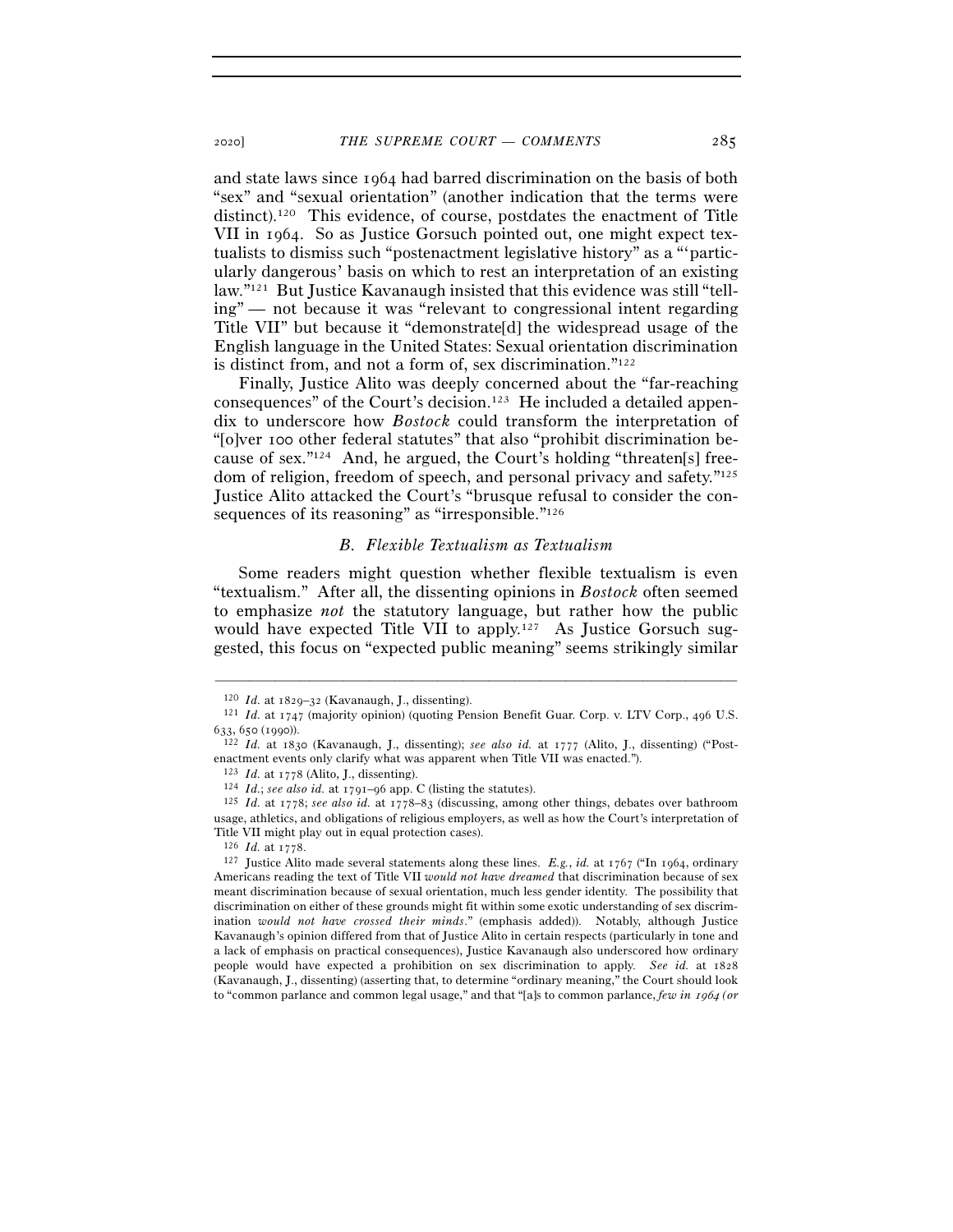and state laws since 1964 had barred discrimination on the basis of both "sex" and "sexual orientation" (another indication that the terms were distinct).[120] This evidence, of course, postdates the enactment of Title VII in 1964. So as Justice Gorsuch pointed out, one might expect textualists to dismiss such "postenactment legislative history" as a "'particularly dangerous' basis on which to rest an interpretation of an existing law."[121] But Justice Kavanaugh insisted that this evidence was still "telling" — not because it was "relevant to congressional intent regarding Title VII" but because it "demonstrate[d] the widespread usage of the English language in the United States: Sexual orientation discrimination is distinct from, and not a form of, sex discrimination."[122]

Finally, Justice Alito was deeply concerned about the "far-reaching consequences" of the Court's decision.[123] He included a detailed appendix to underscore how *Bostock* could transform the interpretation of "[o]ver 100 other federal statutes" that also "prohibit discrimination because of sex."[124] And, he argued, the Court's holding "threaten[s] freedom of religion, freedom of speech, and personal privacy and safety."[125] Justice Alito attacked the Court's "brusque refusal to consider the consequences of its reasoning" as "irresponsible."[126]

### *B. Flexible Textualism as Textualism*

Some readers might question whether flexible textualism is even "textualism." After all, the dissenting opinions in *Bostock* often seemed to emphasize *not* the statutory language, but rather how the public would have expected Title VII to apply.[127] As Justice Gorsuch suggested, this focus on "expected public meaning" seems strikingly similar

---

[120] *Id.* at 1829–32 (Kavanaugh, J., dissenting).

[121] *Id.* at 1747 (majority opinion) (quoting Pension Benefit Guar. Corp. v. LTV Corp., 496 U.S. 633, 650 (1990)).

[122] *Id.* at 1830 (Kavanaugh, J., dissenting); *see also id.* at 1777 (Alito, J., dissenting) ("Post-enactment events only clarify what was apparent when Title VII was enacted.").

[123] *Id.* at 1778 (Alito, J., dissenting).

[124] *Id.*; *see also id.* at 1791–96 app. C (listing the statutes).

[125] *Id.* at 1778; *see also id.* at 1778–83 (discussing, among other things, debates over bathroom usage, athletics, and obligations of religious employers, as well as how the Court's interpretation of Title VII might play out in equal protection cases).

[126] *Id.* at 1778.

[127] Justice Alito made several statements along these lines. *E.g.*, *id.* at 1767 ("In 1964, ordinary Americans reading the text of Title VII *would not have dreamed* that discrimination because of sex meant discrimination because of sexual orientation, much less gender identity. The possibility that discrimination on either of these grounds might fit within some exotic understanding of sex discrimination *would not have crossed their minds*." (emphasis added)). Notably, although Justice Kavanaugh's opinion differed from that of Justice Alito in certain respects (particularly in tone and a lack of emphasis on practical consequences), Justice Kavanaugh also underscored how ordinary people would have expected a prohibition on sex discrimination to apply. *See id.* at 1828 (Kavanaugh, J., dissenting) (asserting that, to determine "ordinary meaning," the Court should look to "common parlance and common legal usage," and that "[a]s to common parlance, *few in 1964 (or*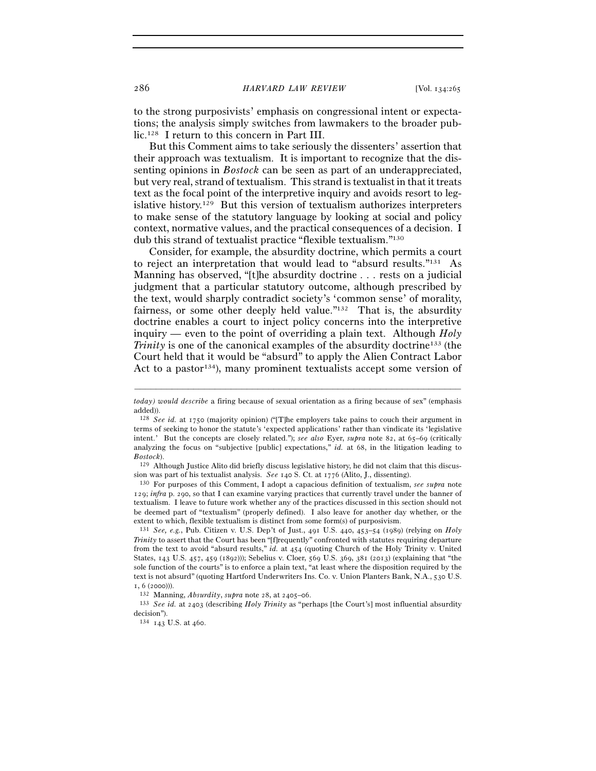to the strong purposivists' emphasis on congressional intent or expectations; the analysis simply switches from lawmakers to the broader public.[128] I return to this concern in Part III.

But this Comment aims to take seriously the dissenters' assertion that their approach was textualism. It is important to recognize that the dissenting opinions in *Bostock* can be seen as part of an underappreciated, but very real, strand of textualism. This strand is textualist in that it treats text as the focal point of the interpretive inquiry and avoids resort to legislative history.[129] But this version of textualism authorizes interpreters to make sense of the statutory language by looking at social and policy context, normative values, and the practical consequences of a decision. I dub this strand of textualist practice "flexible textualism."[130]

Consider, for example, the absurdity doctrine, which permits a court to reject an interpretation that would lead to "absurd results."[131] As Manning has observed, "[t]he absurdity doctrine . . . rests on a judicial judgment that a particular statutory outcome, although prescribed by the text, would sharply contradict society's 'common sense' of morality, fairness, or some other deeply held value."[132] That is, the absurdity doctrine enables a court to inject policy concerns into the interpretive inquiry — even to the point of overriding a plain text. Although *Holy Trinity* is one of the canonical examples of the absurdity doctrine[133] (the Court held that it would be "absurd" to apply the Alien Contract Labor Act to a pastor[134]), many prominent textualists accept some version of

---

*today) would describe* a firing because of sexual orientation as a firing because of sex" (emphasis added)).

[128] *See id.* at 1750 (majority opinion) ("[T]he employers take pains to couch their argument in terms of seeking to honor the statute's 'expected applications' rather than vindicate its 'legislative intent.' But the concepts are closely related."); *see also* Eyer, *supra* note 82, at 65–69 (critically analyzing the focus on "subjective [public] expectations," *id.* at 68, in the litigation leading to *Bostock*).

[129] Although Justice Alito did briefly discuss legislative history, he did not claim that this discussion was part of his textualist analysis. *See* 140 S. Ct. at 1776 (Alito, J., dissenting).

[130] For purposes of this Comment, I adopt a capacious definition of textualism, *see supra* note 129; *infra* p. 290, so that I can examine varying practices that currently travel under the banner of textualism. I leave to future work whether any of the practices discussed in this section should not be deemed part of "textualism" (properly defined). I also leave for another day whether, or the extent to which, flexible textualism is distinct from some form(s) of purposivism.

[131] *See, e.g.*, Pub. Citizen v. U.S. Dep't of Just., 491 U.S. 440, 453–54 (1989) (relying on *Holy Trinity* to assert that the Court has been "[f]requently" confronted with statutes requiring departure from the text to avoid "absurd results," *id.* at 454 (quoting Church of the Holy Trinity v. United States, 143 U.S. 457, 459 (1892))); Sebelius v. Cloer, 569 U.S. 369, 381 (2013) (explaining that "the sole function of the courts" is to enforce a plain text, "at least where the disposition required by the text is not absurd" (quoting Hartford Underwriters Ins. Co. v. Union Planters Bank, N.A., 530 U.S. 1, 6 (2000))).

[132] Manning, *Absurdity*, *supra* note 28, at 2405–06.

[133] *See id.* at 2403 (describing *Holy Trinity* as "perhaps [the Court's] most influential absurdity decision").

[134] 143 U.S. at 460.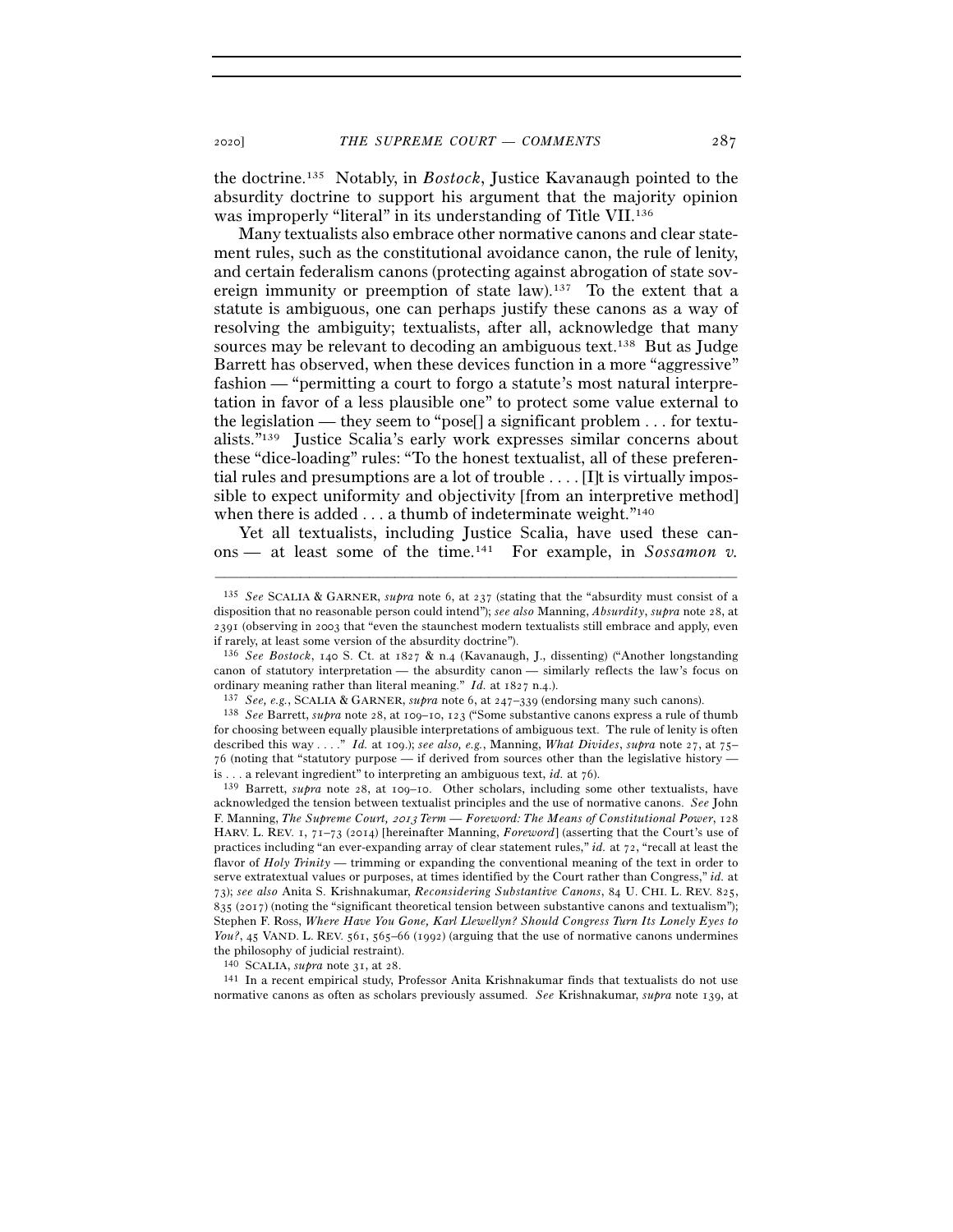the doctrine.[135] Notably, in *Bostock*, Justice Kavanaugh pointed to the absurdity doctrine to support his argument that the majority opinion was improperly "literal" in its understanding of Title VII.[136]

Many textualists also embrace other normative canons and clear statement rules, such as the constitutional avoidance canon, the rule of lenity, and certain federalism canons (protecting against abrogation of state sovereign immunity or preemption of state law).[137] To the extent that a statute is ambiguous, one can perhaps justify these canons as a way of resolving the ambiguity; textualists, after all, acknowledge that many sources may be relevant to decoding an ambiguous text.[138] But as Judge Barrett has observed, when these devices function in a more "aggressive" fashion — "permitting a court to forgo a statute's most natural interpretation in favor of a less plausible one" to protect some value external to the legislation — they seem to "pose[] a significant problem . . . for textualists."[139] Justice Scalia's early work expresses similar concerns about these "dice-loading" rules: "To the honest textualist, all of these preferential rules and presumptions are a lot of trouble . . . . [I]t is virtually impossible to expect uniformity and objectivity [from an interpretive method] when there is added . . . a thumb of indeterminate weight."[140]

Yet all textualists, including Justice Scalia, have used these canons — at least some of the time.[141] For example, in *Sossamon v.*

---

[135] *See* SCALIA & GARNER, *supra* note 6, at 237 (stating that the "absurdity must consist of a disposition that no reasonable person could intend"); *see also* Manning, *Absurdity*, *supra* note 28, at 2391 (observing in 2003 that "even the staunchest modern textualists still embrace and apply, even if rarely, at least some version of the absurdity doctrine").

[136] *See Bostock*, 140 S. Ct. at 1827 & n.4 (Kavanaugh, J., dissenting) ("Another longstanding canon of statutory interpretation — the absurdity canon — similarly reflects the law's focus on ordinary meaning rather than literal meaning." *Id.* at 1827 n.4.).

[137] *See, e.g.*, SCALIA & GARNER, *supra* note 6, at 247–339 (endorsing many such canons).

[138] *See* Barrett, *supra* note 28, at 109–10, 123 ("Some substantive canons express a rule of thumb for choosing between equally plausible interpretations of ambiguous text. The rule of lenity is often described this way . . . ." *Id.* at 109.); *see also, e.g.*, Manning, *What Divides*, *supra* note 27, at 75–76 (noting that "statutory purpose — if derived from sources other than the legislative history — is . . . a relevant ingredient" to interpreting an ambiguous text, *id.* at 76).

[139] Barrett, *supra* note 28, at 109–10. Other scholars, including some other textualists, have acknowledged the tension between textualist principles and the use of normative canons. *See* John F. Manning, *The Supreme Court, 2013 Term — Foreword: The Means of Constitutional Power*, 128 HARV. L. REV. 1, 71–73 (2014) [hereinafter Manning, *Foreword*] (asserting that the Court's use of practices including "an ever-expanding array of clear statement rules," *id.* at 72, "recall at least the flavor of *Holy Trinity* — trimming or expanding the conventional meaning of the text in order to serve extratextual values or purposes, at times identified by the Court rather than Congress," *id.* at 73); *see also* Anita S. Krishnakumar, *Reconsidering Substantive Canons*, 84 U. CHI. L. REV. 825, 835 (2017) (noting the "significant theoretical tension between substantive canons and textualism"); Stephen F. Ross, *Where Have You Gone, Karl Llewellyn? Should Congress Turn Its Lonely Eyes to You?*, 45 VAND. L. REV. 561, 565–66 (1992) (arguing that the use of normative canons undermines the philosophy of judicial restraint).

[140] SCALIA, *supra* note 31, at 28.

[141] In a recent empirical study, Professor Anita Krishnakumar finds that textualists do not use normative canons as often as scholars previously assumed. *See* Krishnakumar, *supra* note 139, at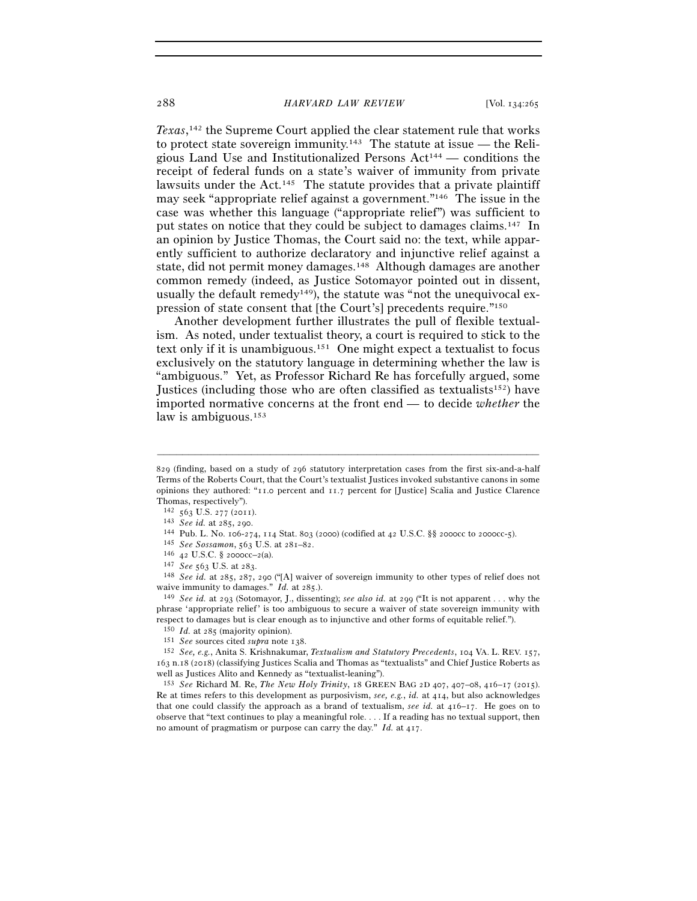*Texas*,[142] the Supreme Court applied the clear statement rule that works to protect state sovereign immunity.[143] The statute at issue — the Religious Land Use and Institutionalized Persons Act[144] — conditions the receipt of federal funds on a state's waiver of immunity from private lawsuits under the Act.[145] The statute provides that a private plaintiff may seek "appropriate relief against a government."[146] The issue in the case was whether this language ("appropriate relief") was sufficient to put states on notice that they could be subject to damages claims.[147] In an opinion by Justice Thomas, the Court said no: the text, while apparently sufficient to authorize declaratory and injunctive relief against a state, did not permit money damages.[148] Although damages are another common remedy (indeed, as Justice Sotomayor pointed out in dissent, usually the default remedy[149]), the statute was "not the unequivocal expression of state consent that [the Court's] precedents require."[150]

Another development further illustrates the pull of flexible textualism. As noted, under textualist theory, a court is required to stick to the text only if it is unambiguous.[151] One might expect a textualist to focus exclusively on the statutory language in determining whether the law is "ambiguous." Yet, as Professor Richard Re has forcefully argued, some Justices (including those who are often classified as textualists[152]) have imported normative concerns at the front end — to decide *whether* the law is ambiguous.[153]

---

829 (finding, based on a study of 296 statutory interpretation cases from the first six-and-a-half Terms of the Roberts Court, that the Court's textualist Justices invoked substantive canons in some opinions they authored: "11.0 percent and 11.7 percent for [Justice] Scalia and Justice Clarence Thomas, respectively").

[142] 563 U.S. 277 (2011).

[143] *See id.* at 285, 290.

[144] Pub. L. No. 106-274, 114 Stat. 803 (2000) (codified at 42 U.S.C. §§ 2000cc to 2000cc-5).

[145] *See Sossamon*, 563 U.S. at 281–82.

[146] 42 U.S.C. § 2000cc–2(a).

[147] *See* 563 U.S. at 283.

[148] *See id.* at 285, 287, 290 ("[A] waiver of sovereign immunity to other types of relief does not waive immunity to damages." *Id.* at 285.).

[149] *See id.* at 293 (Sotomayor, J., dissenting); *see also id.* at 299 ("It is not apparent . . . why the phrase 'appropriate relief' is too ambiguous to secure a waiver of state sovereign immunity with respect to damages but is clear enough as to injunctive and other forms of equitable relief.").

[150] *Id.* at 285 (majority opinion).

[151] *See* sources cited *supra* note 138.

[152] *See, e.g.*, Anita S. Krishnakumar, *Textualism and Statutory Precedents*, 104 VA. L. REV. 157, 163 n.18 (2018) (classifying Justices Scalia and Thomas as "textualists" and Chief Justice Roberts as well as Justices Alito and Kennedy as "textualist-leaning").

[153] *See* Richard M. Re, *The New Holy Trinity*, 18 GREEN BAG 2D 407, 407–08, 416–17 (2015). Re at times refers to this development as purposivism, *see, e.g.*, *id.* at 414, but also acknowledges that one could classify the approach as a brand of textualism, *see id.* at 416–17. He goes on to observe that "text continues to play a meaningful role. . . . If a reading has no textual support, then no amount of pragmatism or purpose can carry the day." *Id.* at 417.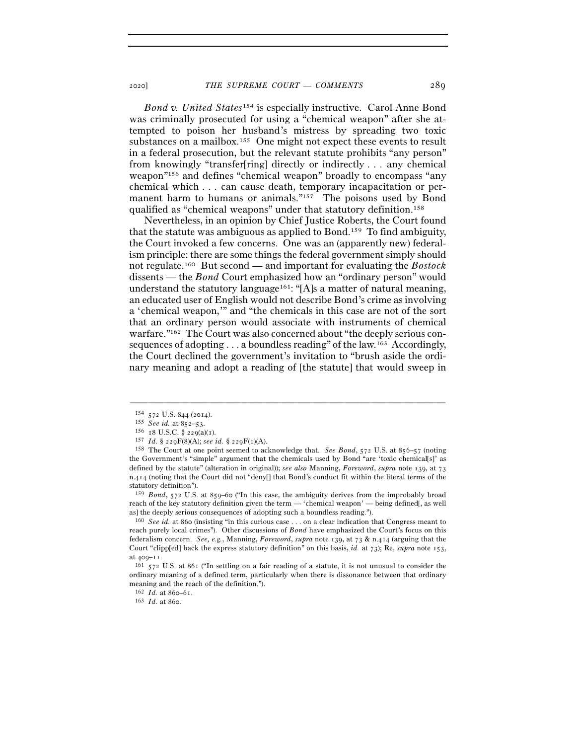*Bond v. United States*[154] is especially instructive. Carol Anne Bond was criminally prosecuted for using a "chemical weapon" after she attempted to poison her husband's mistress by spreading two toxic substances on a mailbox.[155] One might not expect these events to result in a federal prosecution, but the relevant statute prohibits "any person" from knowingly "transfer[ring] directly or indirectly . . . any chemical weapon"[156] and defines "chemical weapon" broadly to encompass "any chemical which . . . can cause death, temporary incapacitation or permanent harm to humans or animals."[157] The poisons used by Bond qualified as "chemical weapons" under that statutory definition.[158]

Nevertheless, in an opinion by Chief Justice Roberts, the Court found that the statute was ambiguous as applied to Bond.[159] To find ambiguity, the Court invoked a few concerns. One was an (apparently new) federalism principle: there are some things the federal government simply should not regulate.[160] But second — and important for evaluating the *Bostock* dissents — the *Bond* Court emphasized how an "ordinary person" would understand the statutory language[161]: "[A]s a matter of natural meaning, an educated user of English would not describe Bond's crime as involving a 'chemical weapon,'" and "the chemicals in this case are not of the sort that an ordinary person would associate with instruments of chemical warfare."[162] The Court was also concerned about "the deeply serious consequences of adopting . . . a boundless reading" of the law.[163] Accordingly, the Court declined the government's invitation to "brush aside the ordinary meaning and adopt a reading of [the statute] that would sweep in

---

[154] 572 U.S. 844 (2014).

[155] *See id.* at 852–53.

[156] 18 U.S.C. § 229(a)(1).

[157] *Id.* § 229F(8)(A); *see id.* § 229F(1)(A).

[158] The Court at one point seemed to acknowledge that. *See Bond*, 572 U.S. at 856–57 (noting the Government's "simple" argument that the chemicals used by Bond "are 'toxic chemical[s]' as defined by the statute" (alteration in original)); *see also* Manning, *Foreword*, *supra* note 139, at 73 n.414 (noting that the Court did not "deny[] that Bond's conduct fit within the literal terms of the statutory definition").

[159] *Bond*, 572 U.S. at 859–60 ("In this case, the ambiguity derives from the improbably broad reach of the key statutory definition given the term — 'chemical weapon' — being defined[, as well as] the deeply serious consequences of adopting such a boundless reading.").

[160] *See id.* at 860 (insisting "in this curious case . . . on a clear indication that Congress meant to reach purely local crimes"). Other discussions of *Bond* have emphasized the Court's focus on this federalism concern. *See, e.g.*, Manning, *Foreword*, *supra* note 139, at 73 & n.414 (arguing that the Court "clipp[ed] back the express statutory definition" on this basis, *id.* at 73); Re, *supra* note 153, at 409–11.

[161] 572 U.S. at 861 ("In settling on a fair reading of a statute, it is not unusual to consider the ordinary meaning of a defined term, particularly when there is dissonance between that ordinary meaning and the reach of the definition.").

[162] *Id.* at 860–61.

[163] *Id.* at 860.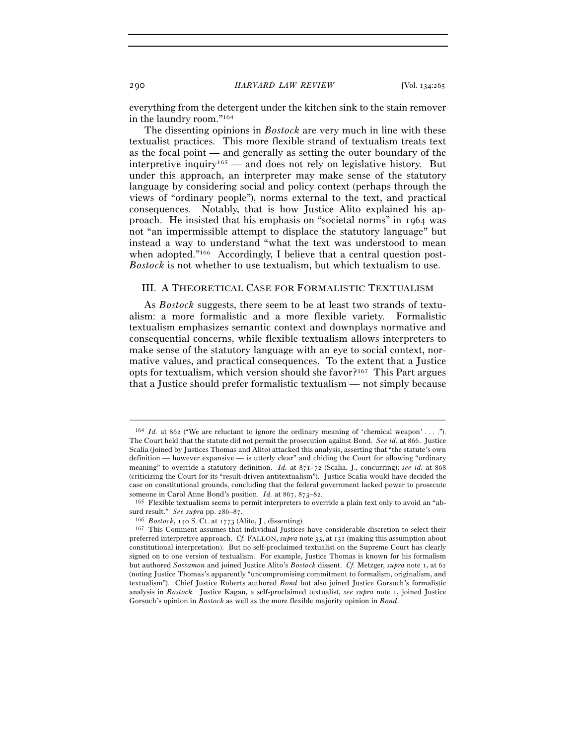everything from the detergent under the kitchen sink to the stain remover in the laundry room."[164]

The dissenting opinions in *Bostock* are very much in line with these textualist practices. This more flexible strand of textualism treats text as the focal point — and generally as setting the outer boundary of the interpretive inquiry[165] — and does not rely on legislative history. But under this approach, an interpreter may make sense of the statutory language by considering social and policy context (perhaps through the views of "ordinary people"), norms external to the text, and practical consequences. Notably, that is how Justice Alito explained his approach. He insisted that his emphasis on "societal norms" in 1964 was not "an impermissible attempt to displace the statutory language" but instead a way to understand "what the text was understood to mean when adopted."[166] Accordingly, I believe that a central question post-*Bostock* is not whether to use textualism, but which textualism to use.

## III. A Theoretical Case for Formalistic Textualism

As *Bostock* suggests, there seem to be at least two strands of textualism: a more formalistic and a more flexible variety. Formalistic textualism emphasizes semantic context and downplays normative and consequential concerns, while flexible textualism allows interpreters to make sense of the statutory language with an eye to social context, normative values, and practical consequences. To the extent that a Justice opts for textualism, which version should she favor?[167] This Part argues that a Justice should prefer formalistic textualism — not simply because

---

[164] *Id.* at 862 ("We are reluctant to ignore the ordinary meaning of 'chemical weapon' . . . ."). The Court held that the statute did not permit the prosecution against Bond. *See id.* at 866. Justice Scalia (joined by Justices Thomas and Alito) attacked this analysis, asserting that "the statute's own definition — however expansive — is utterly clear" and chiding the Court for allowing "ordinary meaning" to override a statutory definition. *Id.* at 871–72 (Scalia, J., concurring); *see id.* at 868 (criticizing the Court for its "result-driven antitextualism"). Justice Scalia would have decided the case on constitutional grounds, concluding that the federal government lacked power to prosecute someone in Carol Anne Bond's position. *Id.* at 867, 873–82.

[165] Flexible textualism seems to permit interpreters to override a plain text only to avoid an "absurd result." *See supra* pp. 286–87.

[166] *Bostock*, 140 S. Ct. at 1773 (Alito, J., dissenting).

[167] This Comment assumes that individual Justices have considerable discretion to select their preferred interpretive approach. *Cf.* FALLON, *supra* note 33, at 131 (making this assumption about constitutional interpretation). But no self-proclaimed textualist on the Supreme Court has clearly signed on to one version of textualism. For example, Justice Thomas is known for his formalism but authored *Sossamon* and joined Justice Alito's *Bostock* dissent. *Cf.* Metzger, *supra* note 1, at 62 (noting Justice Thomas's apparently "uncompromising commitment to formalism, originalism, and textualism"). Chief Justice Roberts authored *Bond* but also joined Justice Gorsuch's formalistic analysis in *Bostock*. Justice Kagan, a self-proclaimed textualist, *see supra* note 1, joined Justice Gorsuch's opinion in *Bostock* as well as the more flexible majority opinion in *Bond*.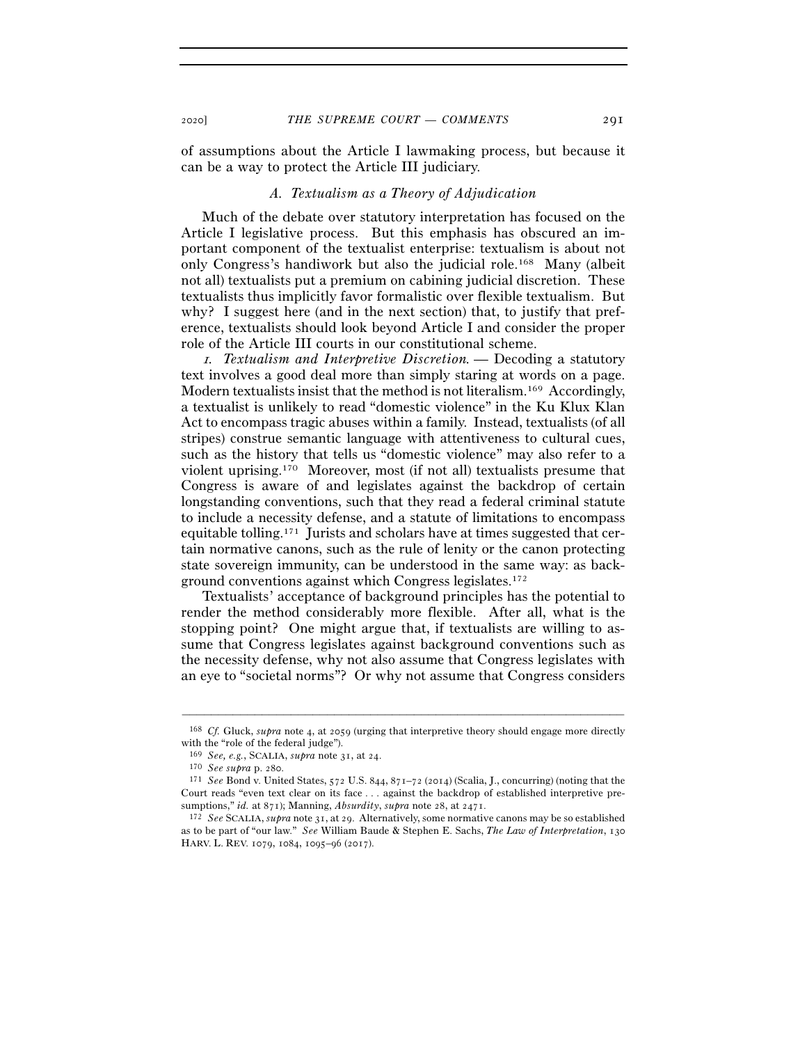of assumptions about the Article I lawmaking process, but because it can be a way to protect the Article III judiciary.

### *A. Textualism as a Theory of Adjudication*

Much of the debate over statutory interpretation has focused on the Article I legislative process. But this emphasis has obscured an important component of the textualist enterprise: textualism is about not only Congress's handiwork but also the judicial role.[168] Many (albeit not all) textualists put a premium on cabining judicial discretion. These textualists thus implicitly favor formalistic over flexible textualism. But why? I suggest here (and in the next section) that, to justify that preference, textualists should look beyond Article I and consider the proper role of the Article III courts in our constitutional scheme.

*1. Textualism and Interpretive Discretion.* — Decoding a statutory text involves a good deal more than simply staring at words on a page. Modern textualists insist that the method is not literalism.[169] Accordingly, a textualist is unlikely to read "domestic violence" in the Ku Klux Klan Act to encompass tragic abuses within a family. Instead, textualists (of all stripes) construe semantic language with attentiveness to cultural cues, such as the history that tells us "domestic violence" may also refer to a violent uprising.[170] Moreover, most (if not all) textualists presume that Congress is aware of and legislates against the backdrop of certain longstanding conventions, such that they read a federal criminal statute to include a necessity defense, and a statute of limitations to encompass equitable tolling.[171] Jurists and scholars have at times suggested that certain normative canons, such as the rule of lenity or the canon protecting state sovereign immunity, can be understood in the same way: as background conventions against which Congress legislates.[172]

Textualists' acceptance of background principles has the potential to render the method considerably more flexible. After all, what is the stopping point? One might argue that, if textualists are willing to assume that Congress legislates against background conventions such as the necessity defense, why not also assume that Congress legislates with an eye to "societal norms"? Or why not assume that Congress considers

---

[168] *Cf.* Gluck, *supra* note 4, at 2059 (urging that interpretive theory should engage more directly with the "role of the federal judge").

[169] *See, e.g.*, SCALIA, *supra* note 31, at 24.

[170] *See supra* p. 280.

[171] *See* Bond v. United States, 572 U.S. 844, 871–72 (2014) (Scalia, J., concurring) (noting that the Court reads "even text clear on its face . . . against the backdrop of established interpretive presumptions," *id.* at 871); Manning, *Absurdity*, *supra* note 28, at 2471.

[172] *See* SCALIA, *supra* note 31, at 29. Alternatively, some normative canons may be so established as to be part of "our law." *See* William Baude & Stephen E. Sachs, *The Law of Interpretation*, 130 HARV. L. REV. 1079, 1084, 1095–96 (2017).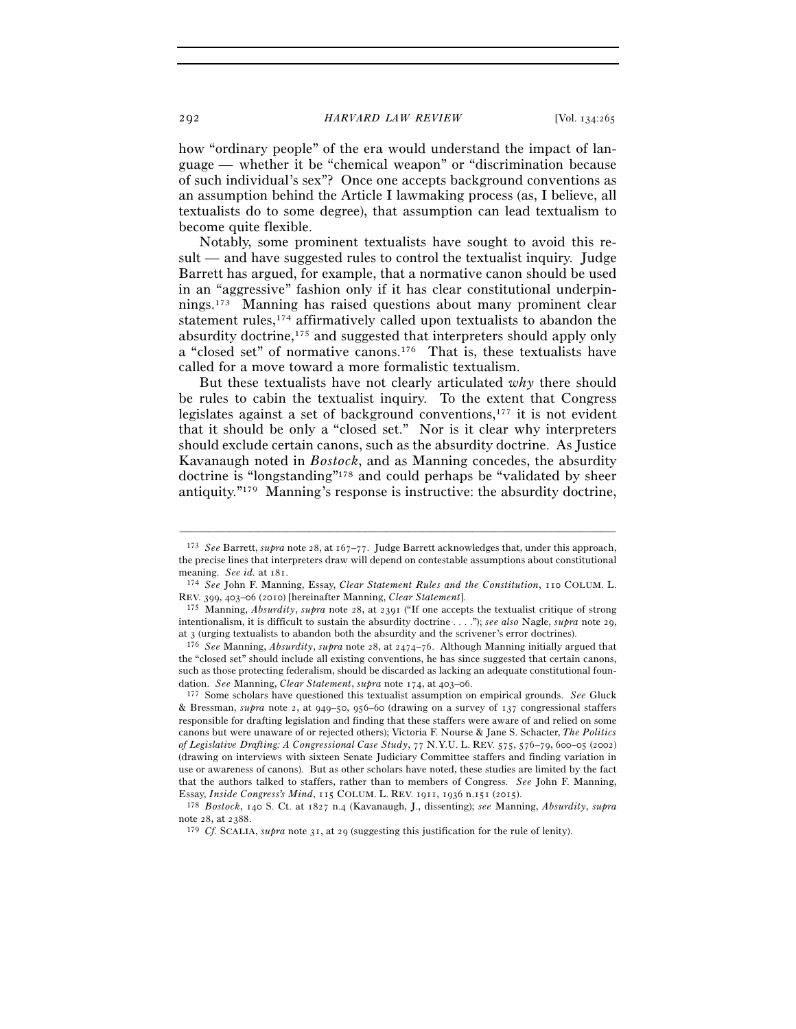how "ordinary people" of the era would understand the impact of language — whether it be "chemical weapon" or "discrimination because of such individual's sex"? Once one accepts background conventions as an assumption behind the Article I lawmaking process (as, I believe, all textualists do to some degree), that assumption can lead textualism to become quite flexible.

Notably, some prominent textualists have sought to avoid this result — and have suggested rules to control the textualist inquiry. Judge Barrett has argued, for example, that a normative canon should be used in an "aggressive" fashion only if it has clear constitutional underpinnings.[173] Manning has raised questions about many prominent clear statement rules,[174] affirmatively called upon textualists to abandon the absurdity doctrine,[175] and suggested that interpreters should apply only a "closed set" of normative canons.[176] That is, these textualists have called for a move toward a more formalistic textualism.

But these textualists have not clearly articulated *why* there should be rules to cabin the textualist inquiry. To the extent that Congress legislates against a set of background conventions,[177] it is not evident that it should be only a "closed set." Nor is it clear why interpreters should exclude certain canons, such as the absurdity doctrine. As Justice Kavanaugh noted in *Bostock*, and as Manning concedes, the absurdity doctrine is "longstanding"[178] and could perhaps be "validated by sheer antiquity."[179] Manning's response is instructive: the absurdity doctrine,

---

[173] *See* Barrett, *supra* note 28, at 167–77. Judge Barrett acknowledges that, under this approach, the precise lines that interpreters draw will depend on contestable assumptions about constitutional meaning. *See id.* at 181.

[174] *See* John F. Manning, Essay, *Clear Statement Rules and the Constitution*, 110 COLUM. L. REV. 399, 403–06 (2010) [hereinafter Manning, *Clear Statement*].

[175] Manning, *Absurdity*, *supra* note 28, at 2391 ("If one accepts the textualist critique of strong intentionalism, it is difficult to sustain the absurdity doctrine . . . ."); *see also* Nagle, *supra* note 29, at 3 (urging textualists to abandon both the absurdity and the scrivener's error doctrines).

[176] *See* Manning, *Absurdity*, *supra* note 28, at 2474–76. Although Manning initially argued that the "closed set" should include all existing conventions, he has since suggested that certain canons, such as those protecting federalism, should be discarded as lacking an adequate constitutional foundation. *See* Manning, *Clear Statement*, *supra* note 174, at 403–06.

[177] Some scholars have questioned this textualist assumption on empirical grounds. *See* Gluck & Bressman, *supra* note 2, at 949–50, 956–60 (drawing on a survey of 137 congressional staffers responsible for drafting legislation and finding that these staffers were aware of and relied on some canons but were unaware of or rejected others); Victoria F. Nourse & Jane S. Schacter, *The Politics of Legislative Drafting: A Congressional Case Study*, 77 N.Y.U. L. REV. 575, 576–79, 600–05 (2002) (drawing on interviews with sixteen Senate Judiciary Committee staffers and finding variation in use or awareness of canons). But as other scholars have noted, these studies are limited by the fact that the authors talked to staffers, rather than to members of Congress. *See* John F. Manning, Essay, *Inside Congress's Mind*, 115 COLUM. L. REV. 1911, 1936 n.151 (2015).

[178] *Bostock*, 140 S. Ct. at 1827 n.4 (Kavanaugh, J., dissenting); *see* Manning, *Absurdity*, *supra* note 28, at 2388.

[179] *Cf.* SCALIA, *supra* note 31, at 29 (suggesting this justification for the rule of lenity).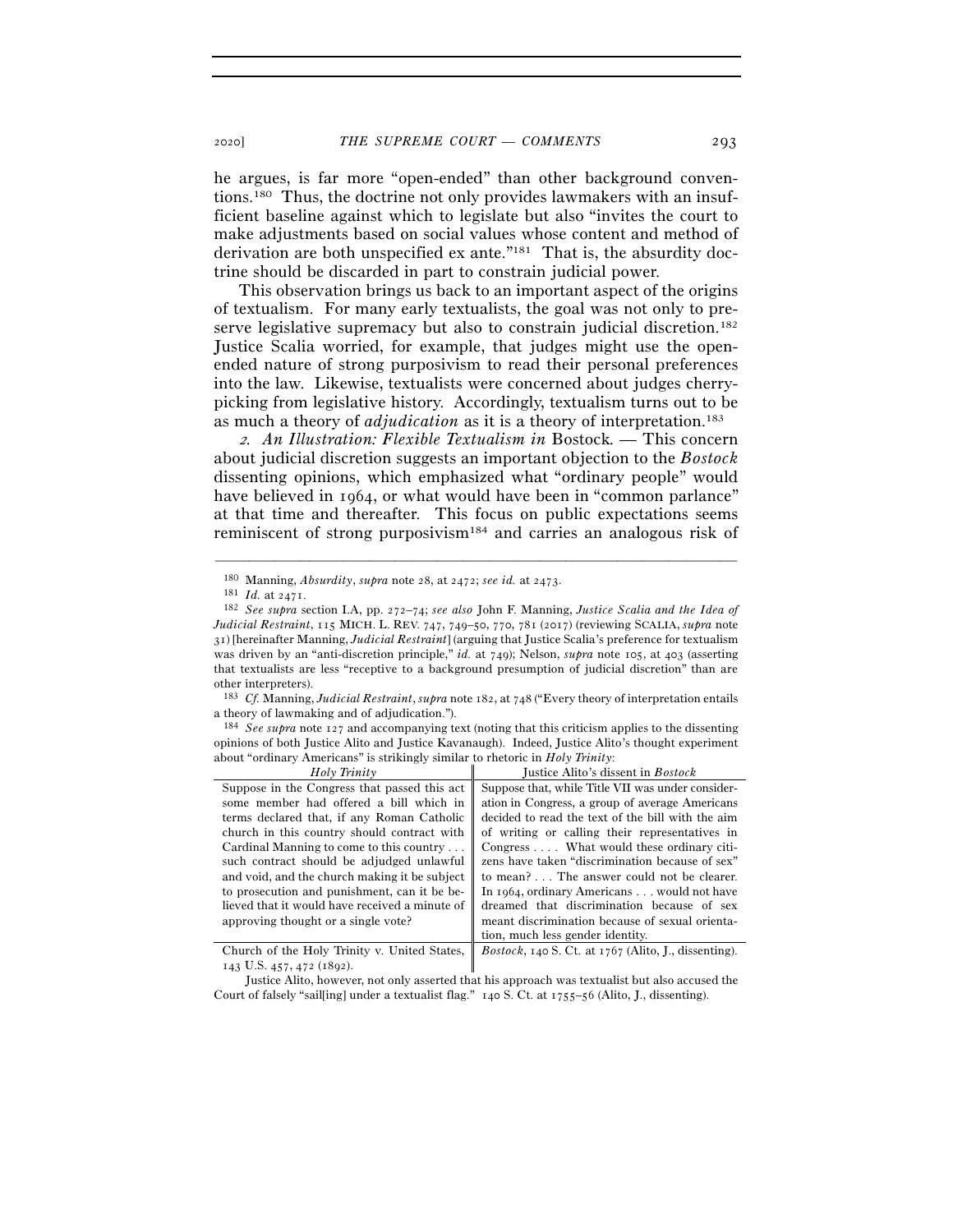he argues, is far more "open-ended" than other background conventions.[180] Thus, the doctrine not only provides lawmakers with an insufficient baseline against which to legislate but also "invites the court to make adjustments based on social values whose content and method of derivation are both unspecified ex ante."[181] That is, the absurdity doctrine should be discarded in part to constrain judicial power.

This observation brings us back to an important aspect of the origins of textualism. For many early textualists, the goal was not only to preserve legislative supremacy but also to constrain judicial discretion.[182] Justice Scalia worried, for example, that judges might use the open-ended nature of strong purposivism to read their personal preferences into the law. Likewise, textualists were concerned about judges cherry-picking from legislative history. Accordingly, textualism turns out to be as much a theory of *adjudication* as it is a theory of interpretation.[183]

*2. An Illustration: Flexible Textualism in* Bostock. — This concern about judicial discretion suggests an important objection to the *Bostock* dissenting opinions, which emphasized what "ordinary people" would have believed in 1964, or what would have been in "common parlance" at that time and thereafter. This focus on public expectations seems reminiscent of strong purposivism[184] and carries an analogous risk of

---

[180] Manning, *Absurdity*, *supra* note 28, at 2472; *see id.* at 2473.

[181] *Id.* at 2471.

[182] *See supra* section I.A, pp. 272–74; *see also* John F. Manning, *Justice Scalia and the Idea of Judicial Restraint*, 115 MICH. L. REV. 747, 749–50, 770, 781 (2017) (reviewing SCALIA, *supra* note 31) [hereinafter Manning, *Judicial Restraint*] (arguing that Justice Scalia's preference for textualism was driven by an "anti-discretion principle," *id.* at 749); Nelson, *supra* note 105, at 403 (asserting that textualists are less "receptive to a background presumption of judicial discretion" than are other interpreters).

[183] *Cf.* Manning, *Judicial Restraint*, *supra* note 182, at 748 ("Every theory of interpretation entails a theory of lawmaking and of adjudication.").

[184] *See supra* note 127 and accompanying text (noting that this criticism applies to the dissenting opinions of both Justice Alito and Justice Kavanaugh). Indeed, Justice Alito's thought experiment about "ordinary Americans" is strikingly similar to rhetoric in *Holy Trinity*:

| *Holy Trinity* | Justice Alito's dissent in *Bostock* |
|---|---|
| Suppose in the Congress that passed this act some member had offered a bill which in terms declared that, if any Roman Catholic church in this country should contract with Cardinal Manning to come to this country . . . such contract should be adjudged unlawful and void, and the church making it be subject to prosecution and punishment, can it be believed that it would have received a minute of approving thought or a single vote? | Suppose that, while Title VII was under consideration in Congress, a group of average Americans decided to read the text of the bill with the aim of writing or calling their representatives in Congress . . . . What would these ordinary citizens have taken "discrimination because of sex" to mean? . . . The answer could not be clearer. In 1964, ordinary Americans . . . would not have dreamed that discrimination because of sex meant discrimination because of sexual orientation, much less gender identity. |
| Church of the Holy Trinity v. United States, 143 U.S. 457, 472 (1892). | *Bostock*, 140 S. Ct. at 1767 (Alito, J., dissenting). |

Justice Alito, however, not only asserted that his approach was textualist but also accused the Court of falsely "sail[ing] under a textualist flag." 140 S. Ct. at 1755–56 (Alito, J., dissenting).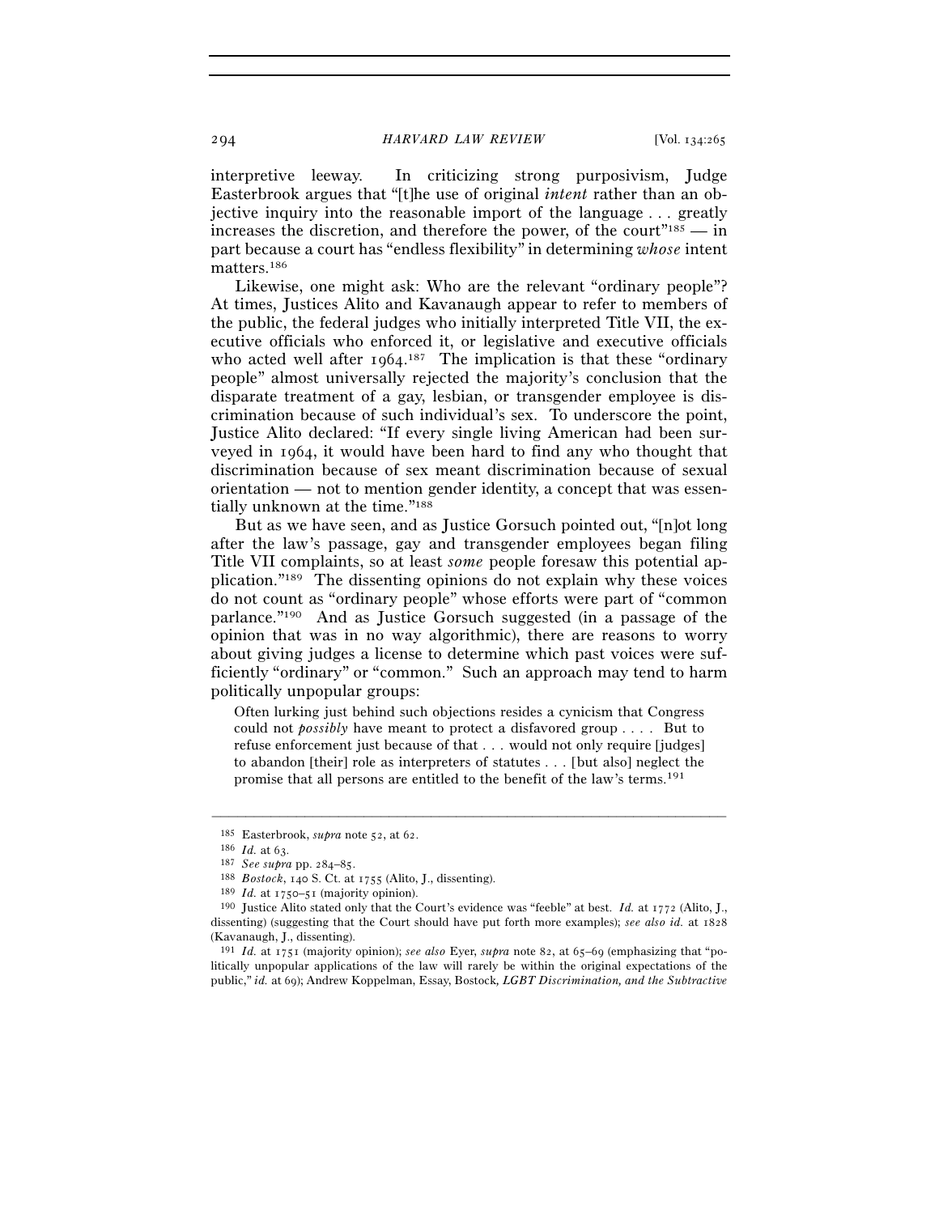interpretive leeway. In criticizing strong purposivism, Judge Easterbrook argues that "[t]he use of original *intent* rather than an objective inquiry into the reasonable import of the language . . . greatly increases the discretion, and therefore the power, of the court"[185] — in part because a court has "endless flexibility" in determining *whose* intent matters.[186]

Likewise, one might ask: Who are the relevant "ordinary people"? At times, Justices Alito and Kavanaugh appear to refer to members of the public, the federal judges who initially interpreted Title VII, the executive officials who enforced it, or legislative and executive officials who acted well after 1964.[187] The implication is that these "ordinary people" almost universally rejected the majority's conclusion that the disparate treatment of a gay, lesbian, or transgender employee is discrimination because of such individual's sex. To underscore the point, Justice Alito declared: "If every single living American had been surveyed in 1964, it would have been hard to find any who thought that discrimination because of sex meant discrimination because of sexual orientation — not to mention gender identity, a concept that was essentially unknown at the time."[188]

But as we have seen, and as Justice Gorsuch pointed out, "[n]ot long after the law's passage, gay and transgender employees began filing Title VII complaints, so at least *some* people foresaw this potential application."[189] The dissenting opinions do not explain why these voices do not count as "ordinary people" whose efforts were part of "common parlance."[190] And as Justice Gorsuch suggested (in a passage of the opinion that was in no way algorithmic), there are reasons to worry about giving judges a license to determine which past voices were sufficiently "ordinary" or "common." Such an approach may tend to harm politically unpopular groups:

> Often lurking just behind such objections resides a cynicism that Congress could not *possibly* have meant to protect a disfavored group . . . . But to refuse enforcement just because of that . . . would not only require [judges] to abandon [their] role as interpreters of statutes . . . [but also] neglect the promise that all persons are entitled to the benefit of the law's terms.[191]

---

185 Easterbrook, *supra* note 52, at 62.

186 *Id.* at 63.

187 *See supra* pp. 284–85.

188 *Bostock*, 140 S. Ct. at 1755 (Alito, J., dissenting).

189 *Id.* at 1750–51 (majority opinion).

190 Justice Alito stated only that the Court's evidence was "feeble" at best. *Id.* at 1772 (Alito, J., dissenting) (suggesting that the Court should have put forth more examples); *see also id.* at 1828 (Kavanaugh, J., dissenting).

191 *Id.* at 1751 (majority opinion); *see also* Eyer, *supra* note 82, at 65–69 (emphasizing that "politically unpopular applications of the law will rarely be within the original expectations of the public," *id.* at 69); Andrew Koppelman, Essay, Bostock*, LGBT Discrimination, and the Subtractive*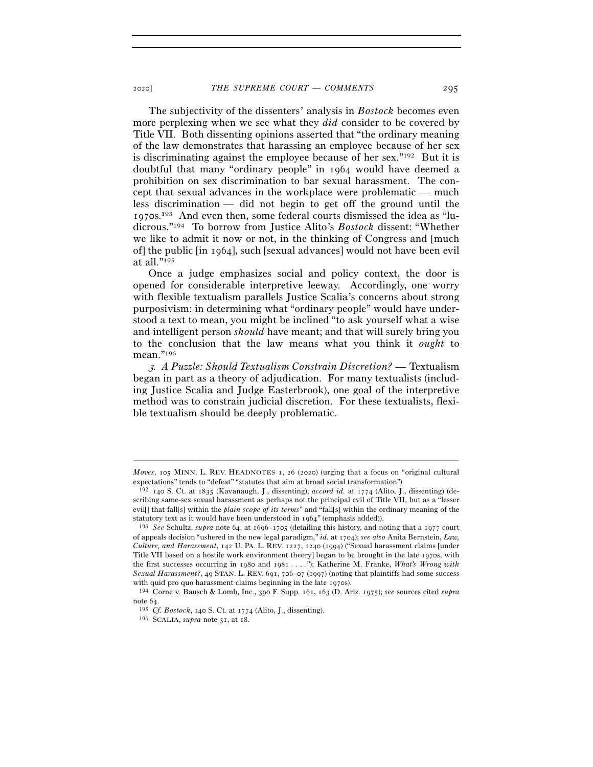The subjectivity of the dissenters' analysis in *Bostock* becomes even more perplexing when we see what they *did* consider to be covered by Title VII. Both dissenting opinions asserted that "the ordinary meaning of the law demonstrates that harassing an employee because of her sex is discriminating against the employee because of her sex."[192] But it is doubtful that many "ordinary people" in 1964 would have deemed a prohibition on sex discrimination to bar sexual harassment. The concept that sexual advances in the workplace were problematic — much less discrimination — did not begin to get off the ground until the 1970s.[193] And even then, some federal courts dismissed the idea as "ludicrous."[194] To borrow from Justice Alito's *Bostock* dissent: "Whether we like to admit it now or not, in the thinking of Congress and [much of] the public [in 1964], such [sexual advances] would not have been evil at all."[195]

Once a judge emphasizes social and policy context, the door is opened for considerable interpretive leeway. Accordingly, one worry with flexible textualism parallels Justice Scalia's concerns about strong purposivism: in determining what "ordinary people" would have understood a text to mean, you might be inclined "to ask yourself what a wise and intelligent person *should* have meant; and that will surely bring you to the conclusion that the law means what you think it *ought* to mean."[196]

*3. A Puzzle: Should Textualism Constrain Discretion?* — Textualism began in part as a theory of adjudication. For many textualists (including Justice Scalia and Judge Easterbrook), one goal of the interpretive method was to constrain judicial discretion. For these textualists, flexible textualism should be deeply problematic.

---

*Moves*, 105 MINN. L. REV. HEADNOTES 1, 26 (2020) (urging that a focus on "original cultural expectations" tends to "defeat" "statutes that aim at broad social transformation").

[192] 140 S. Ct. at 1835 (Kavanaugh, J., dissenting); *accord id.* at 1774 (Alito, J., dissenting) (describing same-sex sexual harassment as perhaps not the principal evil of Title VII, but as a "lesser evil[] that fall[s] within the *plain scope of its terms*" and "fall[s] within the ordinary meaning of the statutory text as it would have been understood in 1964" (emphasis added)).

[193] *See* Schultz, *supra* note 64, at 1696–1705 (detailing this history, and noting that a 1977 court of appeals decision "ushered in the new legal paradigm," *id.* at 1704); *see also* Anita Bernstein, *Law, Culture, and Harassment*, 142 U. PA. L. REV. 1227, 1240 (1994) ("Sexual harassment claims [under Title VII based on a hostile work environment theory] began to be brought in the late 1970s, with the first successes occurring in 1980 and 1981 . . . ."); Katherine M. Franke, *What's Wrong with Sexual Harassment?*, 49 STAN. L. REV. 691, 706–07 (1997) (noting that plaintiffs had some success with quid pro quo harassment claims beginning in the late 1970s).

[194] Corne v. Bausch & Lomb, Inc., 390 F. Supp. 161, 163 (D. Ariz. 1975); *see* sources cited *supra* note 64.

[195] *Cf. Bostock*, 140 S. Ct. at 1774 (Alito, J., dissenting).

[196] SCALIA, *supra* note 31, at 18.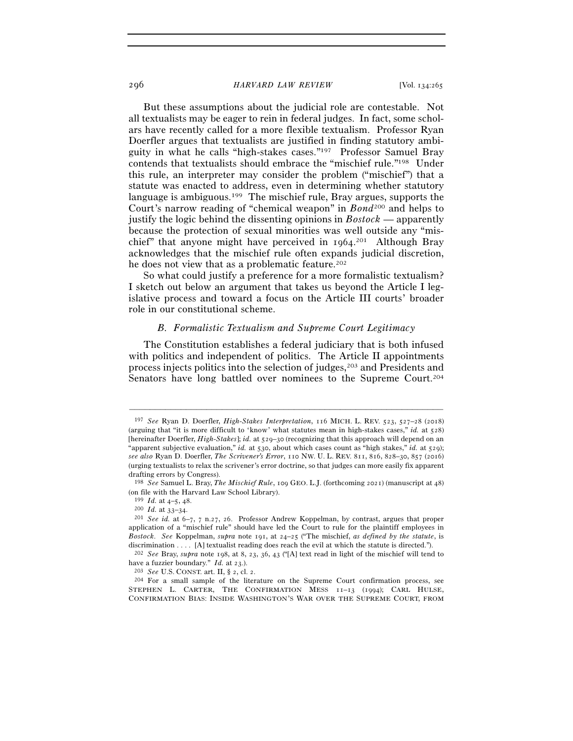But these assumptions about the judicial role are contestable. Not all textualists may be eager to rein in federal judges. In fact, some scholars have recently called for a more flexible textualism. Professor Ryan Doerfler argues that textualists are justified in finding statutory ambiguity in what he calls "high-stakes cases."[197] Professor Samuel Bray contends that textualists should embrace the "mischief rule."[198] Under this rule, an interpreter may consider the problem ("mischief") that a statute was enacted to address, even in determining whether statutory language is ambiguous.[199] The mischief rule, Bray argues, supports the Court's narrow reading of "chemical weapon" in *Bond*[200] and helps to justify the logic behind the dissenting opinions in *Bostock* — apparently because the protection of sexual minorities was well outside any "mischief" that anyone might have perceived in 1964.[201] Although Bray acknowledges that the mischief rule often expands judicial discretion, he does not view that as a problematic feature.[202]

So what could justify a preference for a more formalistic textualism? I sketch out below an argument that takes us beyond the Article I legislative process and toward a focus on the Article III courts' broader role in our constitutional scheme.

### *B. Formalistic Textualism and Supreme Court Legitimacy*

The Constitution establishes a federal judiciary that is both infused with politics and independent of politics. The Article II appointments process injects politics into the selection of judges,[203] and Presidents and Senators have long battled over nominees to the Supreme Court.[204]

---

[197] *See* Ryan D. Doerfler, *High-Stakes Interpretation*, 116 MICH. L. REV. 523, 527–28 (2018) (arguing that "it is more difficult to 'know' what statutes mean in high-stakes cases," *id.* at 528) [hereinafter Doerfler, *High-Stakes*]; *id.* at 529–30 (recognizing that this approach will depend on an "apparent subjective evaluation," *id.* at 530, about which cases count as "high stakes," *id.* at 529); *see also* Ryan D. Doerfler, *The Scrivener's Error*, 110 NW. U. L. REV. 811, 816, 828–30, 857 (2016) (urging textualists to relax the scrivener's error doctrine, so that judges can more easily fix apparent drafting errors by Congress).

[198] *See* Samuel L. Bray, *The Mischief Rule*, 109 GEO. L.J. (forthcoming 2021) (manuscript at 48) (on file with the Harvard Law School Library).

[199] *Id.* at 4–5, 48.

[200] *Id.* at 33–34.

[201] *See id.* at 6–7, 7 n.27, 26. Professor Andrew Koppelman, by contrast, argues that proper application of a "mischief rule" should have led the Court to rule for the plaintiff employees in *Bostock*. *See* Koppelman, *supra* note 191, at 24–25 ("The mischief, *as defined by the statute*, is discrimination . . . . [A] textualist reading does reach the evil at which the statute is directed.").

[202] *See* Bray, *supra* note 198, at 8, 23, 36, 43 ("[A] text read in light of the mischief will tend to have a fuzzier boundary." *Id.* at 23.).

[203] *See* U.S. CONST. art. II, § 2, cl. 2.

[204] For a small sample of the literature on the Supreme Court confirmation process, see STEPHEN L. CARTER, THE CONFIRMATION MESS 11–13 (1994); CARL HULSE, CONFIRMATION BIAS: INSIDE WASHINGTON'S WAR OVER THE SUPREME COURT, FROM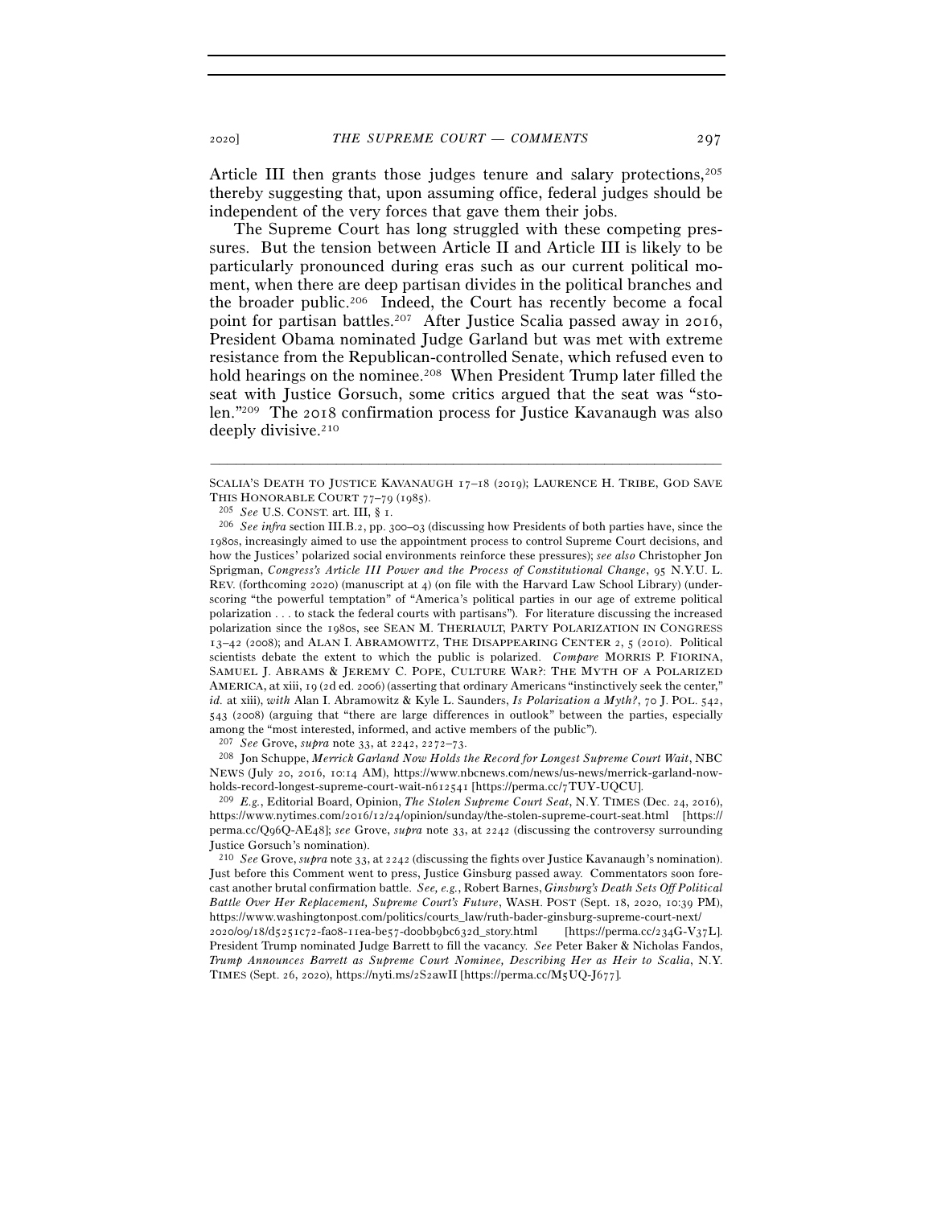Article III then grants those judges tenure and salary protections,[205] thereby suggesting that, upon assuming office, federal judges should be independent of the very forces that gave them their jobs.

The Supreme Court has long struggled with these competing pressures. But the tension between Article II and Article III is likely to be particularly pronounced during eras such as our current political moment, when there are deep partisan divides in the political branches and the broader public.[206] Indeed, the Court has recently become a focal point for partisan battles.[207] After Justice Scalia passed away in 2016, President Obama nominated Judge Garland but was met with extreme resistance from the Republican-controlled Senate, which refused even to hold hearings on the nominee.[208] When President Trump later filled the seat with Justice Gorsuch, some critics argued that the seat was "stolen."[209] The 2018 confirmation process for Justice Kavanaugh was also deeply divisive.[210]

---

SCALIA'S DEATH TO JUSTICE KAVANAUGH 17–18 (2019); LAURENCE H. TRIBE, GOD SAVE THIS HONORABLE COURT 77–79 (1985).

[205] *See* U.S. CONST. art. III, § 1.

[206] *See infra* section III.B.2, pp. 300–03 (discussing how Presidents of both parties have, since the 1980s, increasingly aimed to use the appointment process to control Supreme Court decisions, and how the Justices' polarized social environments reinforce these pressures); *see also* Christopher Jon Sprigman, *Congress's Article III Power and the Process of Constitutional Change*, 95 N.Y.U. L. REV. (forthcoming 2020) (manuscript at 4) (on file with the Harvard Law School Library) (underscoring "the powerful temptation" of "America's political parties in our age of extreme political polarization . . . to stack the federal courts with partisans"). For literature discussing the increased polarization since the 1980s, see SEAN M. THERIAULT, PARTY POLARIZATION IN CONGRESS 13–42 (2008); and ALAN I. ABRAMOWITZ, THE DISAPPEARING CENTER 2, 5 (2010). Political scientists debate the extent to which the public is polarized. *Compare* MORRIS P. FIORINA, SAMUEL J. ABRAMS & JEREMY C. POPE, CULTURE WAR?: THE MYTH OF A POLARIZED AMERICA, at xiii, 19 (2d ed. 2006) (asserting that ordinary Americans "instinctively seek the center," *id.* at xiii), *with* Alan I. Abramowitz & Kyle L. Saunders, *Is Polarization a Myth?*, 70 J. POL. 542, 543 (2008) (arguing that "there are large differences in outlook" between the parties, especially among the "most interested, informed, and active members of the public").

[207] *See* Grove, *supra* note 33, at 2242, 2272–73.

[208] Jon Schuppe, *Merrick Garland Now Holds the Record for Longest Supreme Court Wait*, NBC NEWS (July 20, 2016, 10:14 AM), https://www.nbcnews.com/news/us-news/merrick-garland-now-holds-record-longest-supreme-court-wait-n612541 [https://perma.cc/7TUY-UQCU].

[209] *E.g.*, Editorial Board, Opinion, *The Stolen Supreme Court Seat*, N.Y. TIMES (Dec. 24, 2016), https://www.nytimes.com/2016/12/24/opinion/sunday/the-stolen-supreme-court-seat.html [https://perma.cc/Q96Q-AE48]; *see* Grove, *supra* note 33, at 2242 (discussing the controversy surrounding Justice Gorsuch's nomination).

[210] *See* Grove, *supra* note 33, at 2242 (discussing the fights over Justice Kavanaugh's nomination). Just before this Comment went to press, Justice Ginsburg passed away. Commentators soon forecast another brutal confirmation battle. *See, e.g.*, Robert Barnes, *Ginsburg's Death Sets Off Political Battle Over Her Replacement, Supreme Court's Future*, WASH. POST (Sept. 18, 2020, 10:39 PM), https://www.washingtonpost.com/politics/courts_law/ruth-bader-ginsburg-supreme-court-next/2020/09/18/d5251c72-fa08-11ea-be57-d00bb9bc632d_story.html [https://perma.cc/234G-V37L]. President Trump nominated Judge Barrett to fill the vacancy. *See* Peter Baker & Nicholas Fandos, *Trump Announces Barrett as Supreme Court Nominee, Describing Her as Heir to Scalia*, N.Y. TIMES (Sept. 26, 2020), https://nyti.ms/2S2awII [https://perma.cc/M5UQ-J677].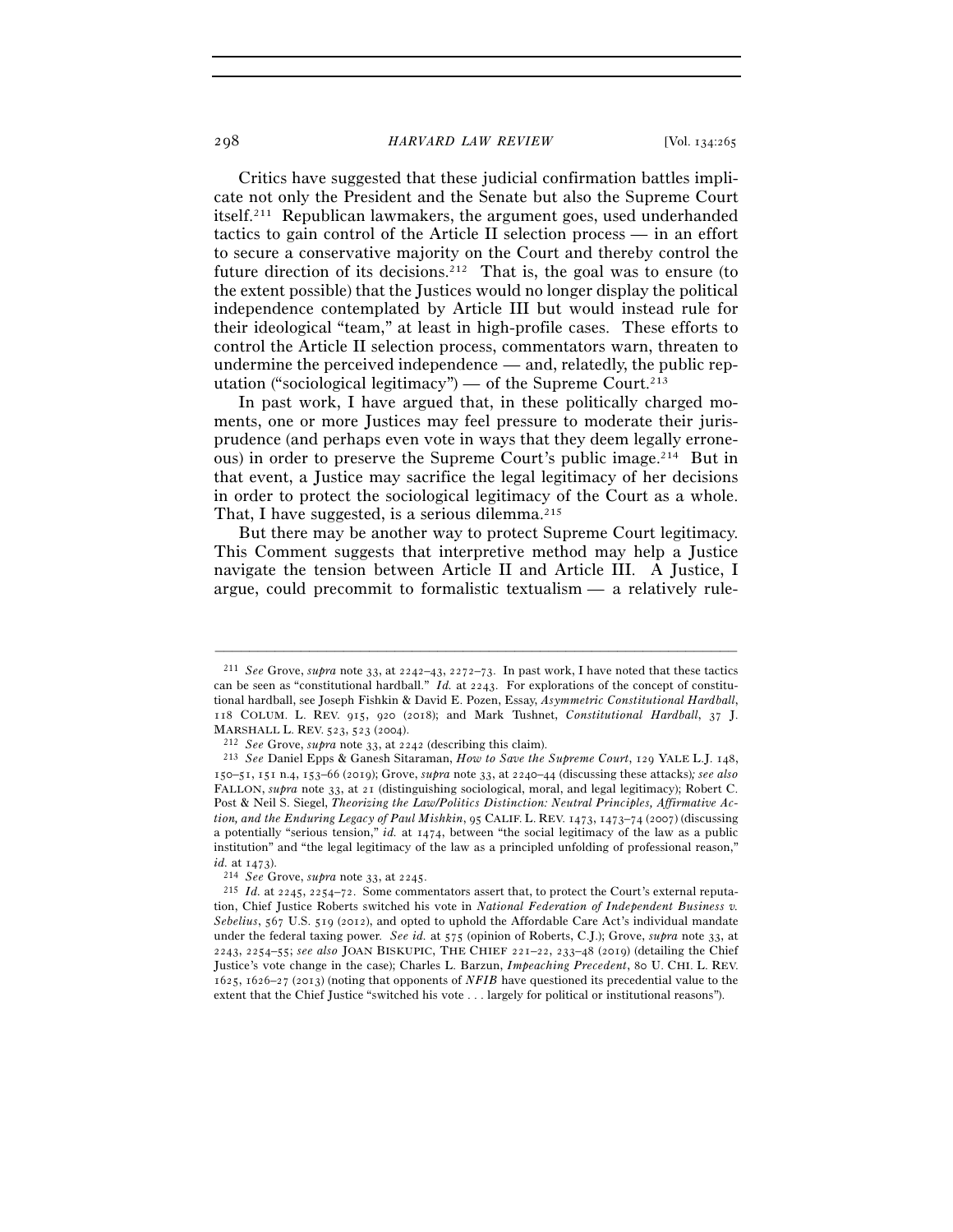Critics have suggested that these judicial confirmation battles implicate not only the President and the Senate but also the Supreme Court itself.[211] Republican lawmakers, the argument goes, used underhanded tactics to gain control of the Article II selection process — in an effort to secure a conservative majority on the Court and thereby control the future direction of its decisions.[212] That is, the goal was to ensure (to the extent possible) that the Justices would no longer display the political independence contemplated by Article III but would instead rule for their ideological "team," at least in high-profile cases. These efforts to control the Article II selection process, commentators warn, threaten to undermine the perceived independence — and, relatedly, the public reputation ("sociological legitimacy") — of the Supreme Court.[213]

In past work, I have argued that, in these politically charged moments, one or more Justices may feel pressure to moderate their jurisprudence (and perhaps even vote in ways that they deem legally erroneous) in order to preserve the Supreme Court's public image.[214] But in that event, a Justice may sacrifice the legal legitimacy of her decisions in order to protect the sociological legitimacy of the Court as a whole. That, I have suggested, is a serious dilemma.[215]

But there may be another way to protect Supreme Court legitimacy. This Comment suggests that interpretive method may help a Justice navigate the tension between Article II and Article III. A Justice, I argue, could precommit to formalistic textualism — a relatively rule-

---

[211] *See* Grove, *supra* note 33, at 2242–43, 2272–73. In past work, I have noted that these tactics can be seen as "constitutional hardball." *Id.* at 2243. For explorations of the concept of constitutional hardball, see Joseph Fishkin & David E. Pozen, Essay, *Asymmetric Constitutional Hardball*, 118 COLUM. L. REV. 915, 920 (2018); and Mark Tushnet, *Constitutional Hardball*, 37 J. MARSHALL L. REV. 523, 523 (2004).

[212] *See* Grove, *supra* note 33, at 2242 (describing this claim).

[213] *See* Daniel Epps & Ganesh Sitaraman, *How to Save the Supreme Court*, 129 YALE L.J. 148, 150–51, 151 n.4, 153–66 (2019); Grove, *supra* note 33, at 2240–44 (discussing these attacks); *see also* FALLON, *supra* note 33, at 21 (distinguishing sociological, moral, and legal legitimacy); Robert C. Post & Neil S. Siegel, *Theorizing the Law/Politics Distinction: Neutral Principles, Affirmative Action, and the Enduring Legacy of Paul Mishkin*, 95 CALIF. L. REV. 1473, 1473–74 (2007) (discussing a potentially "serious tension," *id.* at 1474, between "the social legitimacy of the law as a public institution" and "the legal legitimacy of the law as a principled unfolding of professional reason," *id.* at 1473).

[214] *See* Grove, *supra* note 33, at 2245.

[215] *Id.* at 2245, 2254–72. Some commentators assert that, to protect the Court's external reputation, Chief Justice Roberts switched his vote in *National Federation of Independent Business v. Sebelius*, 567 U.S. 519 (2012), and opted to uphold the Affordable Care Act's individual mandate under the federal taxing power. *See id.* at 575 (opinion of Roberts, C.J.); Grove, *supra* note 33, at 2243, 2254–55; *see also* JOAN BISKUPIC, THE CHIEF 221–22, 233–48 (2019) (detailing the Chief Justice's vote change in the case); Charles L. Barzun, *Impeaching Precedent*, 80 U. CHI. L. REV. 1625, 1626–27 (2013) (noting that opponents of *NFIB* have questioned its precedential value to the extent that the Chief Justice "switched his vote . . . largely for political or institutional reasons").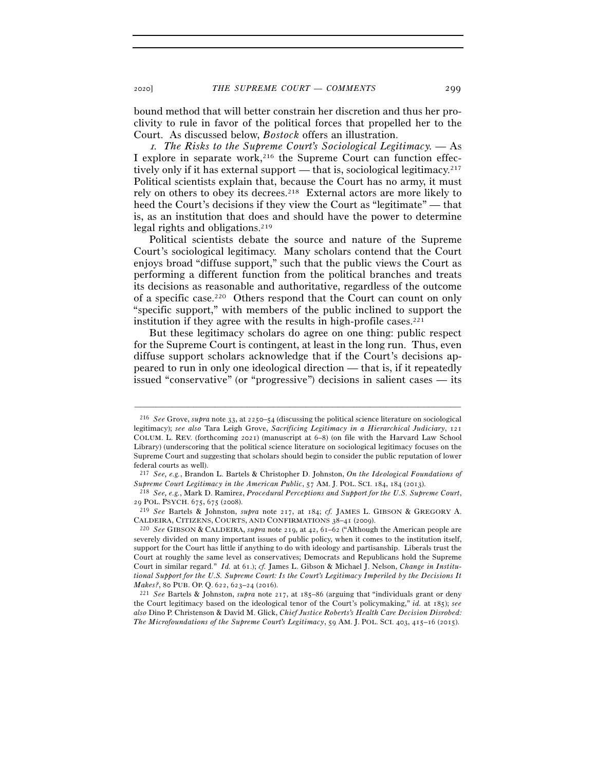bound method that will better constrain her discretion and thus her proclivity to rule in favor of the political forces that propelled her to the Court. As discussed below, *Bostock* offers an illustration.

*1. The Risks to the Supreme Court's Sociological Legitimacy.* — As I explore in separate work,[216] the Supreme Court can function effectively only if it has external support — that is, sociological legitimacy.[217] Political scientists explain that, because the Court has no army, it must rely on others to obey its decrees.[218] External actors are more likely to heed the Court's decisions if they view the Court as "legitimate" — that is, as an institution that does and should have the power to determine legal rights and obligations.[219]

Political scientists debate the source and nature of the Supreme Court's sociological legitimacy. Many scholars contend that the Court enjoys broad "diffuse support," such that the public views the Court as performing a different function from the political branches and treats its decisions as reasonable and authoritative, regardless of the outcome of a specific case.[220] Others respond that the Court can count on only "specific support," with members of the public inclined to support the institution if they agree with the results in high-profile cases.[221]

But these legitimacy scholars do agree on one thing: public respect for the Supreme Court is contingent, at least in the long run. Thus, even diffuse support scholars acknowledge that if the Court's decisions appeared to run in only one ideological direction — that is, if it repeatedly issued "conservative" (or "progressive") decisions in salient cases — its

---

[216] *See* Grove, *supra* note 33, at 2250–54 (discussing the political science literature on sociological legitimacy); *see also* Tara Leigh Grove, *Sacrificing Legitimacy in a Hierarchical Judiciary*, 121 COLUM. L. REV. (forthcoming 2021) (manuscript at 6–8) (on file with the Harvard Law School Library) (underscoring that the political science literature on sociological legitimacy focuses on the Supreme Court and suggesting that scholars should begin to consider the public reputation of lower federal courts as well).

[217] *See, e.g.*, Brandon L. Bartels & Christopher D. Johnston, *On the Ideological Foundations of Supreme Court Legitimacy in the American Public*, 57 AM. J. POL. SCI. 184, 184 (2013).

[218] *See, e.g.*, Mark D. Ramirez, *Procedural Perceptions and Support for the U.S. Supreme Court*, 29 POL. PSYCH. 675, 675 (2008).

[219] *See* Bartels & Johnston, *supra* note 217, at 184; *cf.* JAMES L. GIBSON & GREGORY A. CALDEIRA, CITIZENS, COURTS, AND CONFIRMATIONS 38–41 (2009).

[220] *See* GIBSON & CALDEIRA, *supra* note 219, at 42, 61–62 ("Although the American people are severely divided on many important issues of public policy, when it comes to the institution itself, support for the Court has little if anything to do with ideology and partisanship. Liberals trust the Court at roughly the same level as conservatives; Democrats and Republicans hold the Supreme Court in similar regard." *Id.* at 61.); *cf.* James L. Gibson & Michael J. Nelson, *Change in Institutional Support for the U.S. Supreme Court: Is the Court's Legitimacy Imperiled by the Decisions It Makes?*, 80 PUB. OP. Q. 622, 623–24 (2016).

[221] *See* Bartels & Johnston, *supra* note 217, at 185–86 (arguing that "individuals grant or deny the Court legitimacy based on the ideological tenor of the Court's policymaking," *id.* at 185); *see also* Dino P. Christenson & David M. Glick, *Chief Justice Roberts's Health Care Decision Disrobed: The Microfoundations of the Supreme Court's Legitimacy*, 59 AM. J. POL. SCI. 403, 415–16 (2015).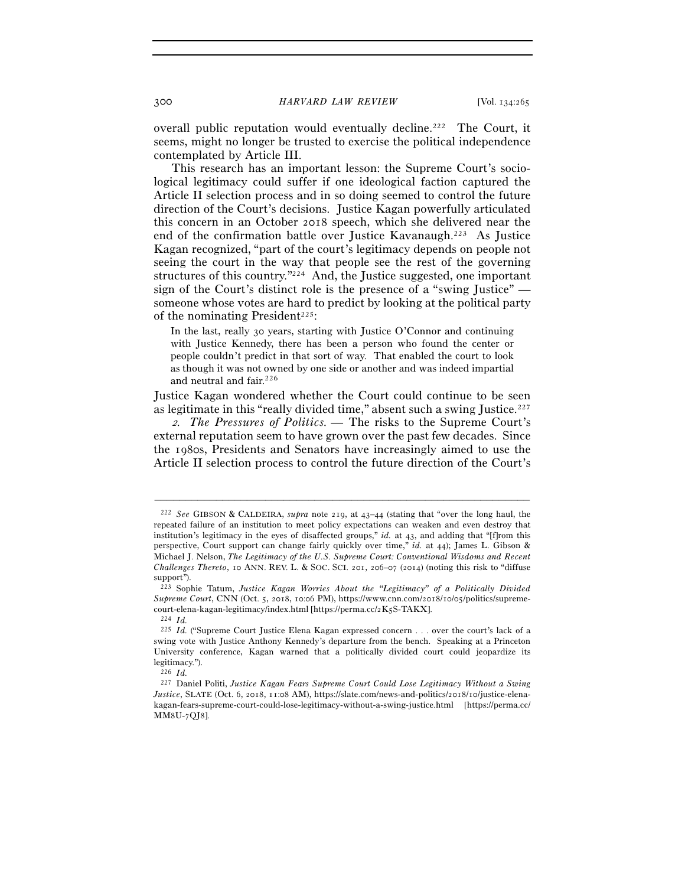overall public reputation would eventually decline.[222] The Court, it seems, might no longer be trusted to exercise the political independence contemplated by Article III.

This research has an important lesson: the Supreme Court's sociological legitimacy could suffer if one ideological faction captured the Article II selection process and in so doing seemed to control the future direction of the Court's decisions. Justice Kagan powerfully articulated this concern in an October 2018 speech, which she delivered near the end of the confirmation battle over Justice Kavanaugh.[223] As Justice Kagan recognized, "part of the court's legitimacy depends on people not seeing the court in the way that people see the rest of the governing structures of this country."[224] And, the Justice suggested, one important sign of the Court's distinct role is the presence of a "swing Justice" — someone whose votes are hard to predict by looking at the political party of the nominating President[225]:

> In the last, really 30 years, starting with Justice O'Connor and continuing with Justice Kennedy, there has been a person who found the center or people couldn't predict in that sort of way. That enabled the court to look as though it was not owned by one side or another and was indeed impartial and neutral and fair.[226]

Justice Kagan wondered whether the Court could continue to be seen as legitimate in this "really divided time," absent such a swing Justice.[227]

*2. The Pressures of Politics.* — The risks to the Supreme Court's external reputation seem to have grown over the past few decades. Since the 1980s, Presidents and Senators have increasingly aimed to use the Article II selection process to control the future direction of the Court's

---

[222] *See* GIBSON & CALDEIRA, *supra* note 219, at 43–44 (stating that "over the long haul, the repeated failure of an institution to meet policy expectations can weaken and even destroy that institution's legitimacy in the eyes of disaffected groups," *id.* at 43, and adding that "[f]rom this perspective, Court support can change fairly quickly over time," *id.* at 44); James L. Gibson & Michael J. Nelson, *The Legitimacy of the U.S. Supreme Court: Conventional Wisdoms and Recent Challenges Thereto*, 10 ANN. REV. L. & SOC. SCI. 201, 206–07 (2014) (noting this risk to "diffuse support").

[223] Sophie Tatum, *Justice Kagan Worries About the "Legitimacy" of a Politically Divided Supreme Court*, CNN (Oct. 5, 2018, 10:06 PM), https://www.cnn.com/2018/10/05/politics/supreme-court-elena-kagan-legitimacy/index.html [https://perma.cc/2K5S-TAKX].

[224] *Id.*

[225] *Id.* ("Supreme Court Justice Elena Kagan expressed concern . . . over the court's lack of a swing vote with Justice Anthony Kennedy's departure from the bench. Speaking at a Princeton University conference, Kagan warned that a politically divided court could jeopardize its legitimacy.").

[226] *Id.*

[227] Daniel Politi, *Justice Kagan Fears Supreme Court Could Lose Legitimacy Without a Swing Justice*, SLATE (Oct. 6, 2018, 11:08 AM), https://slate.com/news-and-politics/2018/10/justice-elena-kagan-fears-supreme-court-could-lose-legitimacy-without-a-swing-justice.html [https://perma.cc/MM8U-7QJ8].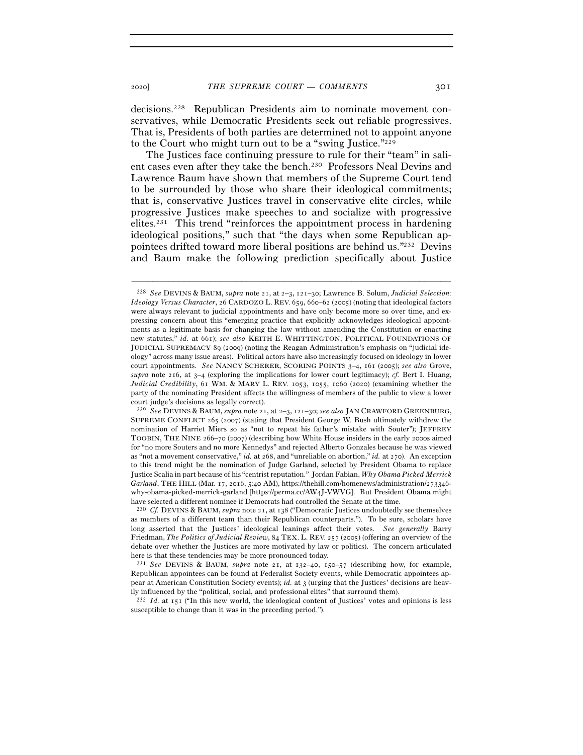decisions.[228] Republican Presidents aim to nominate movement conservatives, while Democratic Presidents seek out reliable progressives. That is, Presidents of both parties are determined not to appoint anyone to the Court who might turn out to be a "swing Justice."[229]

The Justices face continuing pressure to rule for their "team" in salient cases even after they take the bench.[230] Professors Neal Devins and Lawrence Baum have shown that members of the Supreme Court tend to be surrounded by those who share their ideological commitments; that is, conservative Justices travel in conservative elite circles, while progressive Justices make speeches to and socialize with progressive elites.[231] This trend "reinforces the appointment process in hardening ideological positions," such that "the days when some Republican appointees drifted toward more liberal positions are behind us."[232] Devins and Baum make the following prediction specifically about Justice

---

[228] *See* DEVINS & BAUM, *supra* note 21, at 2–3, 121–30; Lawrence B. Solum, *Judicial Selection: Ideology Versus Character*, 26 CARDOZO L. REV. 659, 660–62 (2005) (noting that ideological factors were always relevant to judicial appointments and have only become more so over time, and expressing concern about this "emerging practice that explicitly acknowledges ideological appointments as a legitimate basis for changing the law without amending the Constitution or enacting new statutes," *id.* at 661); *see also* KEITH E. WHITTINGTON, POLITICAL FOUNDATIONS OF JUDICIAL SUPREMACY 89 (2009) (noting the Reagan Administration's emphasis on "judicial ideology" across many issue areas). Political actors have also increasingly focused on ideology in lower court appointments. *See* NANCY SCHERER, SCORING POINTS 3–4, 161 (2005); *see also* Grove, *supra* note 216, at 3–4 (exploring the implications for lower court legitimacy); *cf.* Bert I. Huang, *Judicial Credibility*, 61 WM. & MARY L. REV. 1053, 1055, 1060 (2020) (examining whether the party of the nominating President affects the willingness of members of the public to view a lower court judge's decisions as legally correct).

[229] *See* DEVINS & BAUM, *supra* note 21, at 2–3, 121–30; *see also* JAN CRAWFORD GREENBURG, SUPREME CONFLICT 265 (2007) (stating that President George W. Bush ultimately withdrew the nomination of Harriet Miers so as "not to repeat his father's mistake with Souter"); JEFFREY TOOBIN, THE NINE 266–70 (2007) (describing how White House insiders in the early 2000s aimed for "no more Souters and no more Kennedys" and rejected Alberto Gonzales because he was viewed as "not a movement conservative," *id.* at 268, and "unreliable on abortion," *id.* at 270). An exception to this trend might be the nomination of Judge Garland, selected by President Obama to replace Justice Scalia in part because of his "centrist reputation." Jordan Fabian, *Why Obama Picked Merrick Garland*, THE HILL (Mar. 17, 2016, 5:40 AM), https://thehill.com/homenews/administration/273346-why-obama-picked-merrick-garland [https://perma.cc/AW4J-VWVG]. But President Obama might have selected a different nominee if Democrats had controlled the Senate at the time.

[230] *Cf.* DEVINS & BAUM, *supra* note 21, at 138 ("Democratic Justices undoubtedly see themselves as members of a different team than their Republican counterparts."). To be sure, scholars have long asserted that the Justices' ideological leanings affect their votes. *See generally* Barry Friedman, *The Politics of Judicial Review*, 84 TEX. L. REV. 257 (2005) (offering an overview of the debate over whether the Justices are more motivated by law or politics). The concern articulated here is that these tendencies may be more pronounced today.

[231] *See* DEVINS & BAUM, *supra* note 21, at 132–40, 150–57 (describing how, for example, Republican appointees can be found at Federalist Society events, while Democratic appointees appear at American Constitution Society events); *id.* at 3 (urging that the Justices' decisions are heavily influenced by the "political, social, and professional elites" that surround them).

[232] *Id.* at 151 ("In this new world, the ideological content of Justices' votes and opinions is less susceptible to change than it was in the preceding period.").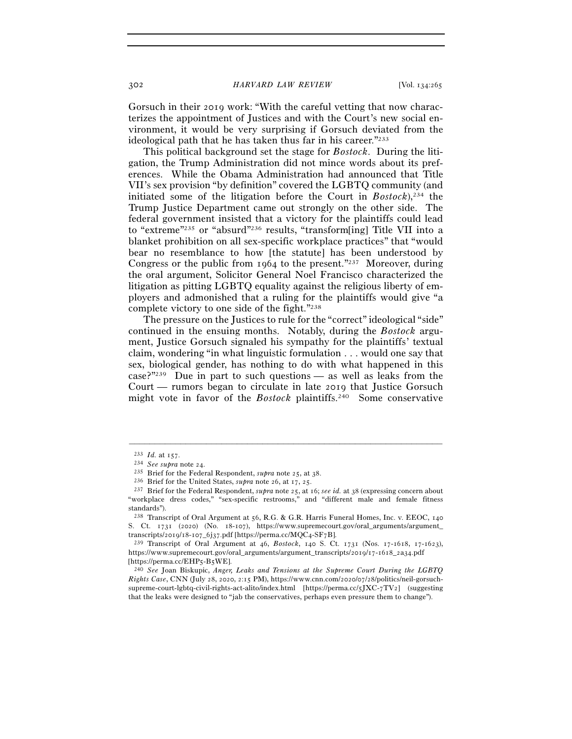Gorsuch in their 2019 work: "With the careful vetting that now characterizes the appointment of Justices and with the Court's new social environment, it would be very surprising if Gorsuch deviated from the ideological path that he has taken thus far in his career."[233]

This political background set the stage for *Bostock*. During the litigation, the Trump Administration did not mince words about its preferences. While the Obama Administration had announced that Title VII's sex provision "by definition" covered the LGBTQ community (and initiated some of the litigation before the Court in *Bostock*),[234] the Trump Justice Department came out strongly on the other side. The federal government insisted that a victory for the plaintiffs could lead to "extreme"[235] or "absurd"[236] results, "transform[ing] Title VII into a blanket prohibition on all sex-specific workplace practices" that "would bear no resemblance to how [the statute] has been understood by Congress or the public from 1964 to the present."[237] Moreover, during the oral argument, Solicitor General Noel Francisco characterized the litigation as pitting LGBTQ equality against the religious liberty of employers and admonished that a ruling for the plaintiffs would give "a complete victory to one side of the fight."[238]

The pressure on the Justices to rule for the "correct" ideological "side" continued in the ensuing months. Notably, during the *Bostock* argument, Justice Gorsuch signaled his sympathy for the plaintiffs' textual claim, wondering "in what linguistic formulation . . . would one say that sex, biological gender, has nothing to do with what happened in this case?"[239] Due in part to such questions — as well as leaks from the Court — rumors began to circulate in late 2019 that Justice Gorsuch might vote in favor of the *Bostock* plaintiffs.[240] Some conservative

---

[233] *Id.* at 157.

[234] *See supra* note 24.

[235] Brief for the Federal Respondent, *supra* note 25, at 38.

[236] Brief for the United States, *supra* note 26, at 17, 25.

[237] Brief for the Federal Respondent, *supra* note 25, at 16; *see id.* at 38 (expressing concern about "workplace dress codes," "sex-specific restrooms," and "different male and female fitness standards").

[238] Transcript of Oral Argument at 56, R.G. & G.R. Harris Funeral Homes, Inc. v. EEOC, 140 S. Ct. 1731 (2020) (No. 18-107), https://www.supremecourt.gov/oral_arguments/argument_transcripts/2019/18-107_6j37.pdf [https://perma.cc/MQC4-SF7B].

[239] Transcript of Oral Argument at 46, *Bostock*, 140 S. Ct. 1731 (Nos. 17-1618, 17-1623), https://www.supremecourt.gov/oral_arguments/argument_transcripts/2019/17-1618_2a34.pdf [https://perma.cc/EHP5-B5WE].

[240] *See* Joan Biskupic, *Anger, Leaks and Tensions at the Supreme Court During the LGBTQ Rights Case*, CNN (July 28, 2020, 2:15 PM), https://www.cnn.com/2020/07/28/politics/neil-gorsuch-supreme-court-lgbtq-civil-rights-act-alito/index.html [https://perma.cc/5JXC-7TV2] (suggesting that the leaks were designed to "jab the conservatives, perhaps even pressure them to change").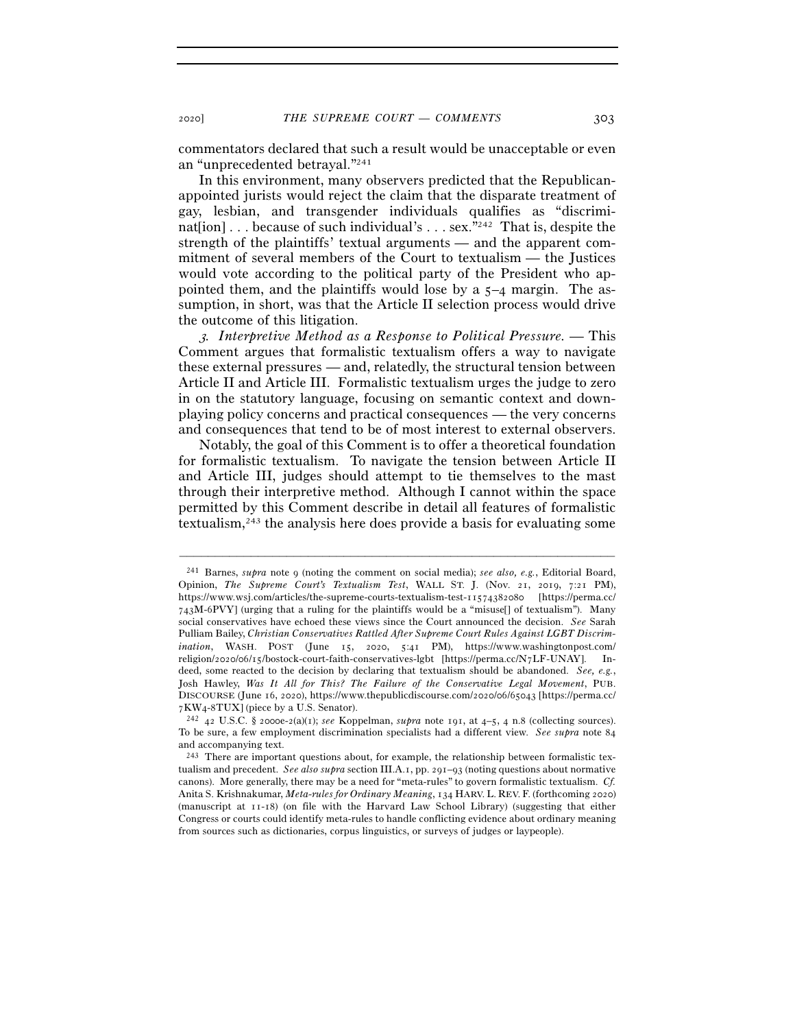commentators declared that such a result would be unacceptable or even an "unprecedented betrayal."[241]

In this environment, many observers predicted that the Republican-appointed jurists would reject the claim that the disparate treatment of gay, lesbian, and transgender individuals qualifies as "discriminat[ion] . . . because of such individual's . . . sex."[242] That is, despite the strength of the plaintiffs' textual arguments — and the apparent commitment of several members of the Court to textualism — the Justices would vote according to the political party of the President who appointed them, and the plaintiffs would lose by a 5–4 margin. The assumption, in short, was that the Article II selection process would drive the outcome of this litigation.

*3. Interpretive Method as a Response to Political Pressure.* — This Comment argues that formalistic textualism offers a way to navigate these external pressures — and, relatedly, the structural tension between Article II and Article III. Formalistic textualism urges the judge to zero in on the statutory language, focusing on semantic context and downplaying policy concerns and practical consequences — the very concerns and consequences that tend to be of most interest to external observers.

Notably, the goal of this Comment is to offer a theoretical foundation for formalistic textualism. To navigate the tension between Article II and Article III, judges should attempt to tie themselves to the mast through their interpretive method. Although I cannot within the space permitted by this Comment describe in detail all features of formalistic textualism,[243] the analysis here does provide a basis for evaluating some

---

[241] Barnes, *supra* note 9 (noting the comment on social media); *see also, e.g.*, Editorial Board, Opinion, *The Supreme Court's Textualism Test*, WALL ST. J. (Nov. 21, 2019, 7:21 PM), https://www.wsj.com/articles/the-supreme-courts-textualism-test-11574382080 [https://perma.cc/743M-6PVY] (urging that a ruling for the plaintiffs would be a "misuse[] of textualism"). Many social conservatives have echoed these views since the Court announced the decision. *See* Sarah Pulliam Bailey, *Christian Conservatives Rattled After Supreme Court Rules Against LGBT Discrimination*, WASH. POST (June 15, 2020, 5:41 PM), https://www.washingtonpost.com/religion/2020/06/15/bostock-court-faith-conservatives-lgbt [https://perma.cc/N7LF-UNAY]. Indeed, some reacted to the decision by declaring that textualism should be abandoned. *See, e.g.*, Josh Hawley, *Was It All for This? The Failure of the Conservative Legal Movement*, PUB. DISCOURSE (June 16, 2020), https://www.thepublicdiscourse.com/2020/06/65043 [https://perma.cc/7KW4-8TUX] (piece by a U.S. Senator).

[242] 42 U.S.C. § 2000e-2(a)(1); *see* Koppelman, *supra* note 191, at 4–5, 4 n.8 (collecting sources). To be sure, a few employment discrimination specialists had a different view. *See supra* note 84 and accompanying text.

[243] There are important questions about, for example, the relationship between formalistic textualism and precedent. *See also supra* section III.A.1, pp. 291–93 (noting questions about normative canons). More generally, there may be a need for "meta-rules" to govern formalistic textualism. *Cf.* Anita S. Krishnakumar, *Meta-rules for Ordinary Meaning*, 134 HARV. L. REV. F. (forthcoming 2020) (manuscript at 11-18) (on file with the Harvard Law School Library) (suggesting that either Congress or courts could identify meta-rules to handle conflicting evidence about ordinary meaning from sources such as dictionaries, corpus linguistics, or surveys of judges or laypeople).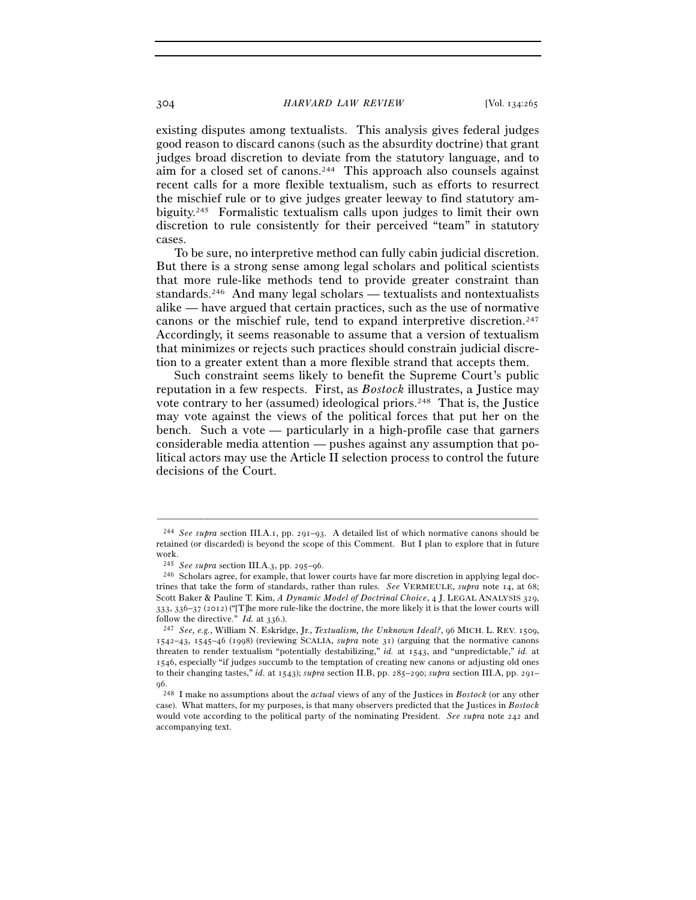existing disputes among textualists. This analysis gives federal judges good reason to discard canons (such as the absurdity doctrine) that grant judges broad discretion to deviate from the statutory language, and to aim for a closed set of canons.[244] This approach also counsels against recent calls for a more flexible textualism, such as efforts to resurrect the mischief rule or to give judges greater leeway to find statutory ambiguity.[245] Formalistic textualism calls upon judges to limit their own discretion to rule consistently for their perceived "team" in statutory cases.

To be sure, no interpretive method can fully cabin judicial discretion. But there is a strong sense among legal scholars and political scientists that more rule-like methods tend to provide greater constraint than standards.[246] And many legal scholars — textualists and nontextualists alike — have argued that certain practices, such as the use of normative canons or the mischief rule, tend to expand interpretive discretion.[247] Accordingly, it seems reasonable to assume that a version of textualism that minimizes or rejects such practices should constrain judicial discretion to a greater extent than a more flexible strand that accepts them.

Such constraint seems likely to benefit the Supreme Court's public reputation in a few respects. First, as *Bostock* illustrates, a Justice may vote contrary to her (assumed) ideological priors.[248] That is, the Justice may vote against the views of the political forces that put her on the bench. Such a vote — particularly in a high-profile case that garners considerable media attention — pushes against any assumption that political actors may use the Article II selection process to control the future decisions of the Court.

---

[244] *See supra* section III.A.1, pp. 291–93. A detailed list of which normative canons should be retained (or discarded) is beyond the scope of this Comment. But I plan to explore that in future work.

[245] *See supra* section III.A.3, pp. 295–96.

[246] Scholars agree, for example, that lower courts have far more discretion in applying legal doctrines that take the form of standards, rather than rules. *See* VERMEULE, *supra* note 14, at 68; Scott Baker & Pauline T. Kim, *A Dynamic Model of Doctrinal Choice*, 4 J. LEGAL ANALYSIS 329, 333, 336–37 (2012) ("[T]he more rule-like the doctrine, the more likely it is that the lower courts will follow the directive." *Id.* at 336.).

[247] *See, e.g.*, William N. Eskridge, Jr., *Textualism, the Unknown Ideal?*, 96 MICH. L. REV. 1509, 1542–43, 1545–46 (1998) (reviewing SCALIA, *supra* note 31) (arguing that the normative canons threaten to render textualism "potentially destabilizing," *id.* at 1543, and "unpredictable," *id.* at 1546, especially "if judges succumb to the temptation of creating new canons or adjusting old ones to their changing tastes," *id.* at 1543); *supra* section II.B, pp. 285–290; *supra* section III.A, pp. 291–96.

[248] I make no assumptions about the *actual* views of any of the Justices in *Bostock* (or any other case). What matters, for my purposes, is that many observers predicted that the Justices in *Bostock* would vote according to the political party of the nominating President. *See supra* note 242 and accompanying text.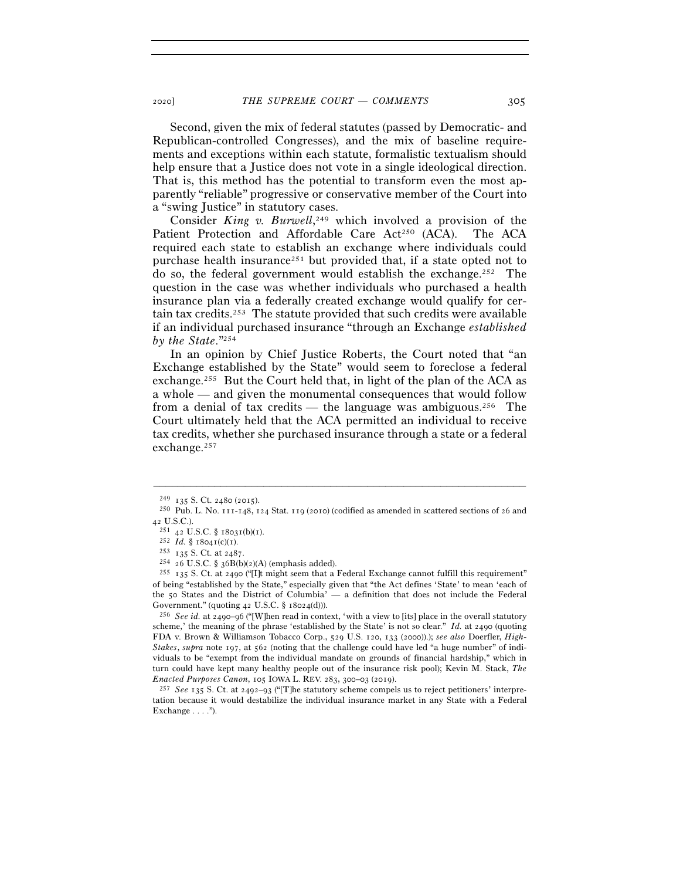Second, given the mix of federal statutes (passed by Democratic- and Republican-controlled Congresses), and the mix of baseline requirements and exceptions within each statute, formalistic textualism should help ensure that a Justice does not vote in a single ideological direction. That is, this method has the potential to transform even the most apparently "reliable" progressive or conservative member of the Court into a "swing Justice" in statutory cases.

Consider *King v. Burwell*,[249] which involved a provision of the Patient Protection and Affordable Care Act[250] (ACA). The ACA required each state to establish an exchange where individuals could purchase health insurance[251] but provided that, if a state opted not to do so, the federal government would establish the exchange.[252] The question in the case was whether individuals who purchased a health insurance plan via a federally created exchange would qualify for certain tax credits.[253] The statute provided that such credits were available if an individual purchased insurance "through an Exchange *established by the State*."[254]

In an opinion by Chief Justice Roberts, the Court noted that "an Exchange established by the State" would seem to foreclose a federal exchange.[255] But the Court held that, in light of the plan of the ACA as a whole — and given the monumental consequences that would follow from a denial of tax credits — the language was ambiguous.[256] The Court ultimately held that the ACA permitted an individual to receive tax credits, whether she purchased insurance through a state or a federal exchange.[257]

---

[249] 135 S. Ct. 2480 (2015).

[250] Pub. L. No. 111-148, 124 Stat. 119 (2010) (codified as amended in scattered sections of 26 and 42 U.S.C.).

[251] 42 U.S.C. § 18031(b)(1).

[252] *Id.* § 18041(c)(1).

[253] 135 S. Ct. at 2487.

[254] 26 U.S.C. § 36B(b)(2)(A) (emphasis added).

[255] 135 S. Ct. at 2490 ("[I]t might seem that a Federal Exchange cannot fulfill this requirement" of being "established by the State," especially given that "the Act defines 'State' to mean 'each of the 50 States and the District of Columbia' — a definition that does not include the Federal Government." (quoting 42 U.S.C. § 18024(d))).

[256] *See id.* at 2490–96 ("[W]hen read in context, 'with a view to [its] place in the overall statutory scheme,' the meaning of the phrase 'established by the State' is not so clear." *Id.* at 2490 (quoting FDA v. Brown & Williamson Tobacco Corp., 529 U.S. 120, 133 (2000)).); *see also* Doerfler, *High-Stakes*, *supra* note 197, at 562 (noting that the challenge could have led "a huge number" of individuals to be "exempt from the individual mandate on grounds of financial hardship," which in turn could have kept many healthy people out of the insurance risk pool); Kevin M. Stack, *The Enacted Purposes Canon*, 105 IOWA L. REV. 283, 300–03 (2019).

[257] *See* 135 S. Ct. at 2492–93 ("[T]he statutory scheme compels us to reject petitioners' interpretation because it would destabilize the individual insurance market in any State with a Federal Exchange . . . .").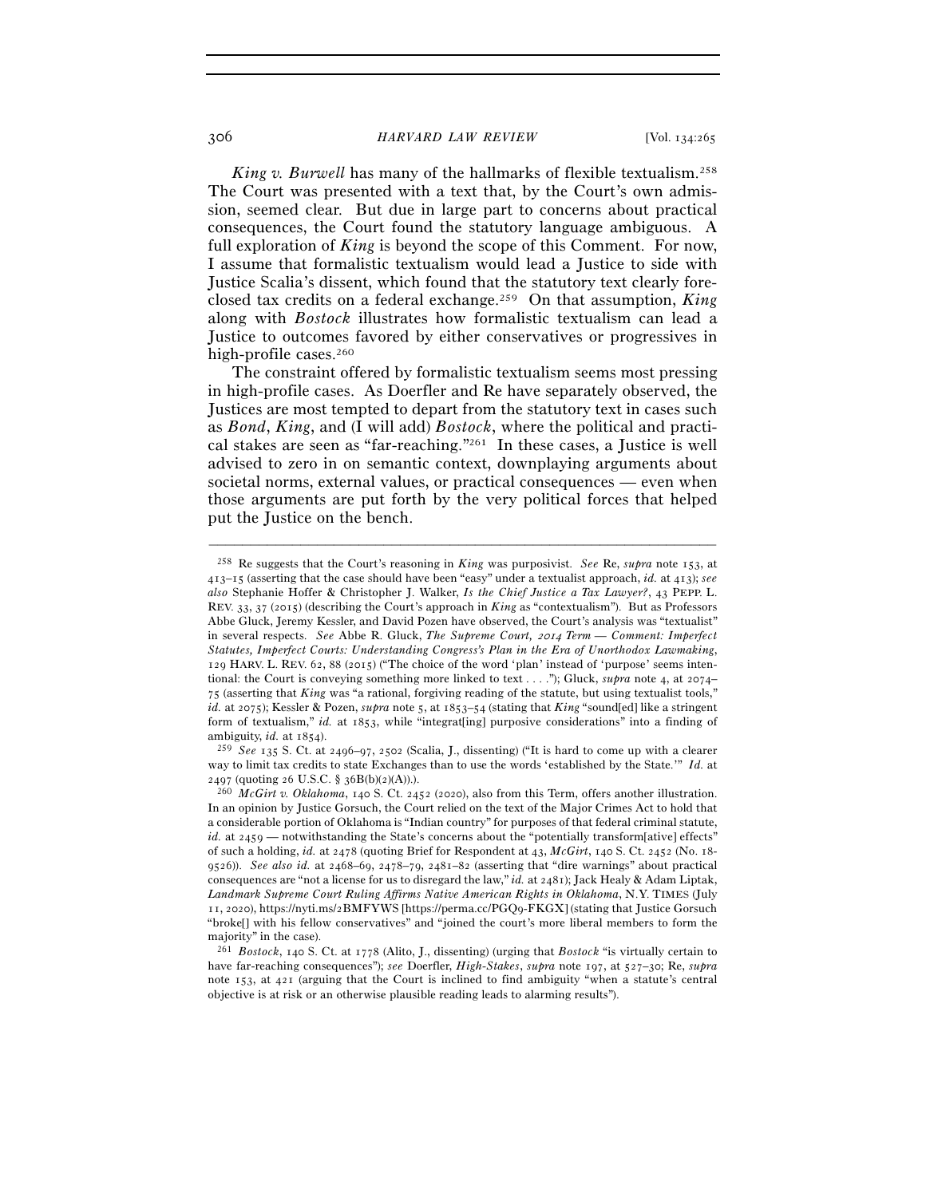*King v. Burwell* has many of the hallmarks of flexible textualism.[258] The Court was presented with a text that, by the Court's own admission, seemed clear. But due in large part to concerns about practical consequences, the Court found the statutory language ambiguous. A full exploration of *King* is beyond the scope of this Comment. For now, I assume that formalistic textualism would lead a Justice to side with Justice Scalia's dissent, which found that the statutory text clearly foreclosed tax credits on a federal exchange.[259] On that assumption, *King* along with *Bostock* illustrates how formalistic textualism can lead a Justice to outcomes favored by either conservatives or progressives in high-profile cases.[260]

The constraint offered by formalistic textualism seems most pressing in high-profile cases. As Doerfler and Re have separately observed, the Justices are most tempted to depart from the statutory text in cases such as *Bond*, *King*, and (I will add) *Bostock*, where the political and practical stakes are seen as "far-reaching."[261] In these cases, a Justice is well advised to zero in on semantic context, downplaying arguments about societal norms, external values, or practical consequences — even when those arguments are put forth by the very political forces that helped put the Justice on the bench.

---

[258] Re suggests that the Court's reasoning in *King* was purposivist. *See* Re, *supra* note 153, at 413–15 (asserting that the case should have been "easy" under a textualist approach, *id.* at 413); *see also* Stephanie Hoffer & Christopher J. Walker, *Is the Chief Justice a Tax Lawyer?*, 43 PEPP. L. REV. 33, 37 (2015) (describing the Court's approach in *King* as "contextualism"). But as Professors Abbe Gluck, Jeremy Kessler, and David Pozen have observed, the Court's analysis was "textualist" in several respects. *See* Abbe R. Gluck, *The Supreme Court, 2014 Term — Comment: Imperfect Statutes, Imperfect Courts: Understanding Congress's Plan in the Era of Unorthodox Lawmaking*, 129 HARV. L. REV. 62, 88 (2015) ("The choice of the word 'plan' instead of 'purpose' seems intentional: the Court is conveying something more linked to text . . . ."); Gluck, *supra* note 4, at 2074–75 (asserting that *King* was "a rational, forgiving reading of the statute, but using textualist tools," *id.* at 2075); Kessler & Pozen, *supra* note 5, at 1853–54 (stating that *King* "sound[ed] like a stringent form of textualism," *id.* at 1853, while "integrat[ing] purposive considerations" into a finding of ambiguity, *id.* at 1854).

[259] *See* 135 S. Ct. at 2496–97, 2502 (Scalia, J., dissenting) ("It is hard to come up with a clearer way to limit tax credits to state Exchanges than to use the words 'established by the State.'" *Id.* at 2497 (quoting 26 U.S.C. § 36B(b)(2)(A)).).

[260] *McGirt v. Oklahoma*, 140 S. Ct. 2452 (2020), also from this Term, offers another illustration. In an opinion by Justice Gorsuch, the Court relied on the text of the Major Crimes Act to hold that a considerable portion of Oklahoma is "Indian country" for purposes of that federal criminal statute, *id.* at 2459 — notwithstanding the State's concerns about the "potentially transform[ative] effects" of such a holding, *id.* at 2478 (quoting Brief for Respondent at 43, *McGirt*, 140 S. Ct. 2452 (No. 18-9526)). *See also id.* at 2468–69, 2478–79, 2481–82 (asserting that "dire warnings" about practical consequences are "not a license for us to disregard the law," *id.* at 2481); Jack Healy & Adam Liptak, *Landmark Supreme Court Ruling Affirms Native American Rights in Oklahoma*, N.Y. TIMES (July 11, 2020), https://nyti.ms/2BMFYWS [https://perma.cc/PGQ9-FKGX] (stating that Justice Gorsuch "broke[] with his fellow conservatives" and "joined the court's more liberal members to form the majority" in the case).

[261] *Bostock*, 140 S. Ct. at 1778 (Alito, J., dissenting) (urging that *Bostock* "is virtually certain to have far-reaching consequences"); *see* Doerfler, *High-Stakes*, *supra* note 197, at 527–30; Re, *supra* note 153, at 421 (arguing that the Court is inclined to find ambiguity "when a statute's central objective is at risk or an otherwise plausible reading leads to alarming results").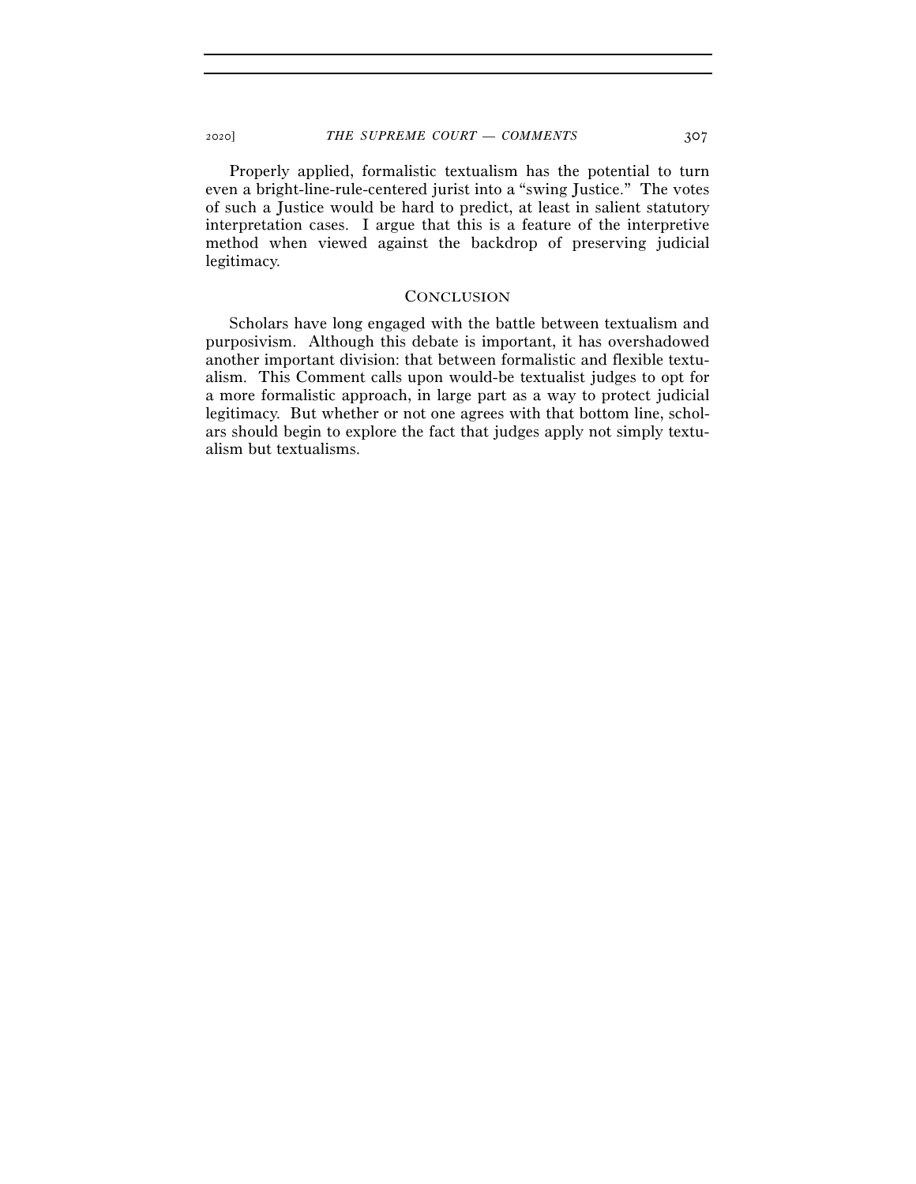Properly applied, formalistic textualism has the potential to turn even a bright-line-rule-centered jurist into a "swing Justice." The votes of such a Justice would be hard to predict, at least in salient statutory interpretation cases. I argue that this is a feature of the interpretive method when viewed against the backdrop of preserving judicial legitimacy.

## CONCLUSION

Scholars have long engaged with the battle between textualism and purposivism. Although this debate is important, it has overshadowed another important division: that between formalistic and flexible textualism. This Comment calls upon would-be textualist judges to opt for a more formalistic approach, in large part as a way to protect judicial legitimacy. But whether or not one agrees with that bottom line, scholars should begin to explore the fact that judges apply not simply textualism but textualisms.